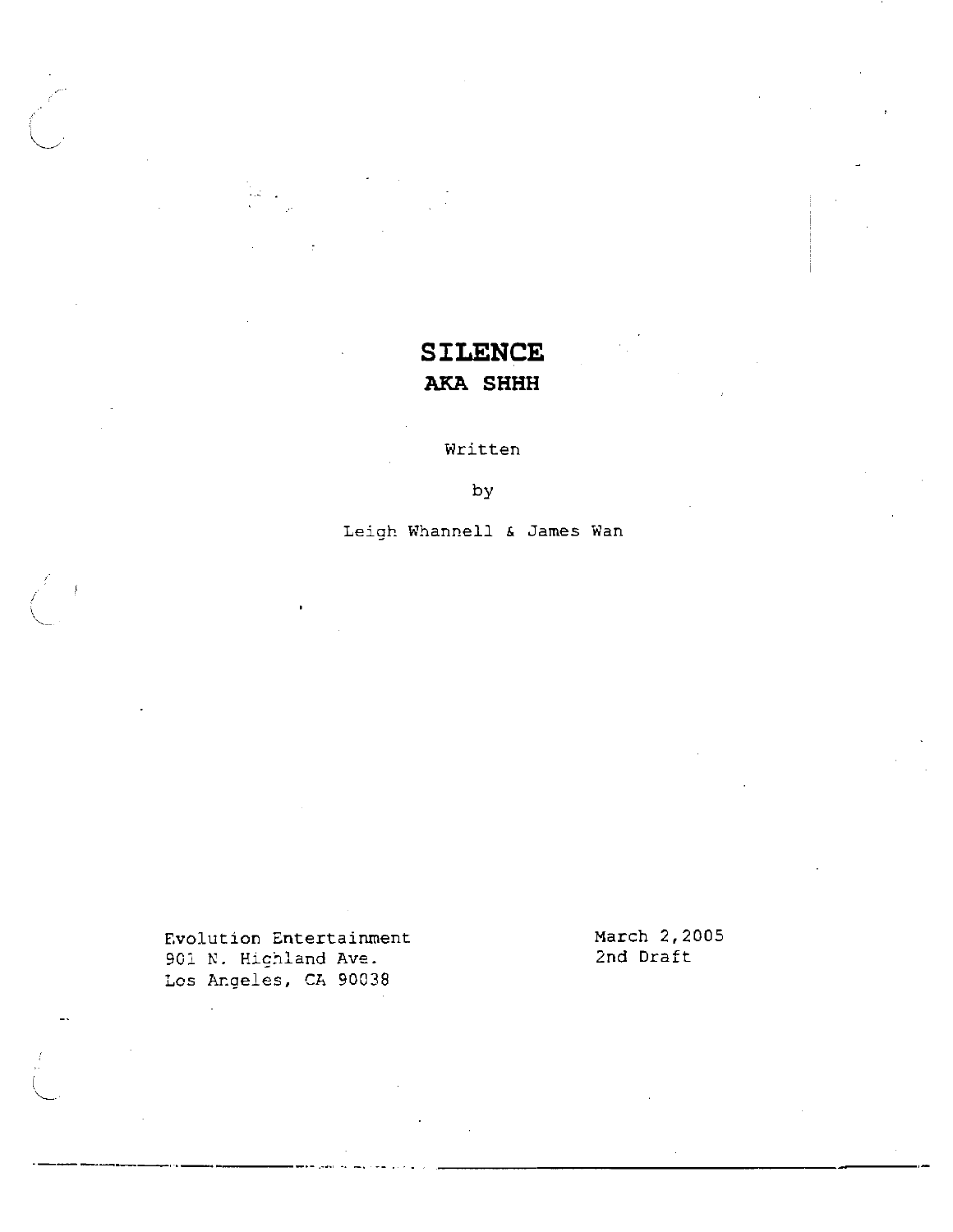# SILENCE
## AKA SHHH

Written

by

Leigh Whannell & James Wan

Evolution Entertainment
901 N. Highland Ave.
Los Angeles, CA 90038

March 2,2005
2nd Draft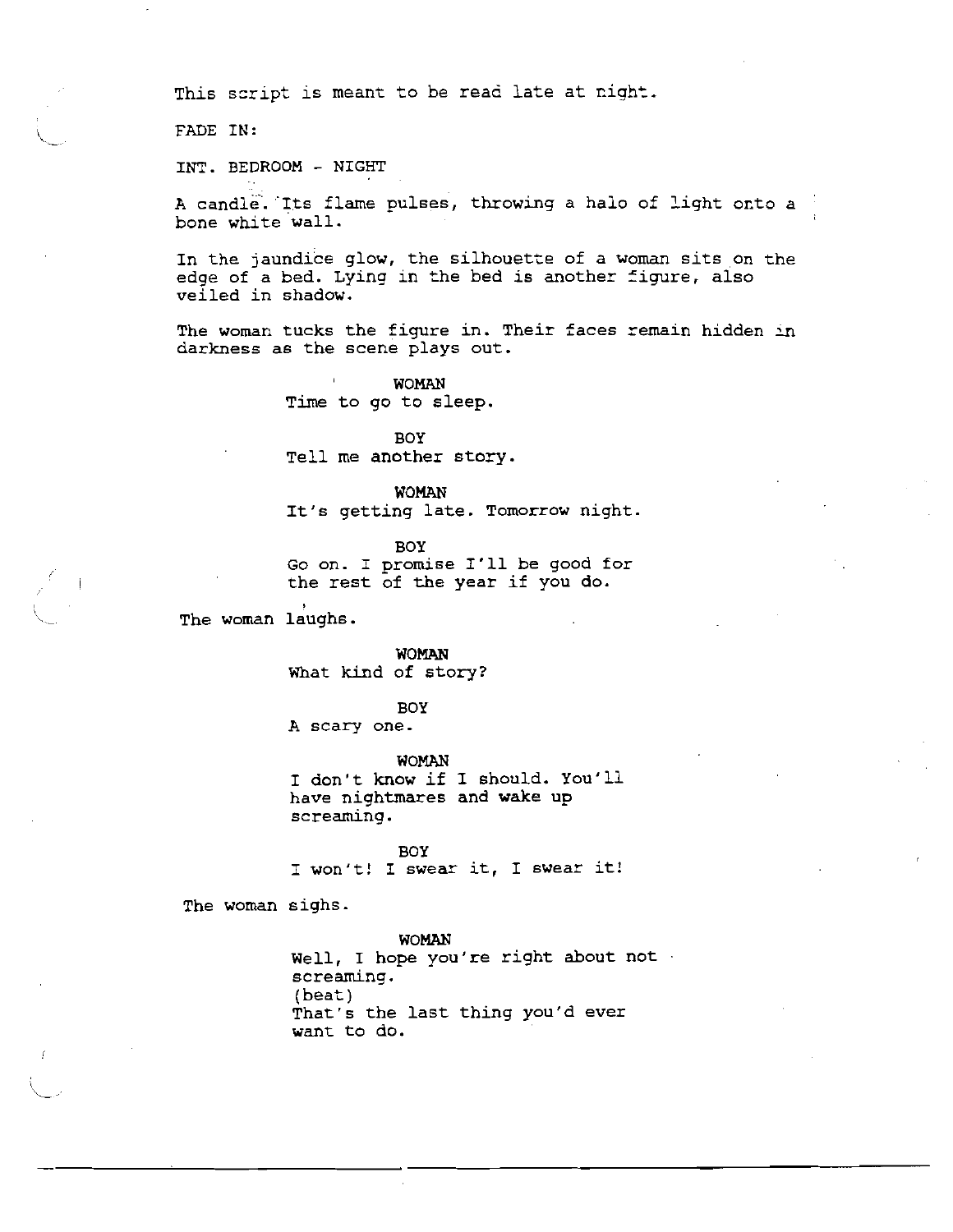This script is meant to be read late at night.

FADE IN:

INT. BEDROOM - NIGHT

A candle. Its flame pulses, throwing a halo of light onto a bone white wall.

In the jaundice glow, the silhouette of a woman sits on the edge of a bed. Lying in the bed is another figure, also veiled in shadow.

The woman tucks the figure in. Their faces remain hidden in darkness as the scene plays out.

WOMAN
Time to go to sleep.

BOY
Tell me another story.

WOMAN
It's getting late. Tomorrow night.

BOY
Go on. I promise I'll be good for the rest of the year if you do.

The woman laughs.

WOMAN
What kind of story?

BOY
A scary one.

WOMAN
I don't know if I should. You'll have nightmares and wake up screaming.

BOY
I won't! I swear it, I swear it!

The woman sighs.

WOMAN
Well, I hope you're right about not screaming.
(beat)
That's the last thing you'd ever want to do.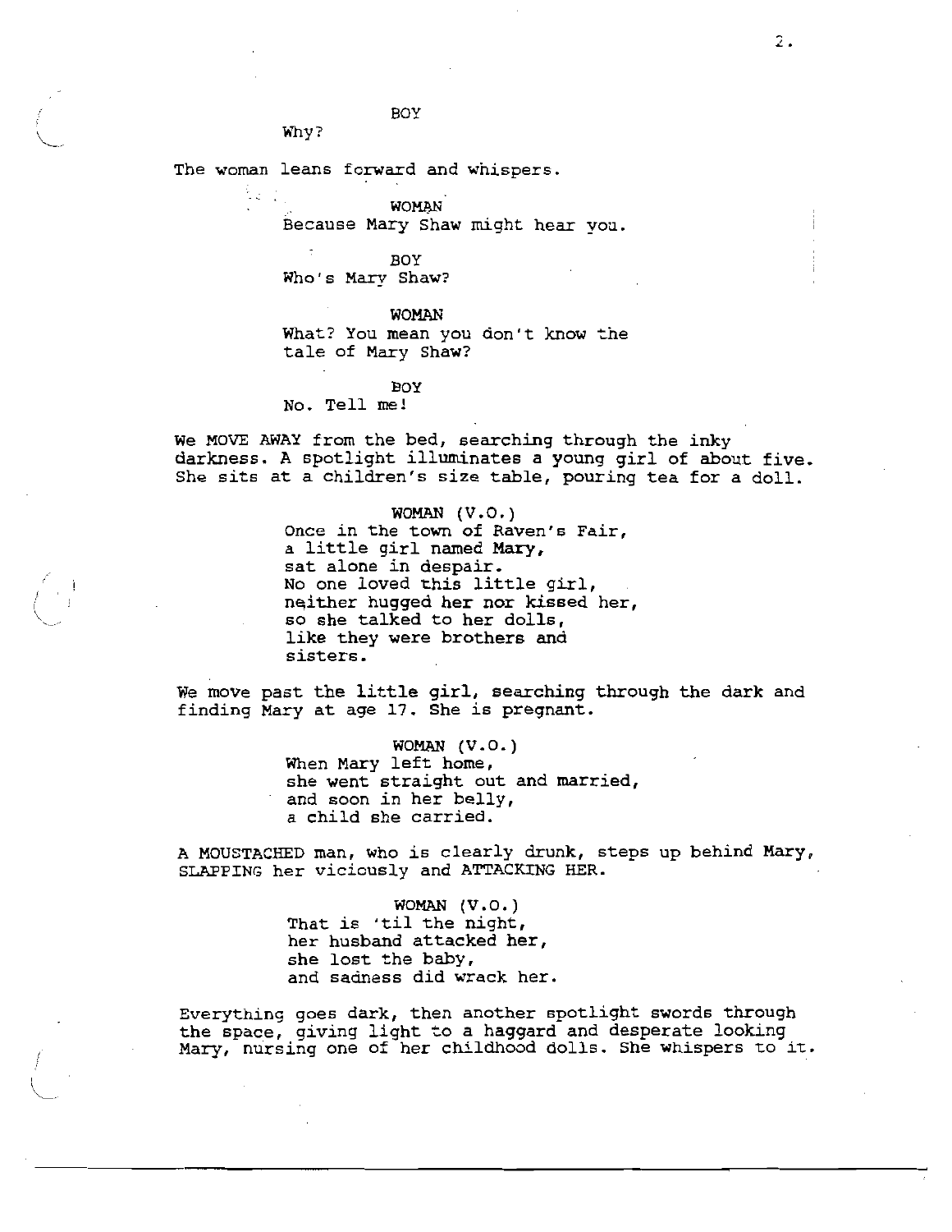BOY
Why?

The woman leans forward and whispers.

WOMAN
Because Mary Shaw might hear you.

BOY
Who's Mary Shaw?

WOMAN
What? You mean you don't know the tale of Mary Shaw?

BOY
No. Tell me!

We MOVE AWAY from the bed, searching through the inky darkness. A spotlight illuminates a young girl of about five. She sits at a children's size table, pouring tea for a doll.

WOMAN (V.O.)
Once in the town of Raven's Fair,
a little girl named Mary,
sat alone in despair.
No one loved this little girl,
neither hugged her nor kissed her,
so she talked to her dolls,
like they were brothers and
sisters.

We move past the little girl, searching through the dark and finding Mary at age 17. She is pregnant.

WOMAN (V.O.)
When Mary left home,
she went straight out and married,
and soon in her belly,
a child she carried.

A MOUSTACHED man, who is clearly drunk, steps up behind Mary, SLAPPING her viciously and ATTACKING HER.

WOMAN (V.O.)
That is 'til the night,
her husband attacked her,
she lost the baby,
and sadness did wrack her.

Everything goes dark, then another spotlight swords through the space, giving light to a haggard and desperate looking Mary, nursing one of her childhood dolls. She whispers to it.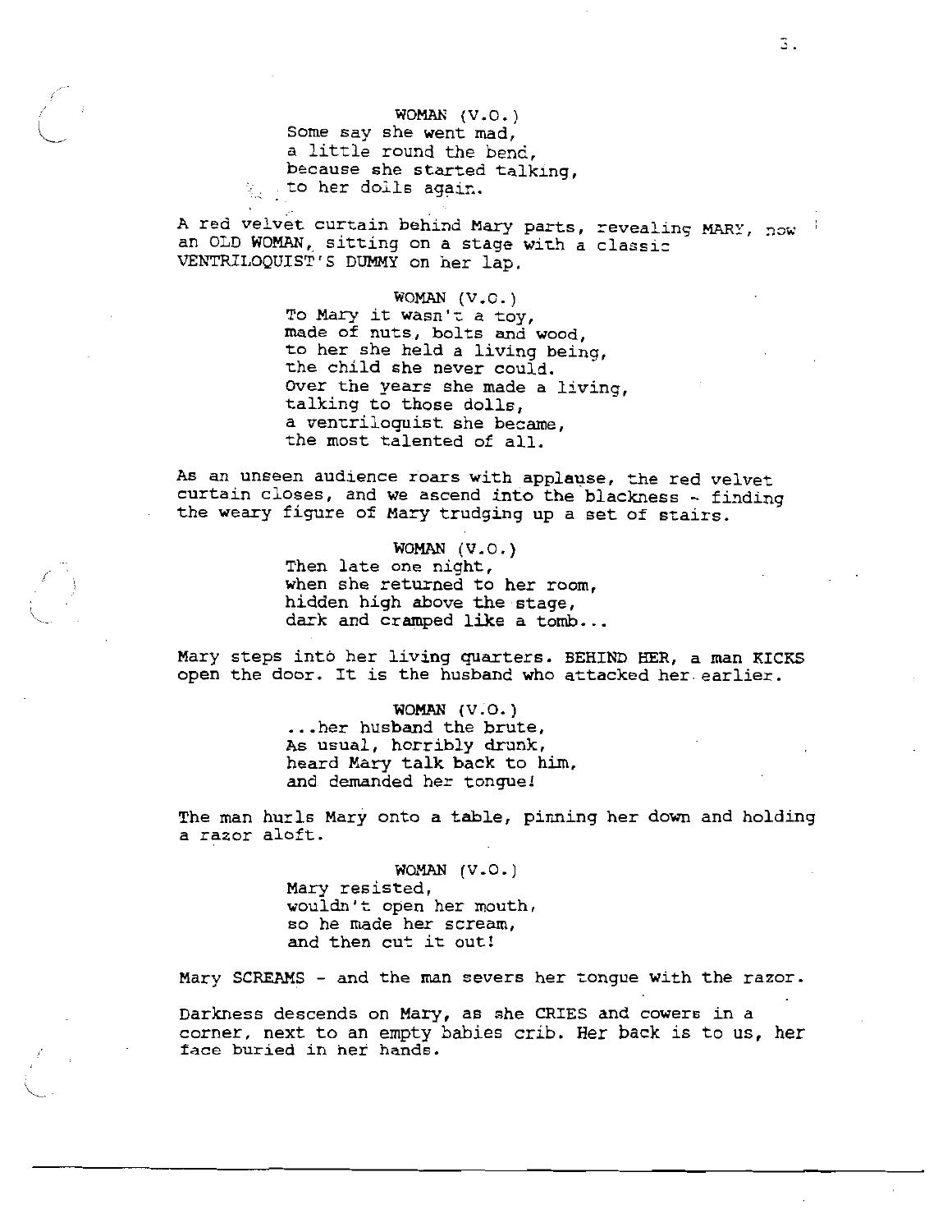WOMAN (V.O.)
Some say she went mad,
a little round the bend,
because she started talking,
to her dolls again.

A red velvet curtain behind Mary parts, revealing MARY, now an OLD WOMAN, sitting on a stage with a classic VENTRILOQUIST'S DUMMY on her lap.

WOMAN (V.O.)
To Mary it wasn't a toy,
made of nuts, bolts and wood,
to her she held a living being,
the child she never could.
Over the years she made a living,
talking to those dolls,
a ventriloquist she became,
the most talented of all.

As an unseen audience roars with applause, the red velvet curtain closes, and we ascend into the blackness - finding the weary figure of Mary trudging up a set of stairs.

WOMAN (V.O.)
Then late one night,
when she returned to her room,
hidden high above the stage,
dark and cramped like a tomb...

Mary steps into her living quarters. BEHIND HER, a man KICKS open the door. It is the husband who attacked her earlier.

WOMAN (V.O.)
...her husband the brute,
As usual, horribly drunk,
heard Mary talk back to him,
and demanded her tongue!

The man hurls Mary onto a table, pinning her down and holding a razor aloft.

WOMAN (V.O.)
Mary resisted,
wouldn't open her mouth,
so he made her scream,
and then cut it out!

Mary SCREAMS - and the man severs her tongue with the razor.

Darkness descends on Mary, as she CRIES and cowers in a corner, next to an empty babies crib. Her back is to us, her face buried in her hands.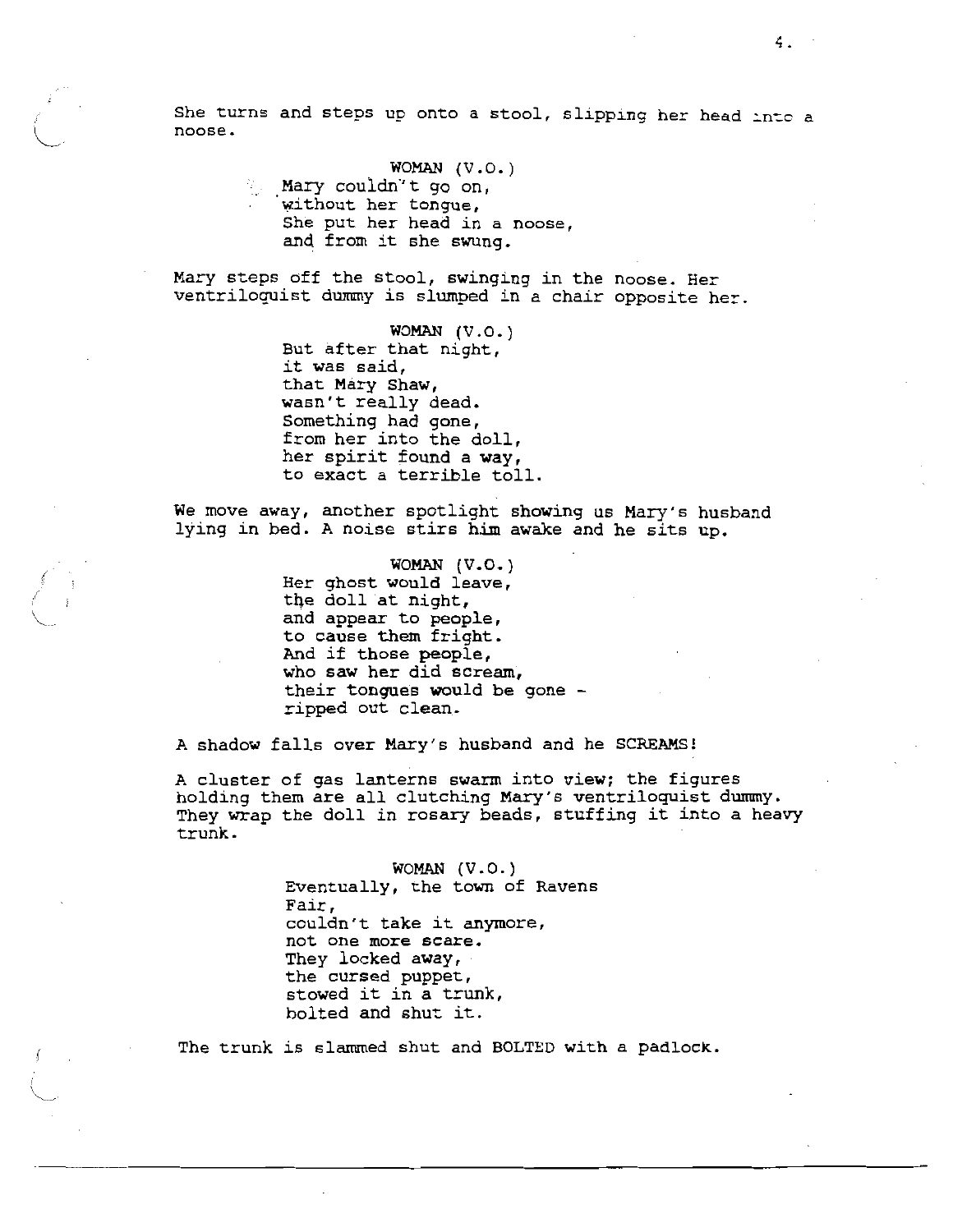She turns and steps up onto a stool, slipping her head into a noose.

WOMAN (V.O.)
Mary couldn't go on,
without her tongue,
She put her head in a noose,
and from it she swung.

Mary steps off the stool, swinging in the noose. Her ventriloquist dummy is slumped in a chair opposite her.

WOMAN (V.O.)
But after that night,
it was said,
that Mary Shaw,
wasn't really dead.
Something had gone,
from her into the doll,
her spirit found a way,
to exact a terrible toll.

We move away, another spotlight showing us Mary's husband lying in bed. A noise stirs him awake and he sits up.

WOMAN (V.O.)
Her ghost would leave,
the doll at night,
and appear to people,
to cause them fright.
And if those people,
who saw her did scream,
their tongues would be gone -
ripped out clean.

A shadow falls over Mary's husband and he SCREAMS!

A cluster of gas lanterns swarm into view; the figures holding them are all clutching Mary's ventriloquist dummy. They wrap the doll in rosary beads, stuffing it into a heavy trunk.

WOMAN (V.O.)
Eventually, the town of Ravens
Fair,
couldn't take it anymore,
not one more scare.
They locked away,
the cursed puppet,
stowed it in a trunk,
bolted and shut it.

The trunk is slammed shut and BOLTED with a padlock.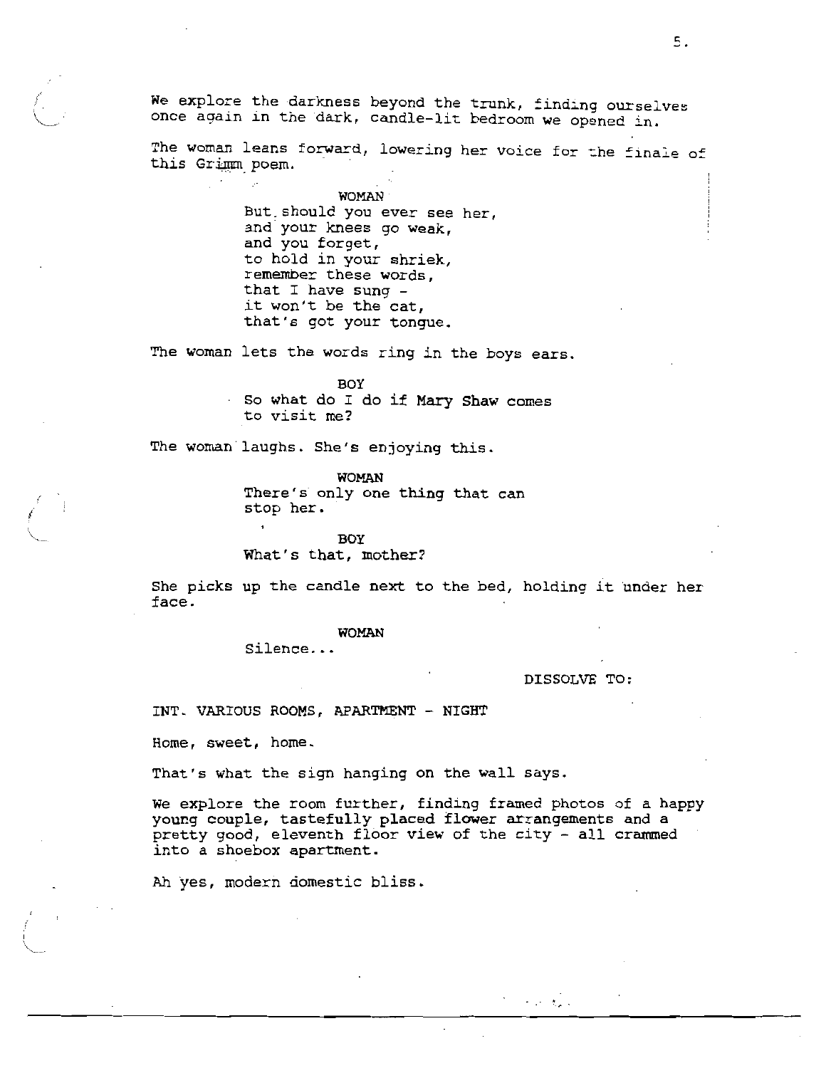We explore the darkness beyond the trunk, finding ourselves once again in the dark, candle-lit bedroom we opened in.

The woman leans forward, lowering her voice for the finale of this Grimm poem.

WOMAN
But should you ever see her,
and your knees go weak,
and you forget,
to hold in your shriek,
remember these words,
that I have sung -
it won't be the cat,
that's got your tongue.

The woman lets the words ring in the boys ears.

BOY
So what do I do if Mary Shaw comes to visit me?

The woman laughs. She's enjoying this.

WOMAN
There's only one thing that can stop her.

BOY
What's that, mother?

She picks up the candle next to the bed, holding it under her face.

WOMAN
Silence...

DISSOLVE TO:

INT. VARIOUS ROOMS, APARTMENT - NIGHT

Home, sweet, home.

That's what the sign hanging on the wall says.

We explore the room further, finding framed photos of a happy young couple, tastefully placed flower arrangements and a pretty good, eleventh floor view of the city - all crammed into a shoebox apartment.

Ah yes, modern domestic bliss.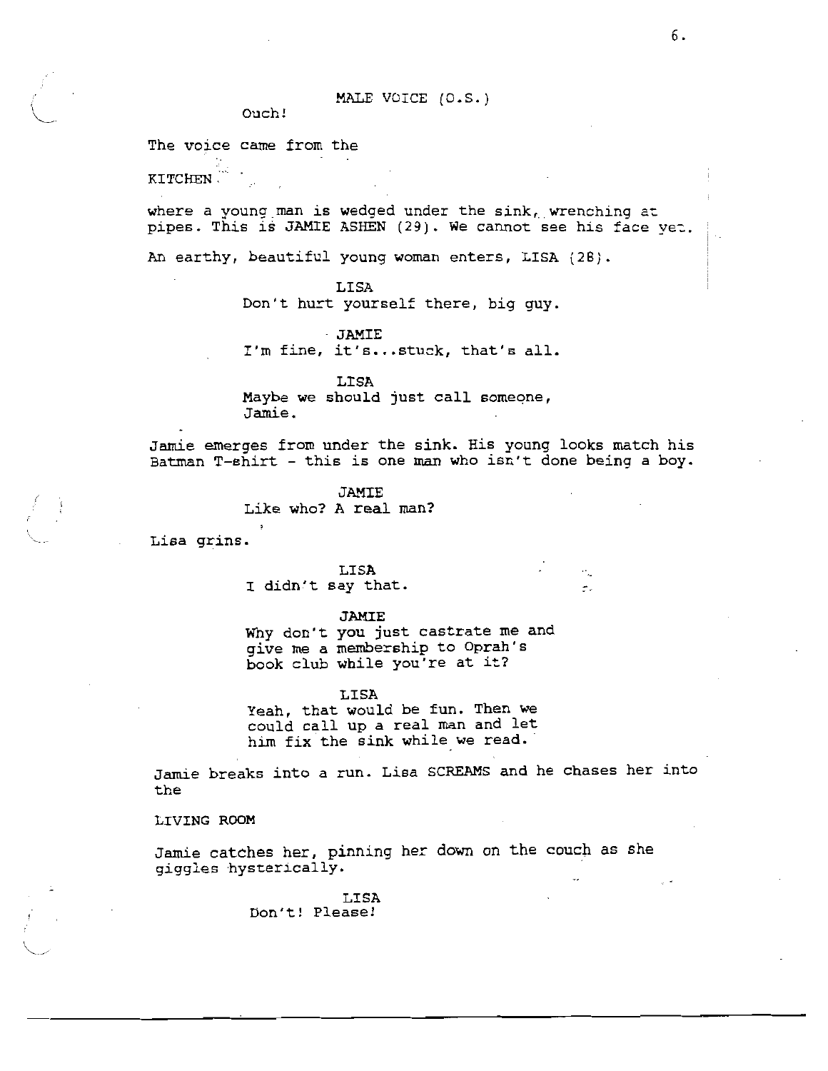MALE VOICE (O.S.)
Ouch!

The voice came from the

KITCHEN

where a young man is wedged under the sink, wrenching at pipes. This is JAMIE ASHEN (29). We cannot see his face yet.

An earthy, beautiful young woman enters, LISA (28).

LISA
Don't hurt yourself there, big guy.

JAMIE
I'm fine, it's...stuck, that's all.

LISA
Maybe we should just call someone, Jamie.

Jamie emerges from under the sink. His young looks match his Batman T-shirt - this is one man who isn't done being a boy.

JAMIE
Like who? A real man?

Lisa grins.

LISA
I didn't say that.

JAMIE
Why don't you just castrate me and give me a membership to Oprah's book club while you're at it?

LISA
Yeah, that would be fun. Then we could call up a real man and let him fix the sink while we read.

Jamie breaks into a run. Lisa SCREAMS and he chases her into the

LIVING ROOM

Jamie catches her, pinning her down on the couch as she giggles hysterically.

LISA
Don't! Please!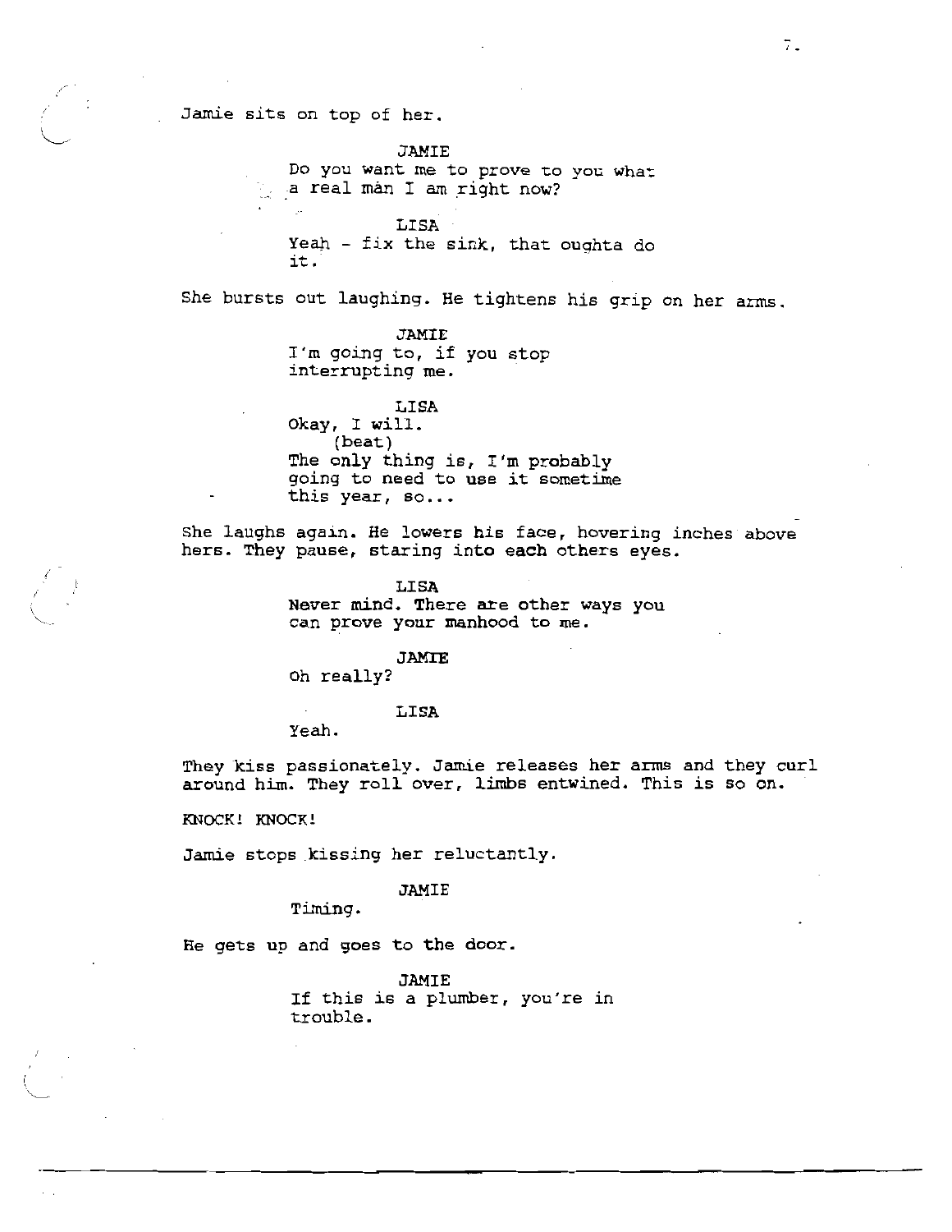Jamie sits on top of her.

JAMIE
Do you want me to prove to you what a real man I am right now?

LISA
Yeah - fix the sink, that oughta do it.

She bursts out laughing. He tightens his grip on her arms.

JAMIE
I'm going to, if you stop interrupting me.

LISA
Okay, I will.
(beat)
The only thing is, I'm probably going to need to use it sometime this year, so...

She laughs again. He lowers his face, hovering inches above hers. They pause, staring into each others eyes.

LISA
Never mind. There are other ways you can prove your manhood to me.

JAMIE
Oh really?

LISA
Yeah.

They kiss passionately. Jamie releases her arms and they curl around him. They roll over, limbs entwined. This is so on.

KNOCK! KNOCK!

Jamie stops kissing her reluctantly.

JAMIE
Timing.

He gets up and goes to the door.

JAMIE
If this is a plumber, you're in trouble.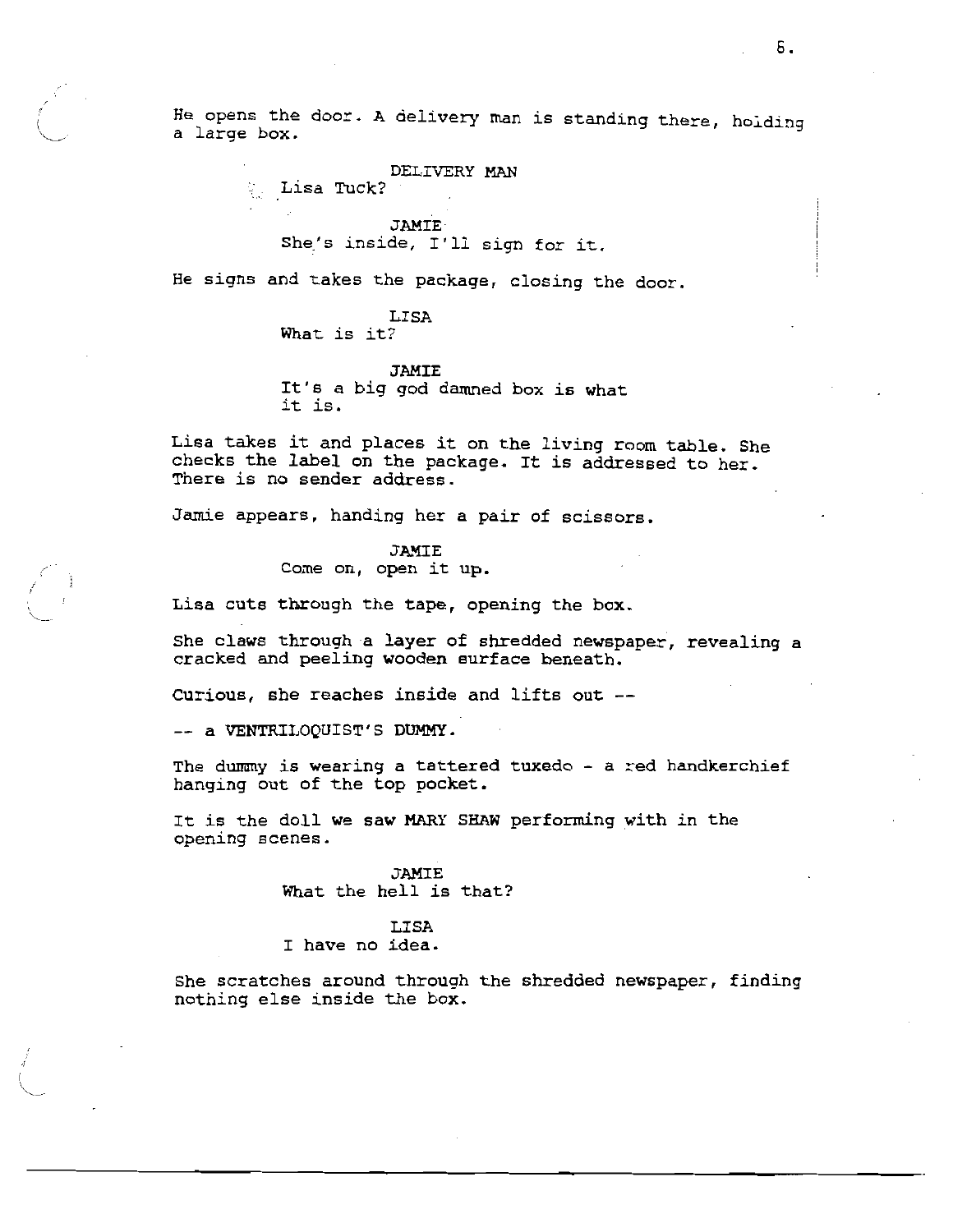He opens the door. A delivery man is standing there, holding a large box.

DELIVERY MAN
Lisa Tuck?

JAMIE
She's inside, I'll sign for it.

He signs and takes the package, closing the door.

LISA
What is it?

JAMIE
It's a big god damned box is what it is.

Lisa takes it and places it on the living room table. She checks the label on the package. It is addressed to her. There is no sender address.

Jamie appears, handing her a pair of scissors.

JAMIE
Come on, open it up.

Lisa cuts through the tape, opening the box.

She claws through a layer of shredded newspaper, revealing a cracked and peeling wooden surface beneath.

Curious, she reaches inside and lifts out --

-- a VENTRILOQUIST'S DUMMY.

The dummy is wearing a tattered tuxedo - a red handkerchief hanging out of the top pocket.

It is the doll we saw MARY SHAW performing with in the opening scenes.

JAMIE
What the hell is that?

LISA
I have no idea.

She scratches around through the shredded newspaper, finding nothing else inside the box.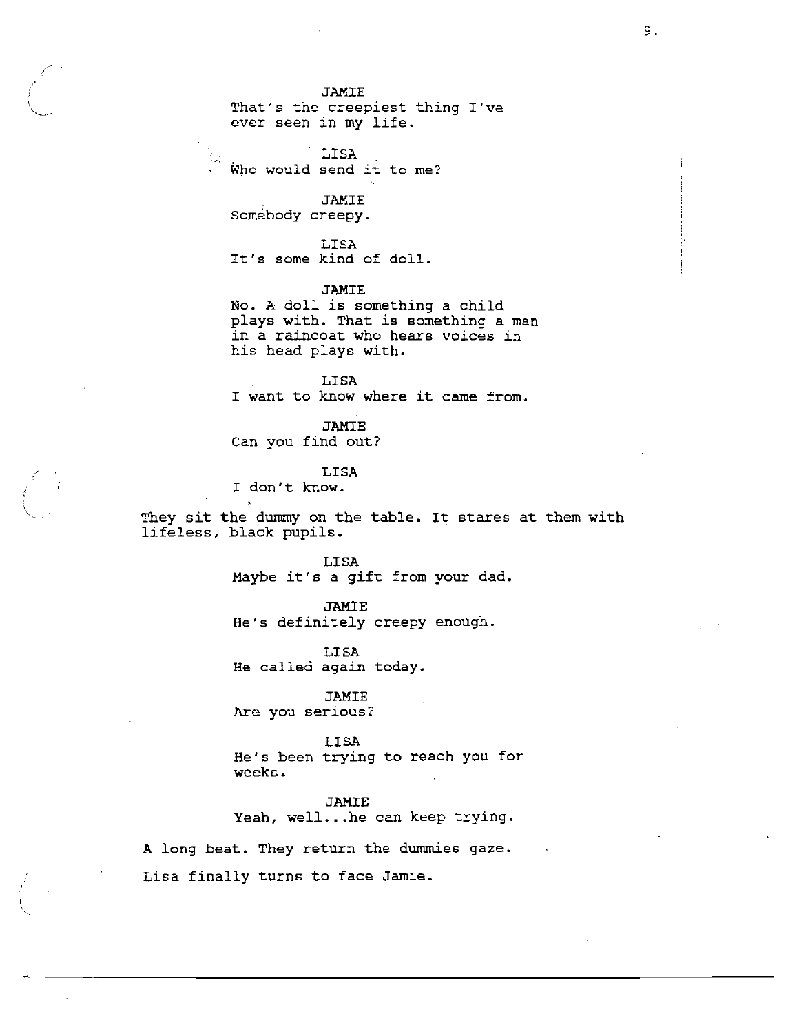JAMIE
That's the creepiest thing I've ever seen in my life.

LISA
Who would send it to me?

JAMIE
Somebody creepy.

LISA
It's some kind of doll.

JAMIE
No. A doll is something a child plays with. That is something a man in a raincoat who hears voices in his head plays with.

LISA
I want to know where it came from.

JAMIE
Can you find out?

LISA
I don't know.

They sit the dummy on the table. It stares at them with lifeless, black pupils.

LISA
Maybe it's a gift from your dad.

JAMIE
He's definitely creepy enough.

LISA
He called again today.

JAMIE
Are you serious?

LISA
He's been trying to reach you for weeks.

JAMIE
Yeah, well...he can keep trying.

A long beat. They return the dummies gaze.

Lisa finally turns to face Jamie.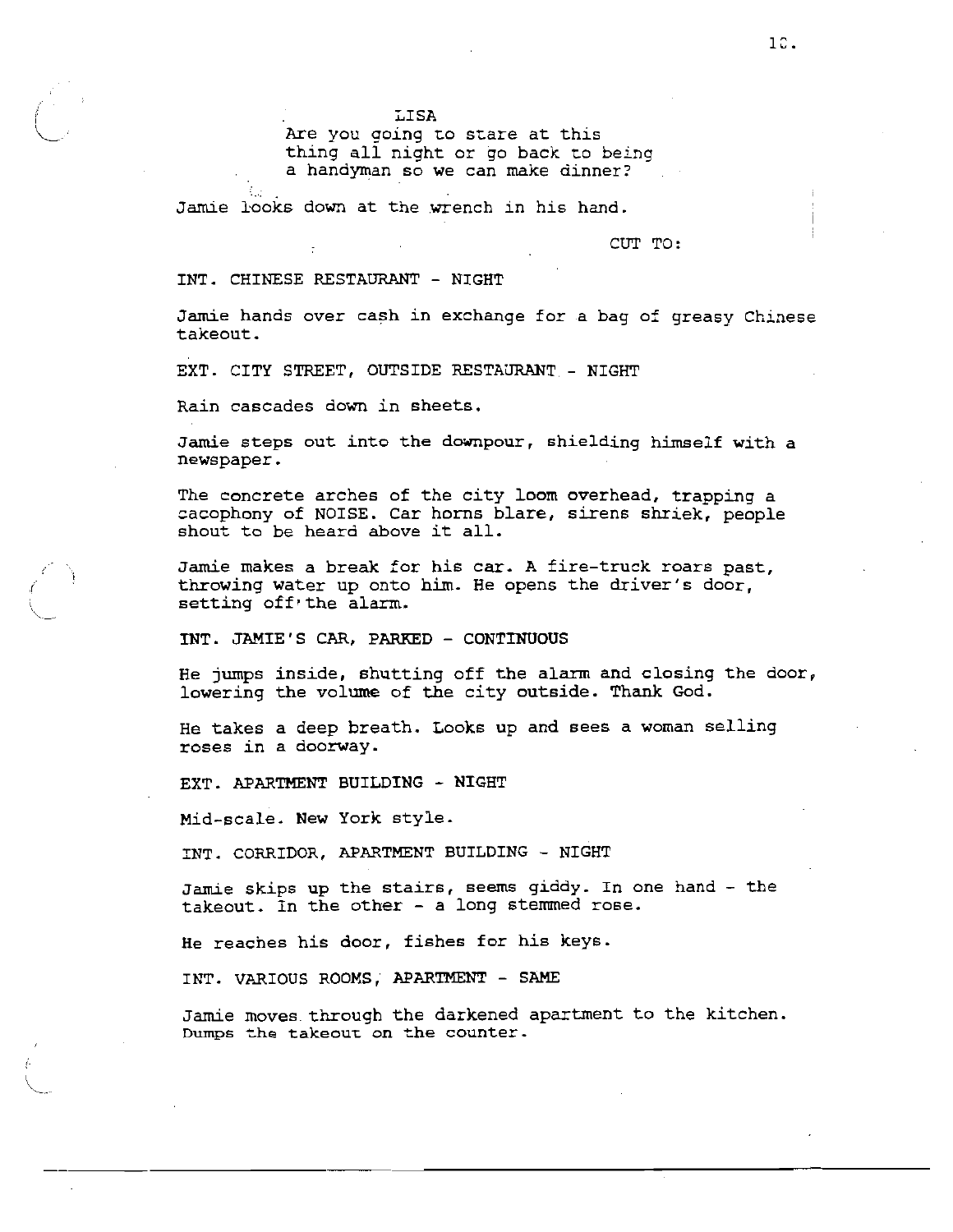LISA

Are you going to stare at this thing all night or go back to being a handyman so we can make dinner?

Jamie looks down at the wrench in his hand.

CUT TO:

INT. CHINESE RESTAURANT - NIGHT

Jamie hands over cash in exchange for a bag of greasy Chinese takeout.

EXT. CITY STREET, OUTSIDE RESTAURANT - NIGHT

Rain cascades down in sheets.

Jamie steps out into the downpour, shielding himself with a newspaper.

The concrete arches of the city loom overhead, trapping a cacophony of NOISE. Car horns blare, sirens shriek, people shout to be heard above it all.

Jamie makes a break for his car. A fire-truck roars past, throwing water up onto him. He opens the driver's door, setting off the alarm.

INT. JAMIE'S CAR, PARKED - CONTINUOUS

He jumps inside, shutting off the alarm and closing the door, lowering the volume of the city outside. Thank God.

He takes a deep breath. Looks up and sees a woman selling roses in a doorway.

EXT. APARTMENT BUILDING - NIGHT

Mid-scale. New York style.

INT. CORRIDOR, APARTMENT BUILDING - NIGHT

Jamie skips up the stairs, seems giddy. In one hand - the takeout. In the other - a long stemmed rose.

He reaches his door, fishes for his keys.

INT. VARIOUS ROOMS, APARTMENT - SAME

Jamie moves through the darkened apartment to the kitchen. Dumps the takeout on the counter.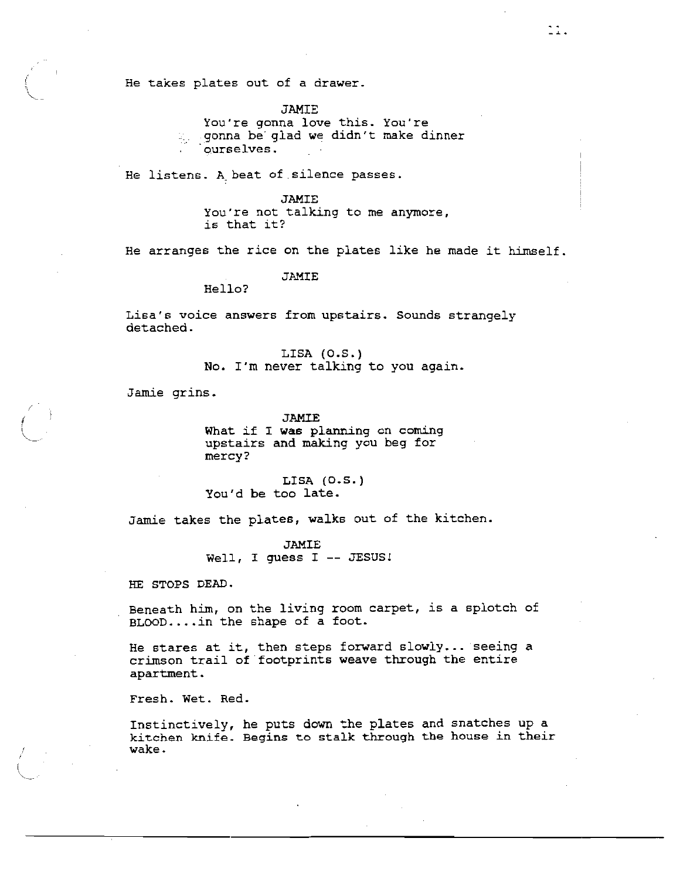He takes plates out of a drawer.

JAMIE
You're gonna love this. You're gonna be glad we didn't make dinner ourselves.

He listens. A beat of silence passes.

JAMIE
You're not talking to me anymore, is that it?

He arranges the rice on the plates like he made it himself.

JAMIE
Hello?

Lisa's voice answers from upstairs. Sounds strangely detached.

LISA (O.S.)
No. I'm never talking to you again.

Jamie grins.

JAMIE
What if I was planning on coming upstairs and making you beg for mercy?

LISA (O.S.)
You'd be too late.

Jamie takes the plates, walks out of the kitchen.

JAMIE
Well, I guess I -- JESUS!

HE STOPS DEAD.

Beneath him, on the living room carpet, is a splotch of BLOOD....in the shape of a foot.

He stares at it, then steps forward slowly... seeing a crimson trail of footprints weave through the entire apartment.

Fresh. Wet. Red.

Instinctively, he puts down the plates and snatches up a kitchen knife. Begins to stalk through the house in their wake.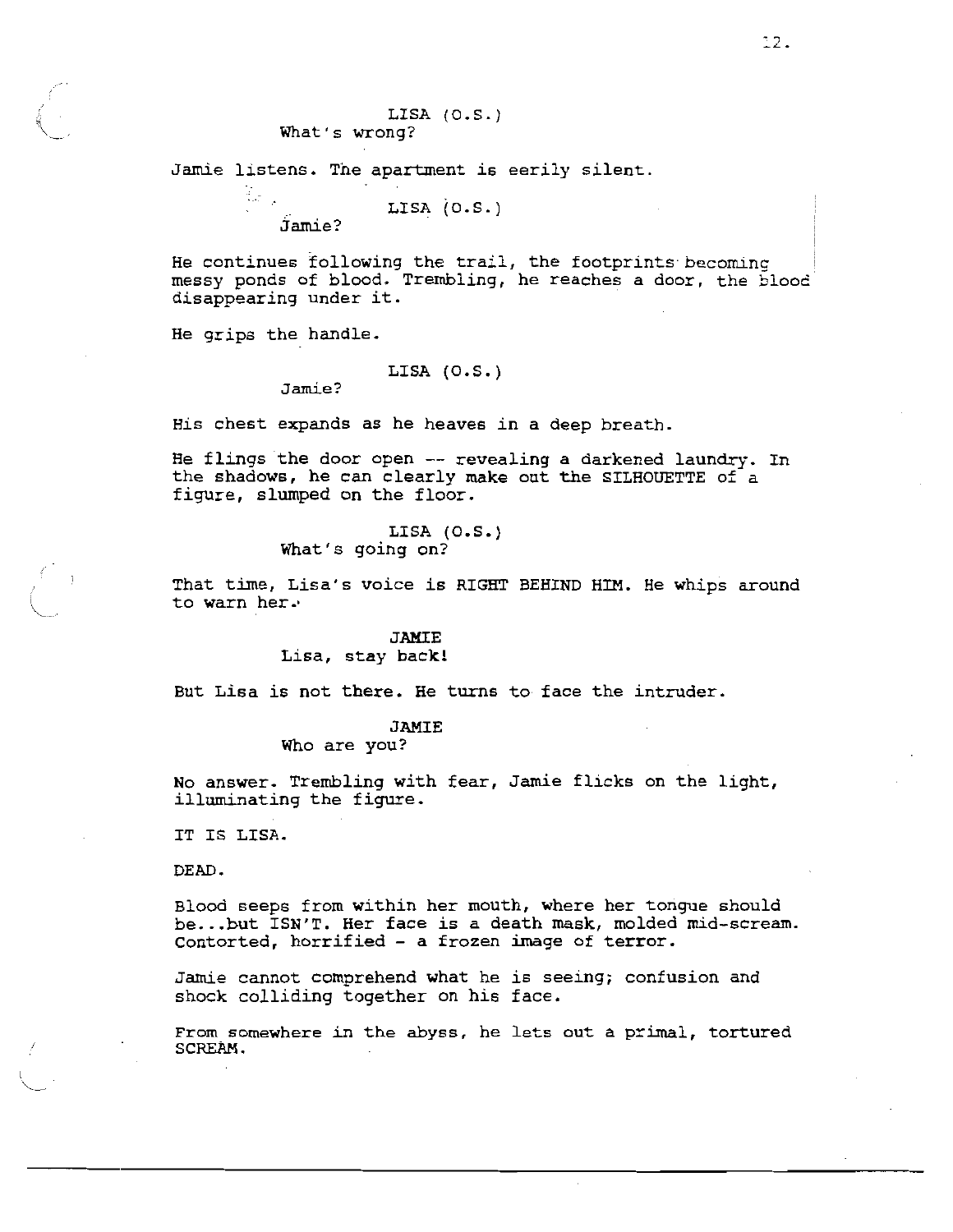LISA (O.S.)
What's wrong?

Jamie listens. The apartment is eerily silent.

LISA (O.S.)
Jamie?

He continues following the trail, the footprints becoming messy ponds of blood. Trembling, he reaches a door, the blood disappearing under it.

He grips the handle.

LISA (O.S.)
Jamie?

His chest expands as he heaves in a deep breath.

He flings the door open -- revealing a darkened laundry. In the shadows, he can clearly make out the SILHOUETTE of a figure, slumped on the floor.

LISA (O.S.)
What's going on?

That time, Lisa's voice is RIGHT BEHIND HIM. He whips around to warn her.

JAMIE
Lisa, stay back!

But Lisa is not there. He turns to face the intruder.

JAMIE
Who are you?

No answer. Trembling with fear, Jamie flicks on the light, illuminating the figure.

IT IS LISA.

DEAD.

Blood seeps from within her mouth, where her tongue should be...but ISN'T. Her face is a death mask, molded mid-scream. Contorted, horrified - a frozen image of terror.

Jamie cannot comprehend what he is seeing; confusion and shock colliding together on his face.

From somewhere in the abyss, he lets out a primal, tortured SCREAM.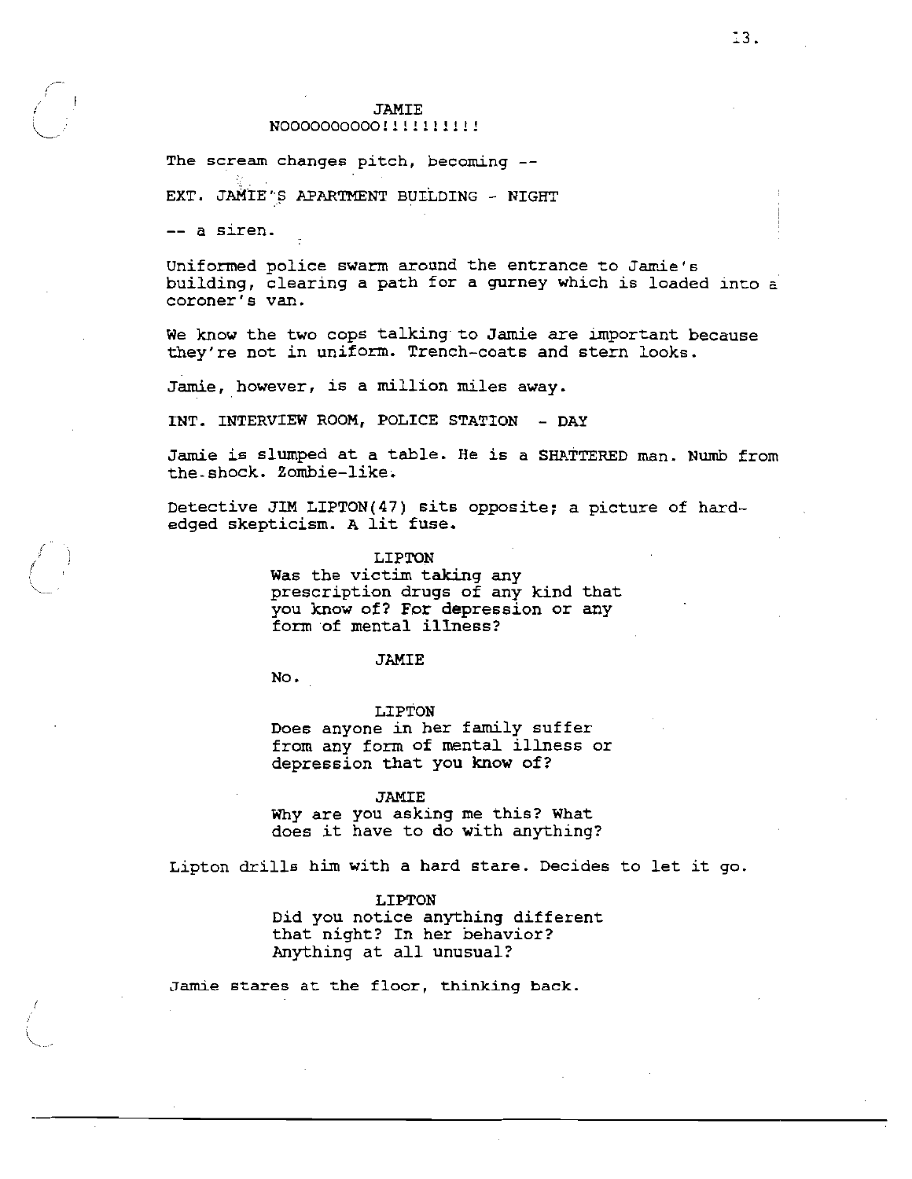JAMIE

NOOOOOOOOOO!!!!!!!!!!

The scream changes pitch, becoming --

EXT. JAMIE'S APARTMENT BUILDING - NIGHT

-- a siren.

Uniformed police swarm around the entrance to Jamie's building, clearing a path for a gurney which is loaded into a coroner's van.

We know the two cops talking to Jamie are important because they're not in uniform. Trench-coats and stern looks.

Jamie, however, is a million miles away.

INT. INTERVIEW ROOM, POLICE STATION - DAY

Jamie is slumped at a table. He is a SHATTERED man. Numb from the shock. Zombie-like.

Detective JIM LIPTON(47) sits opposite; a picture of hard-edged skepticism. A lit fuse.

LIPTON

Was the victim taking any prescription drugs of any kind that you know of? For depression or any form of mental illness?

JAMIE

No.

LIPTON

Does anyone in her family suffer from any form of mental illness or depression that you know of?

JAMIE

Why are you asking me this? What does it have to do with anything?

Lipton drills him with a hard stare. Decides to let it go.

LIPTON

Did you notice anything different that night? In her behavior? Anything at all unusual?

Jamie stares at the floor, thinking back.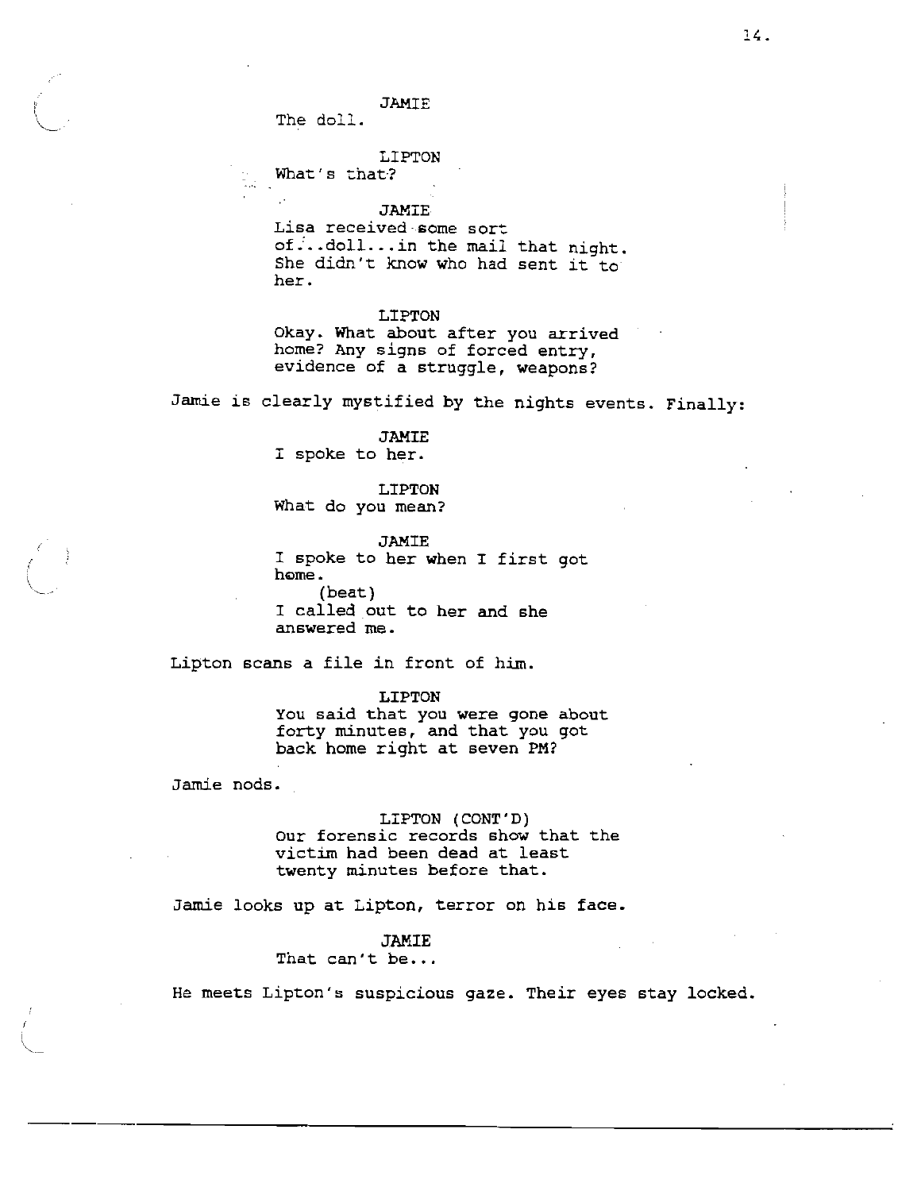JAMIE
The doll.

LIPTON
What's that?

JAMIE
Lisa received some sort of...doll...in the mail that night. She didn't know who had sent it to her.

LIPTON
Okay. What about after you arrived home? Any signs of forced entry, evidence of a struggle, weapons?

Jamie is clearly mystified by the nights events. Finally:

JAMIE
I spoke to her.

LIPTON
What do you mean?

JAMIE
I spoke to her when I first got home.
(beat)
I called out to her and she answered me.

Lipton scans a file in front of him.

LIPTON
You said that you were gone about forty minutes, and that you got back home right at seven PM?

Jamie nods.

LIPTON (CONT'D)
Our forensic records show that the victim had been dead at least twenty minutes before that.

Jamie looks up at Lipton, terror on his face.

JAMIE
That can't be...

He meets Lipton's suspicious gaze. Their eyes stay locked.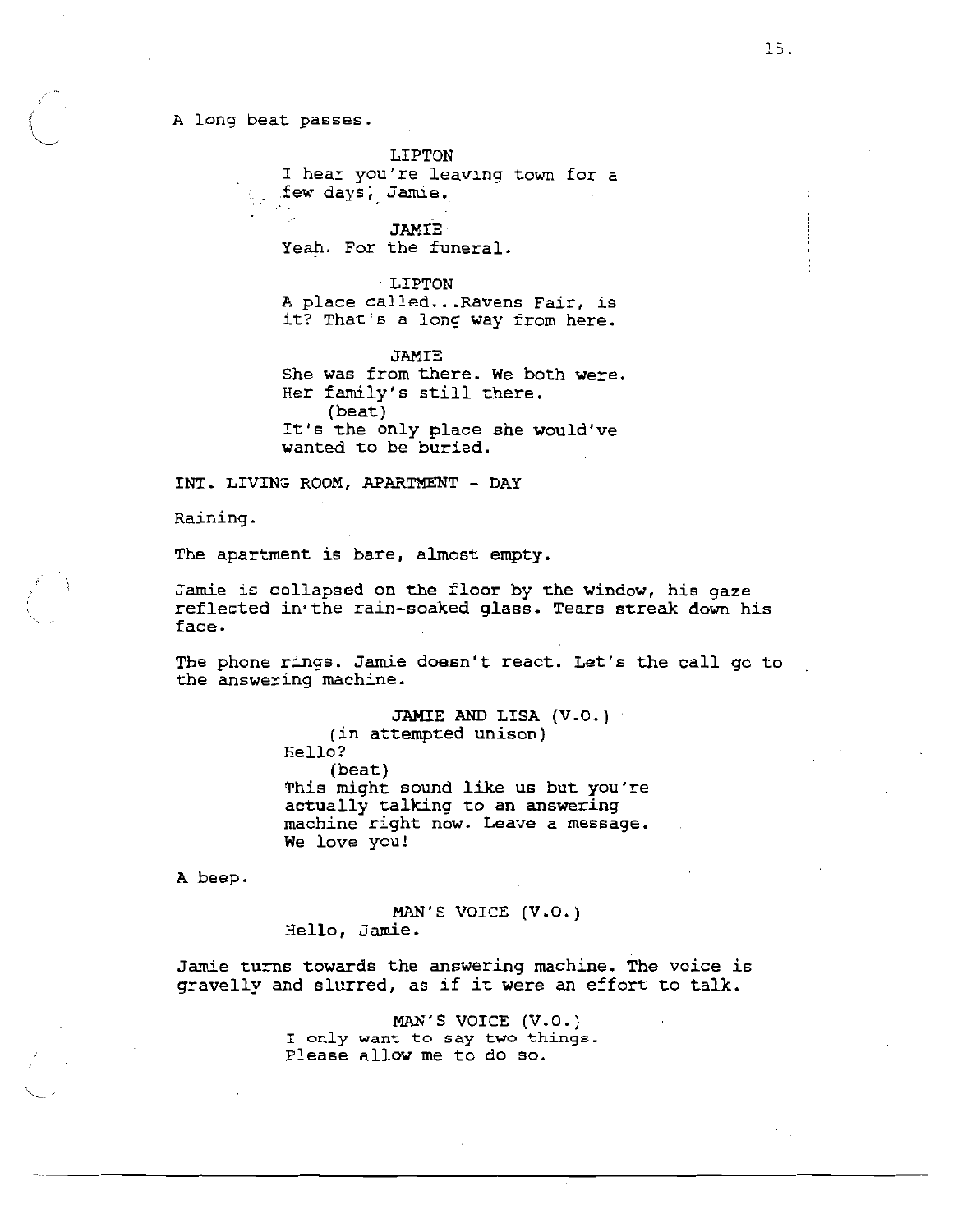A long beat passes.

LIPTON
I hear you're leaving town for a few days, Jamie.

JAMIE
Yeah. For the funeral.

LIPTON
A place called...Ravens Fair, is it? That's a long way from here.

JAMIE
She was from there. We both were. Her family's still there.
(beat)
It's the only place she would've wanted to be buried.

INT. LIVING ROOM, APARTMENT - DAY

Raining.

The apartment is bare, almost empty.

Jamie is collapsed on the floor by the window, his gaze reflected in the rain-soaked glass. Tears streak down his face.

The phone rings. Jamie doesn't react. Let's the call go to the answering machine.

JAMIE AND LISA (V.O.)
(in attempted unison)
Hello?
(beat)
This might sound like us but you're actually talking to an answering machine right now. Leave a message. We love you!

A beep.

MAN'S VOICE (V.O.)
Hello, Jamie.

Jamie turns towards the answering machine. The voice is gravelly and slurred, as if it were an effort to talk.

MAN'S VOICE (V.O.)
I only want to say two things. Please allow me to do so.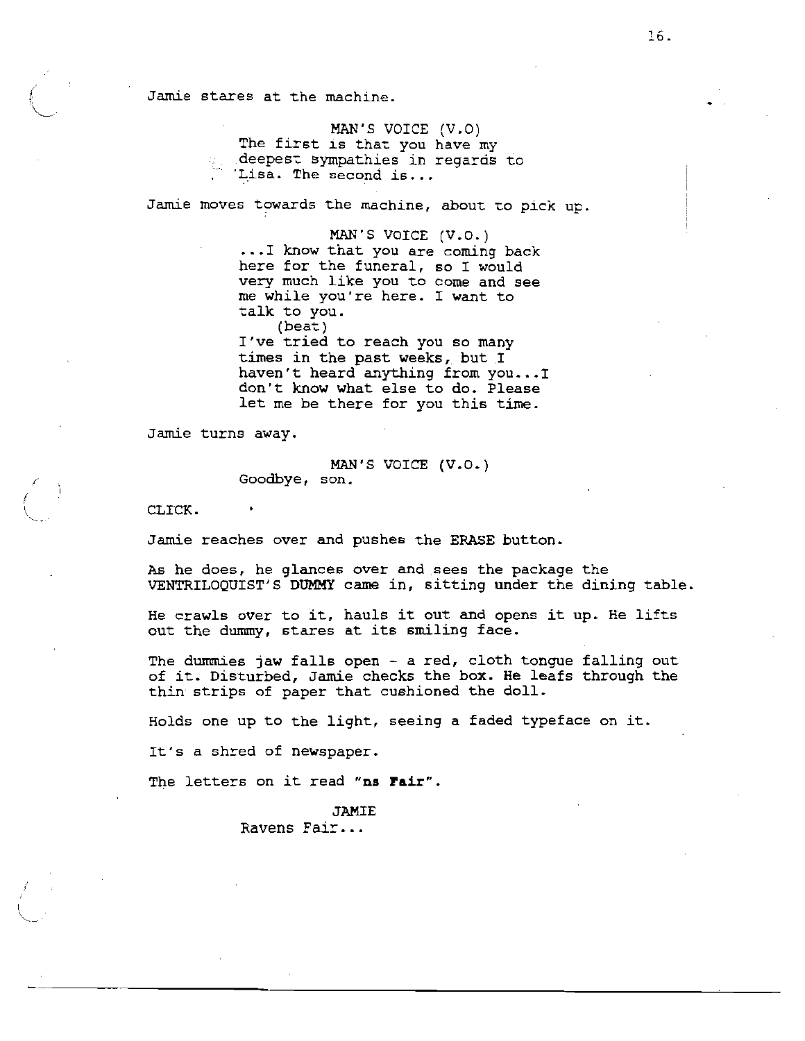Jamie stares at the machine.

MAN'S VOICE (V.O)
The first is that you have my deepest sympathies in regards to Lisa. The second is...

Jamie moves towards the machine, about to pick up.

MAN'S VOICE (V.O.)
...I know that you are coming back here for the funeral, so I would very much like you to come and see me while you're here. I want to talk to you.
(beat)
I've tried to reach you so many times in the past weeks, but I haven't heard anything from you...I don't know what else to do. Please let me be there for you this time.

Jamie turns away.

MAN'S VOICE (V.O.)
Goodbye, son.

CLICK.

Jamie reaches over and pushes the **ERASE** button.

As he does, he glances over and sees the package the VENTRILOQUIST'S **DUMMY** came in, sitting under the dining table.

He crawls over to it, hauls it out and opens it up. He lifts out the dummy, stares at its smiling face.

The dummies jaw falls open - a red, cloth tongue falling out of it. Disturbed, Jamie checks the box. He leafs through the thin strips of paper that cushioned the doll.

Holds one up to the light, seeing a faded typeface on it.

It's a shred of newspaper.

The letters on it read "**ns Fair**".

JAMIE
Ravens Fair...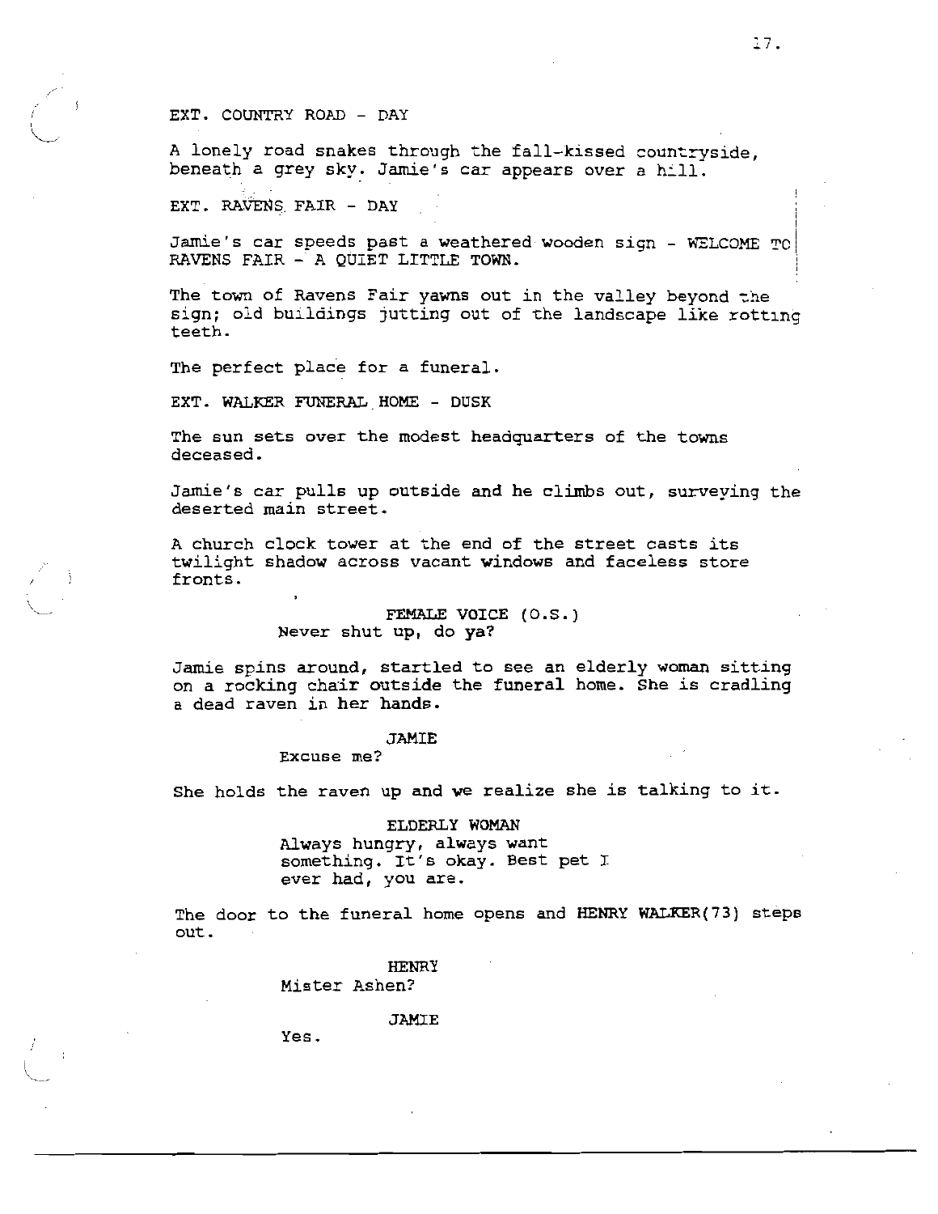EXT. COUNTRY ROAD - DAY

A lonely road snakes through the fall-kissed countryside, beneath a grey sky. Jamie's car appears over a hill.

EXT. RAVENS FAIR - DAY

Jamie's car speeds past a weathered wooden sign - WELCOME TO RAVENS FAIR - A QUIET LITTLE TOWN.

The town of Ravens Fair yawns out in the valley beyond the sign; old buildings jutting out of the landscape like rotting teeth.

The perfect place for a funeral.

EXT. WALKER FUNERAL HOME - DUSK

The sun sets over the modest headquarters of the towns deceased.

Jamie's car pulls up outside and he climbs out, surveying the deserted main street.

A church clock tower at the end of the street casts its twilight shadow across vacant windows and faceless store fronts.

FEMALE VOICE (O.S.)
Never shut up, do ya?

Jamie spins around, startled to see an elderly woman sitting on a rocking chair outside the funeral home. She is cradling a dead raven in her hands.

JAMIE
Excuse me?

She holds the raven up and we realize she is talking to it.

ELDERLY WOMAN
Always hungry, always want something. It's okay. Best pet I ever had, you are.

The door to the funeral home opens and HENRY WALKER(73) steps out.

HENRY
Mister Ashen?

JAMIE
Yes.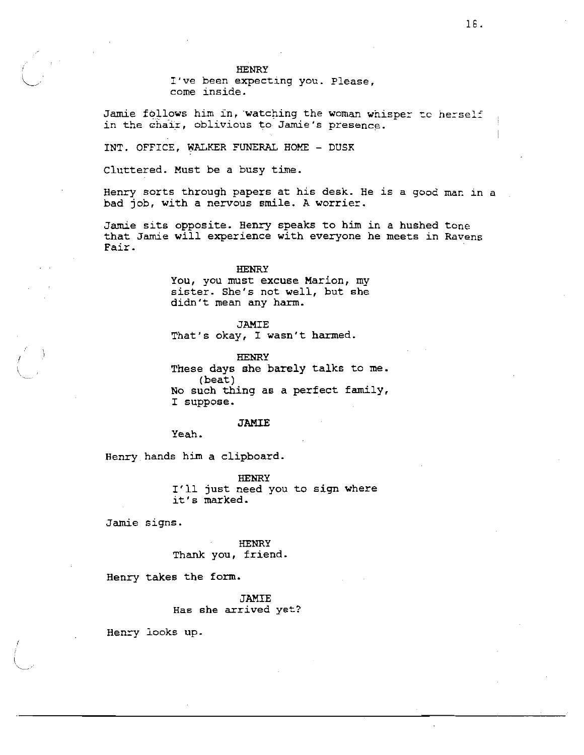HENRY
I've been expecting you. Please, come inside.

Jamie follows him in, watching the woman whisper to herself in the chair, oblivious to Jamie's presence.

INT. OFFICE, WALKER FUNERAL HOME - DUSK

Cluttered. Must be a busy time.

Henry sorts through papers at his desk. He is a good man in a bad job, with a nervous smile. A worrier.

Jamie sits opposite. Henry speaks to him in a hushed tone that Jamie will experience with everyone he meets in Ravens Fair.

HENRY
You, you must excuse Marion, my sister. She's not well, but she didn't mean any harm.

JAMIE
That's okay, I wasn't harmed.

HENRY
These days she barely talks to me.
(beat)
No such thing as a perfect family, I suppose.

JAMIE
Yeah.

Henry hands him a clipboard.

HENRY
I'll just need you to sign where it's marked.

Jamie signs.

HENRY
Thank you, friend.

Henry takes the form.

JAMIE
Has she arrived yet?

Henry looks up.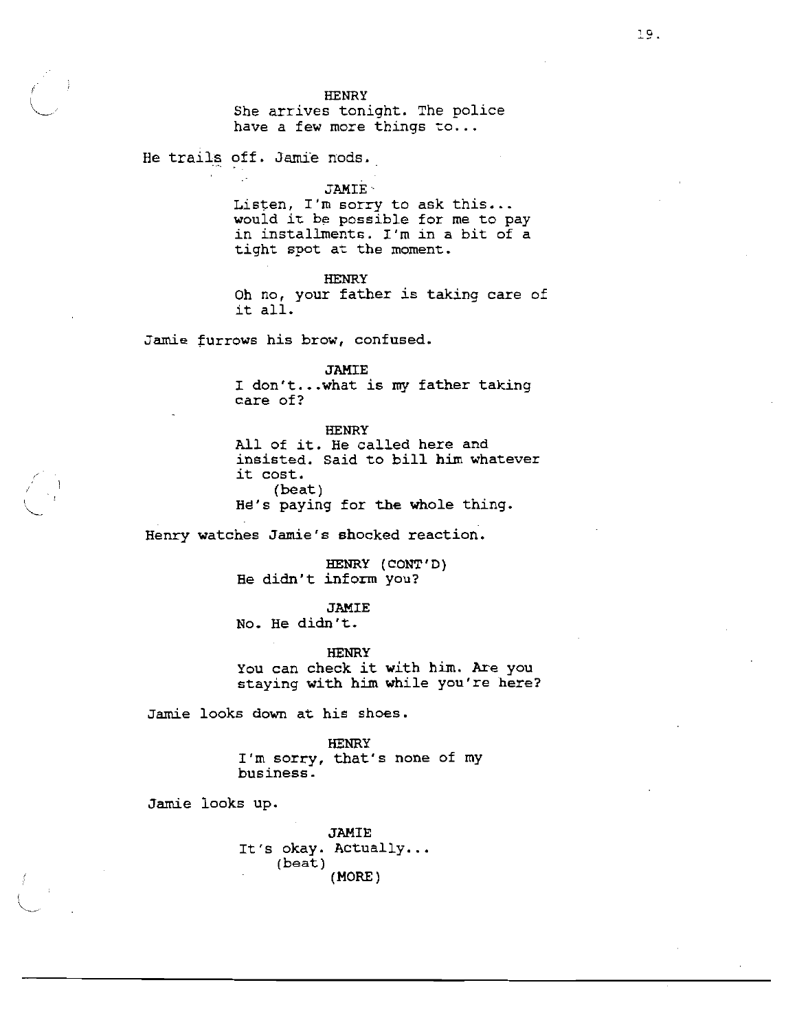HENRY
She arrives tonight. The police have a few more things to...

He trails off. Jamie nods.

JAMIE
Listen, I'm sorry to ask this... would it be possible for me to pay in installments. I'm in a bit of a tight spot at the moment.

HENRY
Oh no, your father is taking care of it all.

Jamie furrows his brow, confused.

JAMIE
I don't...what is my father taking care of?

HENRY
All of it. He called here and insisted. Said to bill him whatever it cost.
(beat)
He's paying for the whole thing.

Henry watches Jamie's shocked reaction.

HENRY (CONT'D)
He didn't inform you?

JAMIE
No. He didn't.

HENRY
You can check it with him. Are you staying with him while you're here?

Jamie looks down at his shoes.

HENRY
I'm sorry, that's none of my business.

Jamie looks up.

JAMIE
It's okay. Actually...
(beat)
(MORE)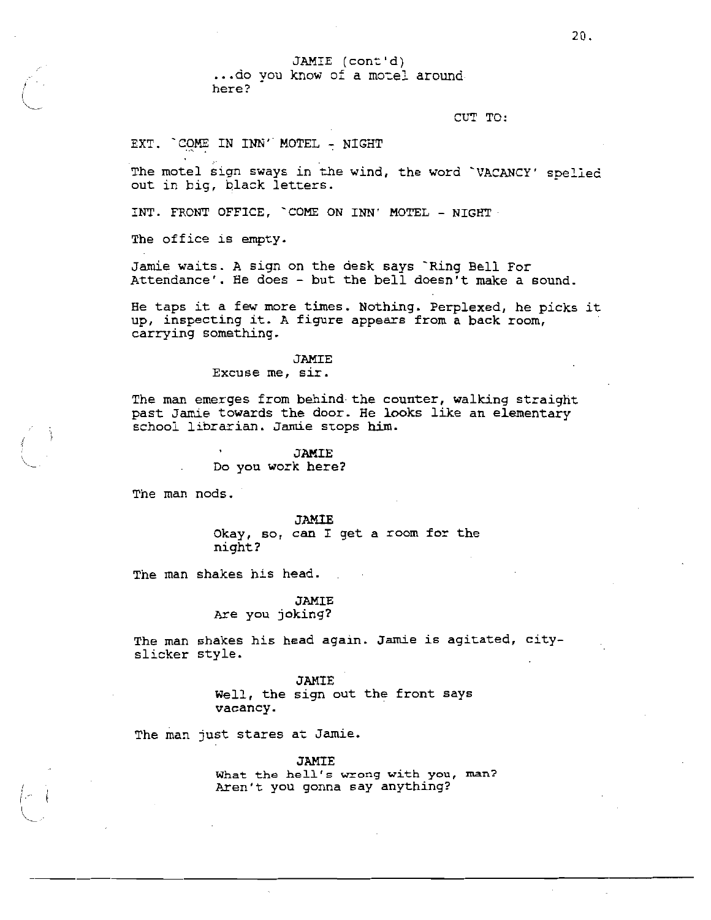JAMIE (cont'd)
...do you know of a motel around here?

CUT TO:

EXT. `COME IN INN' MOTEL - NIGHT

The motel sign sways in the wind, the word `VACANCY' spelled out in big, black letters.

INT. FRONT OFFICE, `COME ON INN' MOTEL - NIGHT

The office is empty.

Jamie waits. A sign on the desk says `Ring Bell For Attendance'. He does - but the bell doesn't make a sound.

He taps it a few more times. Nothing. Perplexed, he picks it up, inspecting it. A figure appears from a back room, carrying something.

JAMIE
Excuse me, sir.

The man emerges from behind the counter, walking straight past Jamie towards the door. He looks like an elementary school librarian. Jamie stops him.

JAMIE
Do you work here?

The man nods.

JAMIE
Okay, so, can I get a room for the night?

The man shakes his head.

JAMIE
Are you joking?

The man shakes his head again. Jamie is agitated, city-slicker style.

JAMIE
Well, the sign out the front says vacancy.

The man just stares at Jamie.

JAMIE
What the hell's wrong with you, man? Aren't you gonna say anything?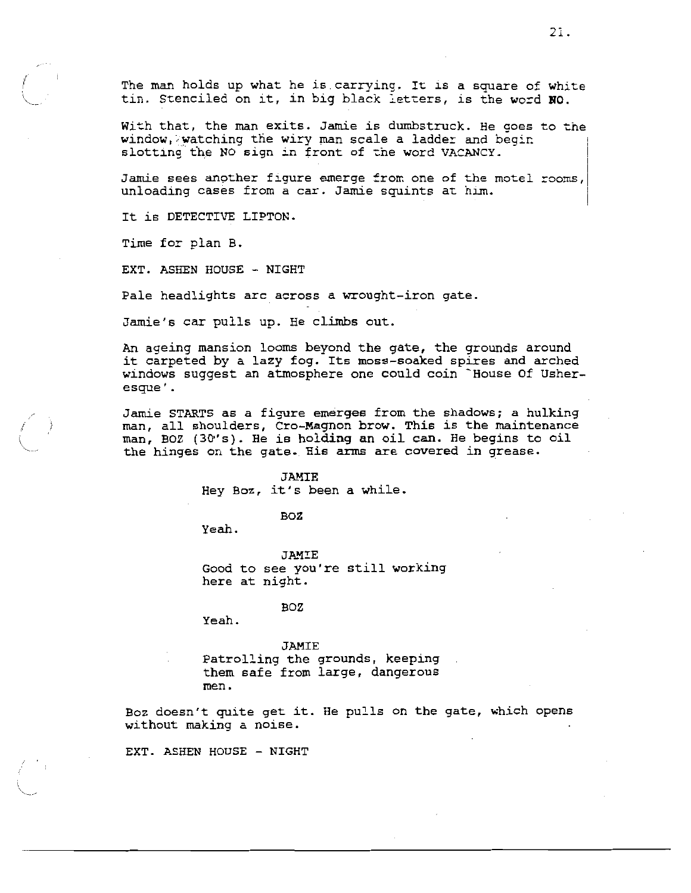The man holds up what he is carrying. It is a square of white tin. Stenciled on it, in big black letters, is the word **NO**.

With that, the man exits. Jamie is dumbstruck. He goes to the window, watching the wiry man scale a ladder and begin slotting the NO sign in front of the word VACANCY.

Jamie sees another figure emerge from one of the motel rooms, unloading cases from a car. Jamie squints at him.

It is DETECTIVE LIPTON.

Time for plan B.

EXT. ASHEN HOUSE - NIGHT

Pale headlights arc across a wrought-iron gate.

Jamie's car pulls up. He climbs out.

An ageing mansion looms beyond the gate, the grounds around it carpeted by a lazy fog. Its moss-soaked spires and arched windows suggest an atmosphere one could coin `House Of Usher-esque'.

Jamie STARTS as a figure emerges from the shadows; a hulking man, all shoulders, Cro-Magnon brow. This is the maintenance man, BOZ (30's). He is holding an oil can. He begins to oil the hinges on the gate. His arms are covered in grease.

JAMIE
Hey Boz, it's been a while.

BOZ
Yeah.

JAMIE
Good to see you're still working here at night.

BOZ
Yeah.

JAMIE
Patrolling the grounds, keeping them safe from large, dangerous men.

Boz doesn't quite get it. He pulls on the gate, which opens without making a noise.

EXT. ASHEN HOUSE - NIGHT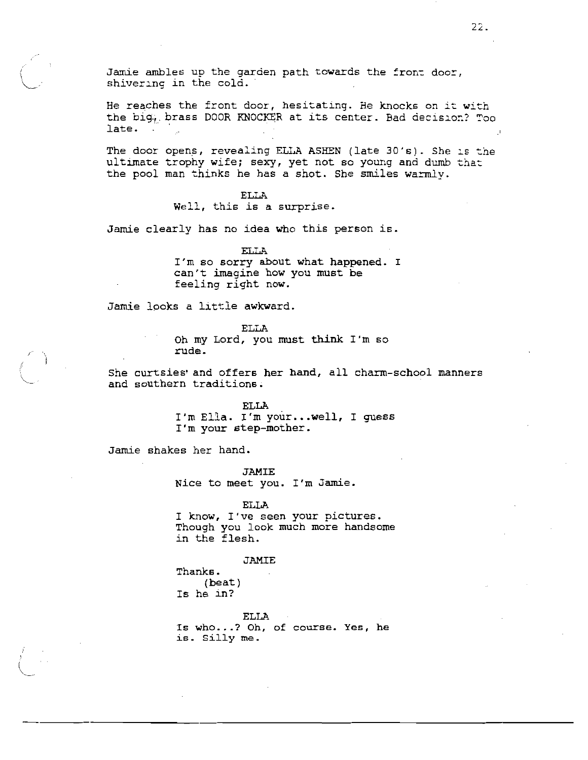Jamie ambles up the garden path towards the front door, shivering in the cold.

He reaches the front door, hesitating. He knocks on it with the big, brass DOOR KNOCKER at its center. Bad decision? Too late.

The door opens, revealing ELLA ASHEN (late 30's). She is the ultimate trophy wife; sexy, yet not so young and dumb that the pool man thinks he has a shot. She smiles warmly.

ELLA
Well, this is a surprise.

Jamie clearly has no idea who this person is.

ELLA
I'm so sorry about what happened. I can't imagine how you must be feeling right now.

Jamie looks a little awkward.

ELLA
Oh my Lord, you must think I'm so rude.

She curtsies and offers her hand, all charm-school manners and southern traditions.

ELLA
I'm Ella. I'm your...well, I guess I'm your step-mother.

Jamie shakes her hand.

JAMIE
Nice to meet you. I'm Jamie.

ELLA
I know, I've seen your pictures. Though you look much more handsome in the flesh.

JAMIE
Thanks.
(beat)
Is he in?

ELLA
Is who...? Oh, of course. Yes, he is. Silly me.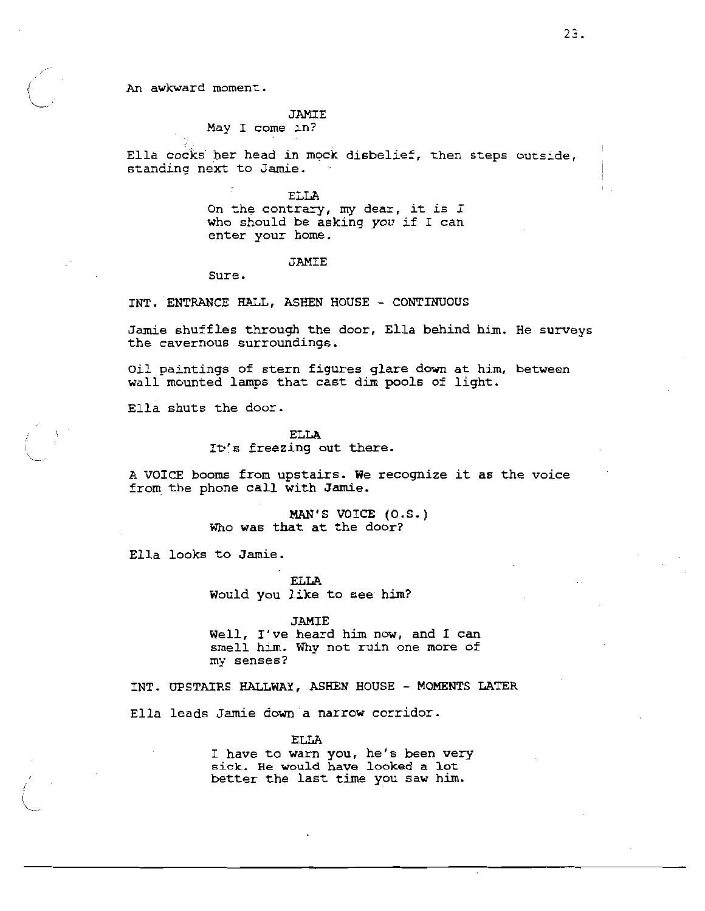An awkward moment.

JAMIE
May I come in?

Ella cocks her head in mock disbelief, then steps outside, standing next to Jamie.

ELLA
On the contrary, my dear, it is *I* who should be asking *you* if I can enter your home.

JAMIE
Sure.

INT. ENTRANCE HALL, ASHEN HOUSE - CONTINUOUS

Jamie shuffles through the door, Ella behind him. He surveys the cavernous surroundings.

Oil paintings of stern figures glare down at him, between wall mounted lamps that cast dim pools of light.

Ella shuts the door.

ELLA
It's freezing out there.

A VOICE booms from upstairs. We recognize it as the voice from the phone call with Jamie.

MAN'S VOICE (O.S.)
Who was that at the door?

Ella looks to Jamie.

ELLA
Would you like to see him?

JAMIE
Well, I've heard him now, and I can smell him. Why not ruin one more of my senses?

INT. UPSTAIRS HALLWAY, ASHEN HOUSE - MOMENTS LATER

Ella leads Jamie down a narrow corridor.

ELLA
I have to warn you, he's been very sick. He would have looked a lot better the last time you saw him.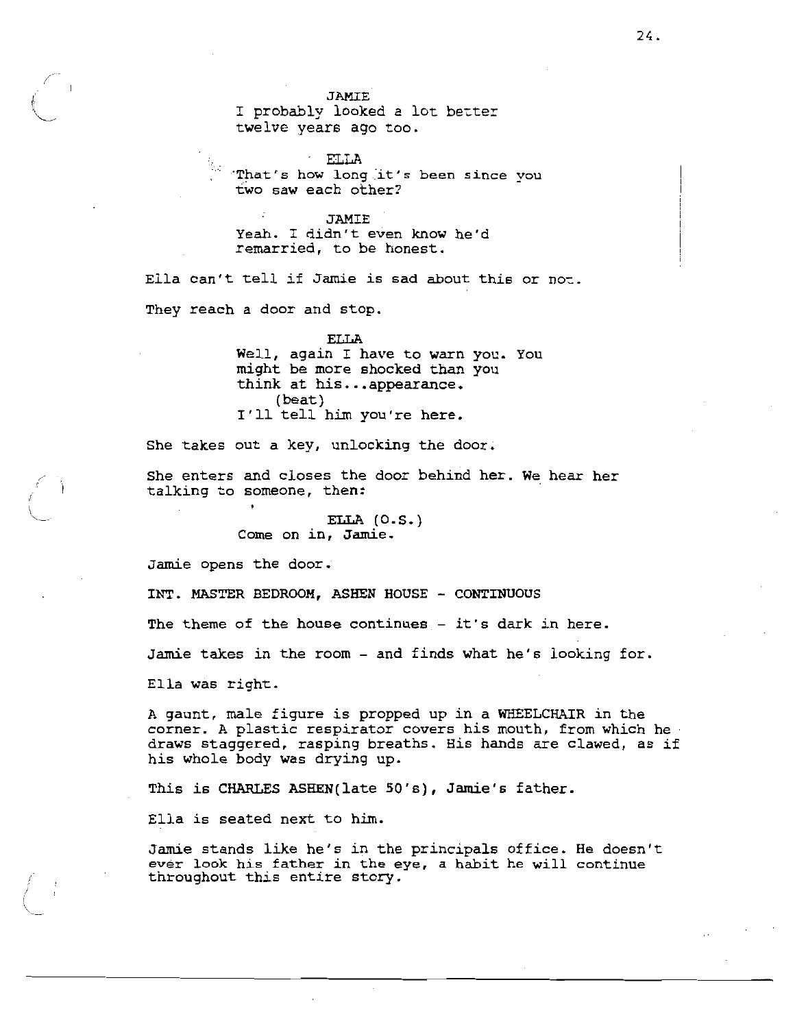JAMIE
I probably looked a lot better twelve years ago too.

ELLA
That's how long it's been since you two saw each other?

JAMIE
Yeah. I didn't even know he'd remarried, to be honest.

Ella can't tell if Jamie is sad about this or not.

They reach a door and stop.

ELLA
Well, again I have to warn you. You might be more shocked than you think at his...appearance.
(beat)
I'll tell him you're here.

She takes out a key, unlocking the door.

She enters and closes the door behind her. We hear her talking to someone, then:

ELLA (O.S.)
Come on in, Jamie.

Jamie opens the door.

INT. MASTER BEDROOM, ASHEN HOUSE - CONTINUOUS

The theme of the house continues - it's dark in here.

Jamie takes in the room - and finds what he's looking for.

Ella was right.

A gaunt, male figure is propped up in a WHEELCHAIR in the corner. A plastic respirator covers his mouth, from which he draws staggered, rasping breaths. His hands are clawed, as if his whole body was drying up.

This is CHARLES ASHEN(late 50's), Jamie's father.

Ella is seated next to him.

Jamie stands like he's in the principals office. He doesn't ever look his father in the eye, a habit he will continue throughout this entire story.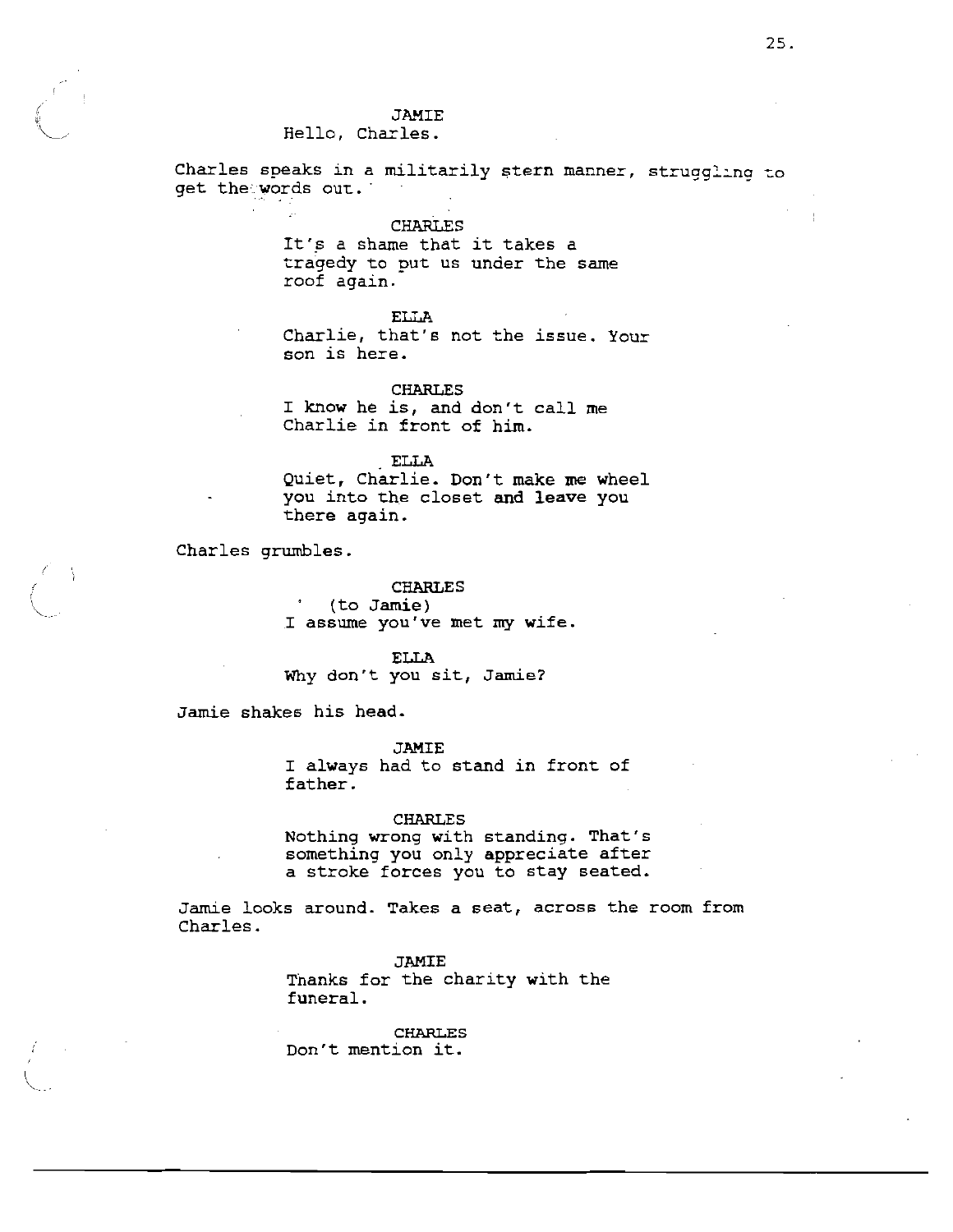JAMIE
Hello, Charles.

Charles speaks in a militarily stern manner, struggling to get the words out.

CHARLES
It's a shame that it takes a tragedy to put us under the same roof again.

ELLA
Charlie, that's not the issue. Your son is here.

CHARLES
I know he is, and don't call me Charlie in front of him.

ELLA
Quiet, Charlie. Don't make me wheel you into the closet and leave you there again.

Charles grumbles.

CHARLES
(to Jamie)
I assume you've met my wife.

ELLA
Why don't you sit, Jamie?

Jamie shakes his head.

JAMIE
I always had to stand in front of father.

CHARLES
Nothing wrong with standing. That's something you only appreciate after a stroke forces you to stay seated.

Jamie looks around. Takes a seat, across the room from Charles.

JAMIE
Thanks for the charity with the funeral.

CHARLES
Don't mention it.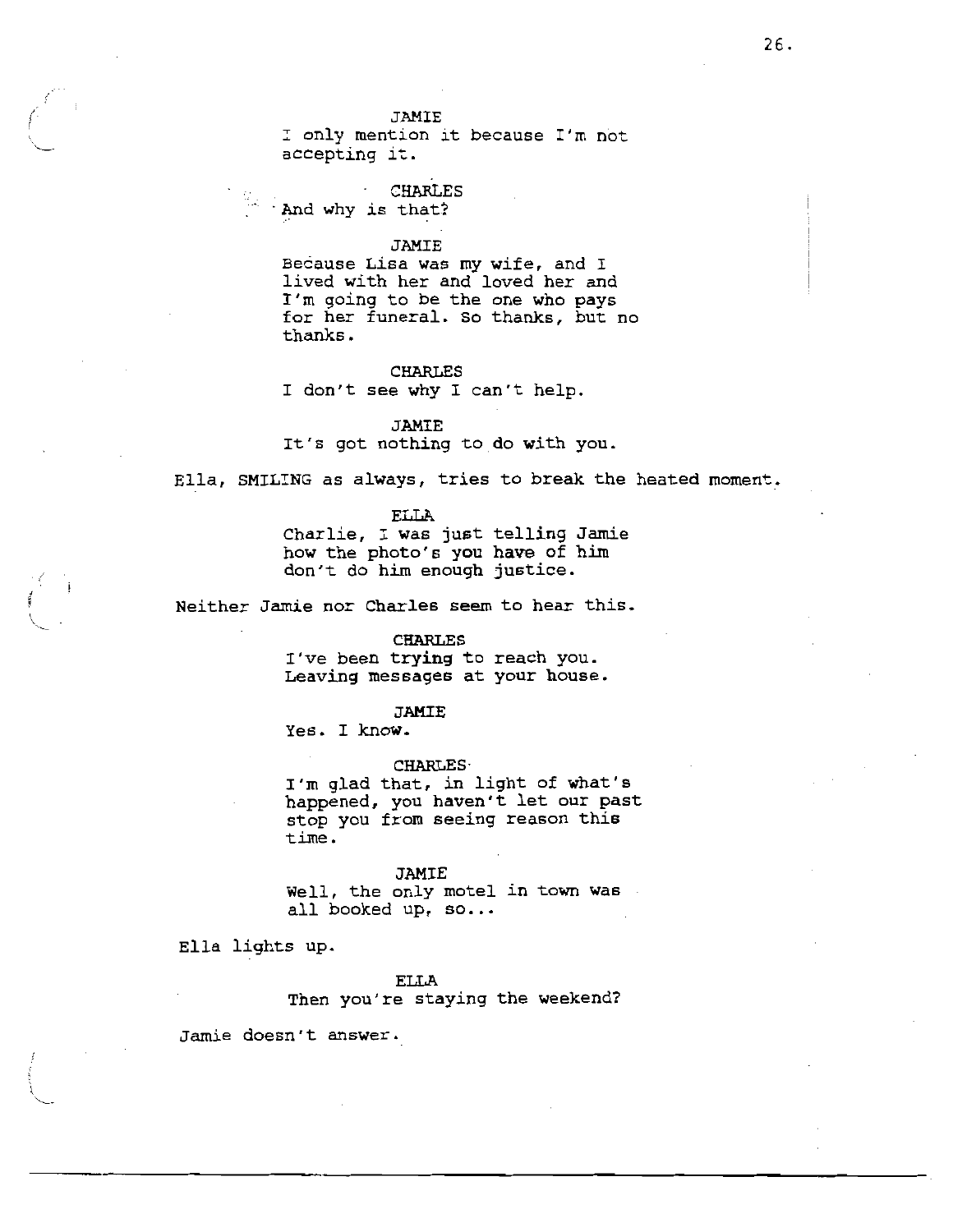JAMIE
I only mention it because I'm not accepting it.

CHARLES
And why is that?

JAMIE
Because Lisa was my wife, and I lived with her and loved her and I'm going to be the one who pays for her funeral. So thanks, but no thanks.

CHARLES
I don't see why I can't help.

JAMIE
It's got nothing to do with you.

Ella, SMILING as always, tries to break the heated moment.

ELLA
Charlie, I was just telling Jamie how the photo's you have of him don't do him enough justice.

Neither Jamie nor Charles seem to hear this.

CHARLES
I've been trying to reach you. Leaving messages at your house.

JAMIE
Yes. I know.

CHARLES
I'm glad that, in light of what's happened, you haven't let our past stop you from seeing reason this time.

JAMIE
Well, the only motel in town was all booked up, so...

Ella lights up.

ELLA
Then you're staying the weekend?

Jamie doesn't answer.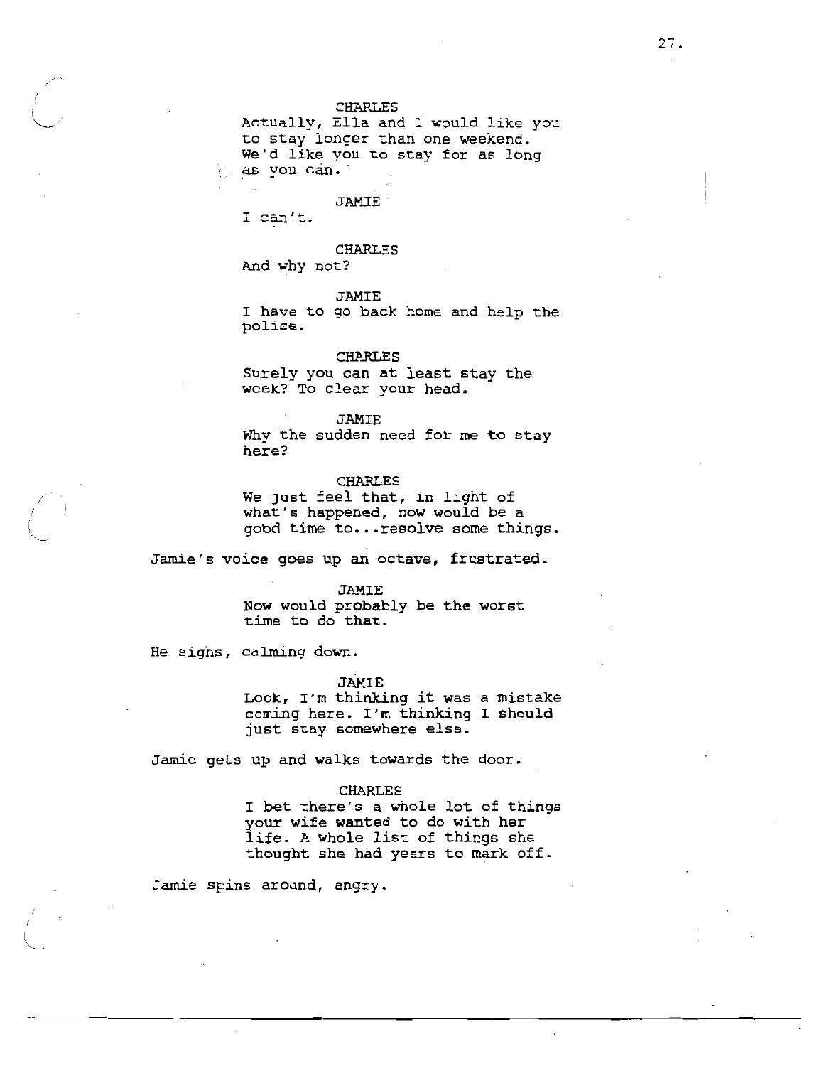CHARLES
Actually, Ella and I would like you to stay longer than one weekend. We'd like you to stay for as long as you can.

JAMIE
I can't.

CHARLES
And why not?

JAMIE
I have to go back home and help the police.

CHARLES
Surely you can at least stay the week? To clear your head.

JAMIE
Why the sudden need for me to stay here?

CHARLES
We just feel that, in light of what's happened, now would be a good time to...resolve some things.

Jamie's voice goes up an octave, frustrated.

JAMIE
Now would probably be the worst time to do that.

He sighs, calming down.

JAMIE
Look, I'm thinking it was a mistake coming here. I'm thinking I should just stay somewhere else.

Jamie gets up and walks towards the door.

CHARLES
I bet there's a whole lot of things your wife wanted to do with her life. A whole list of things she thought she had years to mark off.

Jamie spins around, angry.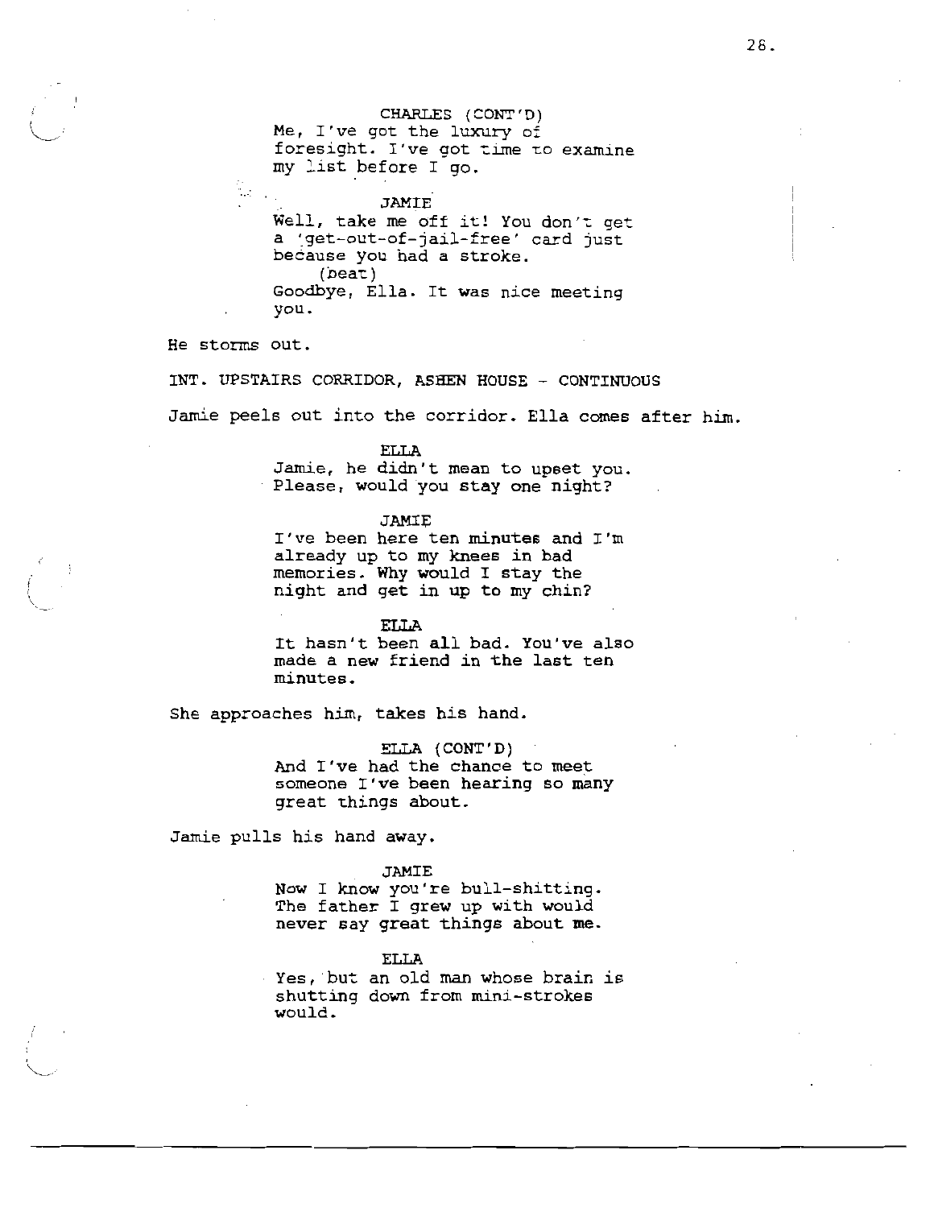CHARLES (CONT'D)
Me, I've got the luxury of foresight. I've got time to examine my list before I go.

JAMIE
Well, take me off it! You don't get a 'get-out-of-jail-free' card just because you had a stroke.
(beat)
Goodbye, Ella. It was nice meeting you.

He storms out.

INT. UPSTAIRS CORRIDOR, ASHEN HOUSE - CONTINUOUS

Jamie peels out into the corridor. Ella comes after him.

ELLA
Jamie, he didn't mean to upset you. Please, would you stay one night?

JAMIE
I've been here ten minutes and I'm already up to my knees in bad memories. Why would I stay the night and get in up to my chin?

ELLA
It hasn't been all bad. You've also made a new friend in the last ten minutes.

She approaches him, takes his hand.

ELLA (CONT'D)
And I've had the chance to meet someone I've been hearing so many great things about.

Jamie pulls his hand away.

JAMIE
Now I know you're bull-shitting. The father I grew up with would never say great things about me.

ELLA
Yes, but an old man whose brain is shutting down from mini-strokes would.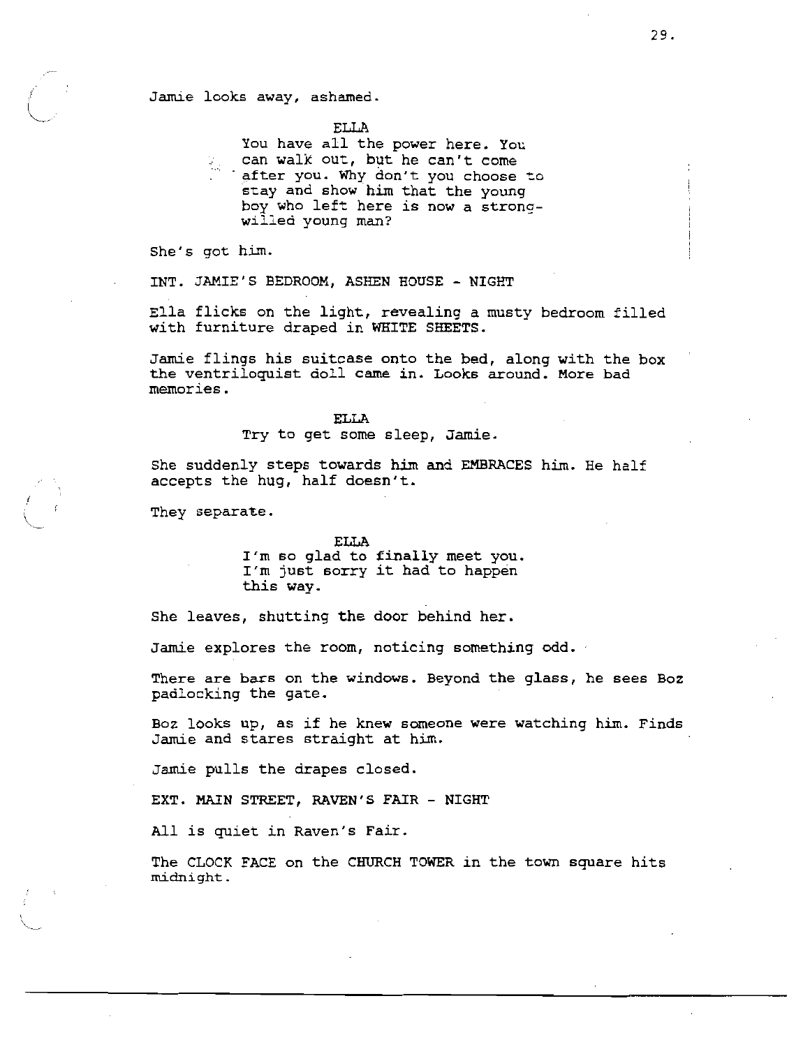Jamie looks away, ashamed.

ELLA

You have all the power here. You can walk out, but he can't come after you. Why don't you choose to stay and show him that the young boy who left here is now a strong-willed young man?

She's got him.

INT. JAMIE'S BEDROOM, ASHEN HOUSE - NIGHT

Ella flicks on the light, revealing a musty bedroom filled with furniture draped in WHITE SHEETS.

Jamie flings his suitcase onto the bed, along with the box the ventriloquist doll came in. Looks around. More bad memories.

ELLA

Try to get some sleep, Jamie.

She suddenly steps towards him and EMBRACES him. He half accepts the hug, half doesn't.

They separate.

ELLA

I'm so glad to finally meet you. I'm just sorry it had to happen this way.

She leaves, shutting the door behind her.

Jamie explores the room, noticing something odd.

There are bars on the windows. Beyond the glass, he sees Boz padlocking the gate.

Boz looks up, as if he knew someone were watching him. Finds Jamie and stares straight at him.

Jamie pulls the drapes closed.

EXT. MAIN STREET, RAVEN'S FAIR - NIGHT

All is quiet in Raven's Fair.

The CLOCK FACE on the CHURCH TOWER in the town square hits midnight.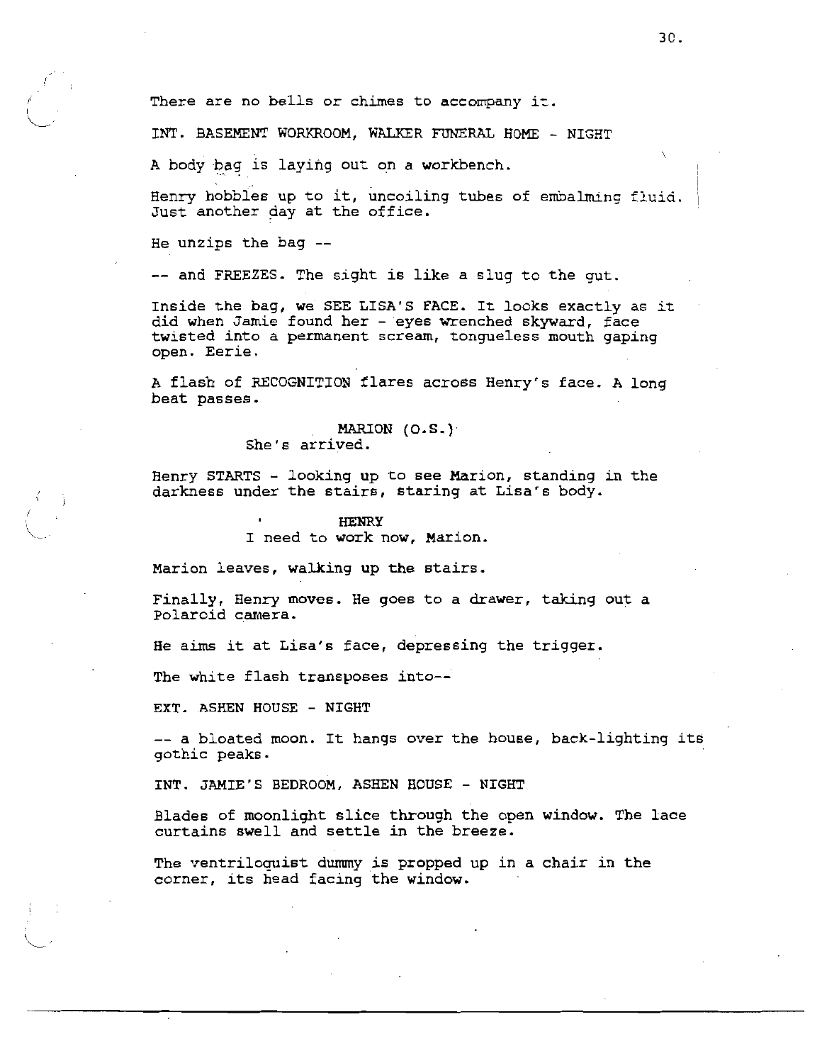There are no bells or chimes to accompany it.

INT. BASEMENT WORKROOM, WALKER FUNERAL HOME - NIGHT

A body bag is laying out on a workbench.

Henry hobbles up to it, uncoiling tubes of embalming fluid. Just another day at the office.

He unzips the bag --

-- and FREEZES. The sight is like a slug to the gut.

Inside the bag, we SEE LISA'S FACE. It looks exactly as it did when Jamie found her - eyes wrenched skyward, face twisted into a permanent scream, tongueless mouth gaping open. Eerie.

A flash of RECOGNITION flares across Henry's face. A long beat passes.

MARION (O.S.)
She's arrived.

Henry STARTS - looking up to see Marion, standing in the darkness under the stairs, staring at Lisa's body.

HENRY
I need to work now, Marion.

Marion leaves, walking up the stairs.

Finally, Henry moves. He goes to a drawer, taking out a Polaroid camera.

He aims it at Lisa's face, depressing the trigger.

The white flash transposes into--

EXT. ASHEN HOUSE - NIGHT

-- a bloated moon. It hangs over the house, back-lighting its gothic peaks.

INT. JAMIE'S BEDROOM, ASHEN HOUSE - NIGHT

Blades of moonlight slice through the open window. The lace curtains swell and settle in the breeze.

The ventriloquist dummy is propped up in a chair in the corner, its head facing the window.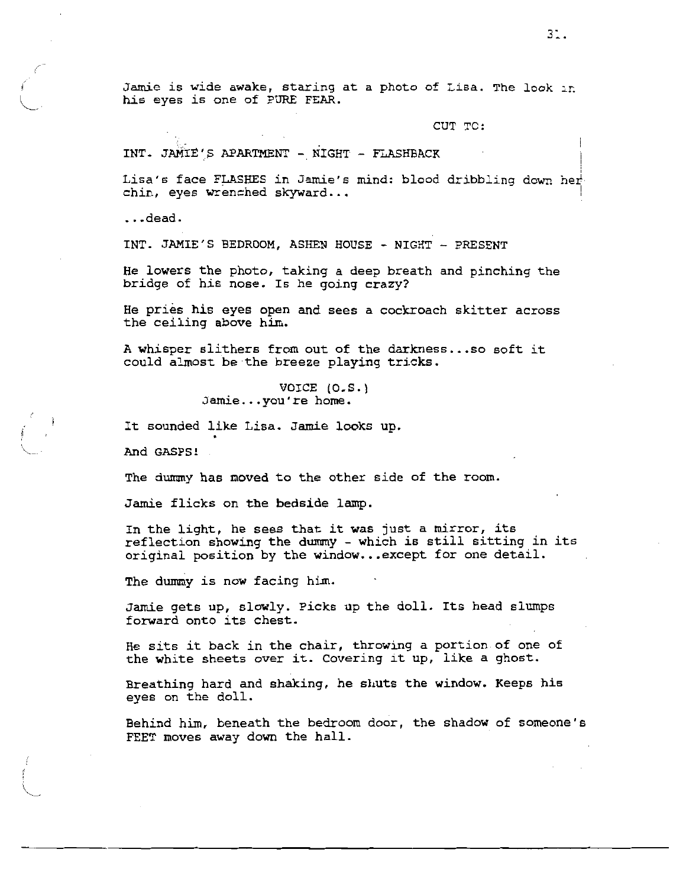Jamie is wide awake, staring at a photo of Lisa. The look in his eyes is one of PURE FEAR.

CUT TO:

INT. JAMIE'S APARTMENT - NIGHT - FLASHBACK

Lisa's face FLASHES in Jamie's mind: blood dribbling down her chin, eyes wrenched skyward...

...dead.

INT. JAMIE'S BEDROOM, ASHEN HOUSE - NIGHT - PRESENT

He lowers the photo, taking a deep breath and pinching the bridge of his nose. Is he going crazy?

He pries his eyes open and sees a cockroach skitter across the ceiling above him.

A whisper slithers from out of the darkness...so soft it could almost be the breeze playing tricks.

VOICE (O.S.)
Jamie...you're home.

It sounded like Lisa. Jamie looks up.

And GASPS!

The dummy has moved to the other side of the room.

Jamie flicks on the bedside lamp.

In the light, he sees that it was just a mirror, its reflection showing the dummy - which is still sitting in its original position by the window...except for one detail.

The dummy is now facing him.

Jamie gets up, slowly. Picks up the doll. Its head slumps forward onto its chest.

He sits it back in the chair, throwing a portion of one of the white sheets over it. Covering it up, like a ghost.

Breathing hard and shaking, he shuts the window. Keeps his eyes on the doll.

Behind him, beneath the bedroom door, the shadow of someone's FEET moves away down the hall.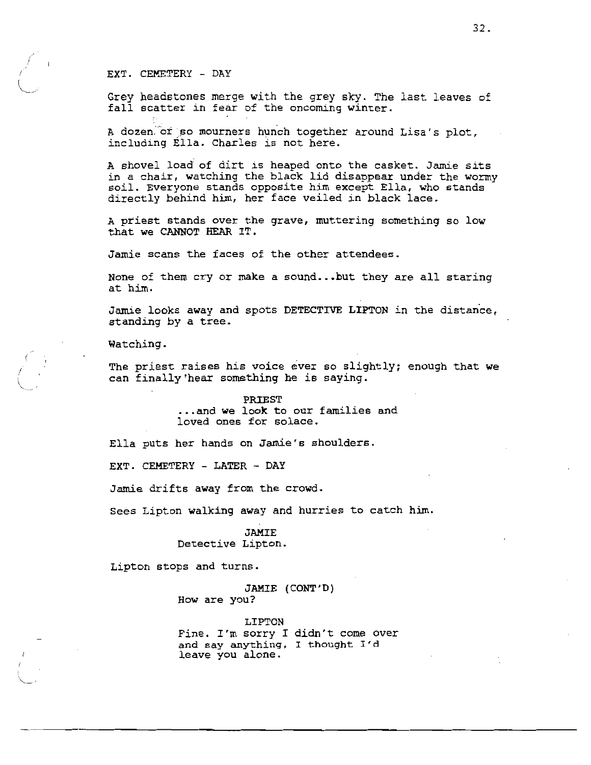EXT. CEMETERY - DAY

Grey headstones merge with the grey sky. The last leaves of fall scatter in fear of the oncoming winter.

A dozen or so mourners hunch together around Lisa's plot, including Ella. Charles is not here.

A shovel load of dirt is heaped onto the casket. Jamie sits in a chair, watching the black lid disappear under the wormy soil. Everyone stands opposite him except Ella, who stands directly behind him, her face veiled in black lace.

A priest stands over the grave, muttering something so low that we CANNOT HEAR IT.

Jamie scans the faces of the other attendees.

None of them cry or make a sound...but they are all staring at him.

Jamie looks away and spots DETECTIVE LIPTON in the distance, standing by a tree.

Watching.

The priest raises his voice ever so slightly; enough that we can finally hear something he is saying.

PRIEST
...and we look to our families and loved ones for solace.

Ella puts her hands on Jamie's shoulders.

EXT. CEMETERY - LATER - DAY

Jamie drifts away from the crowd.

Sees Lipton walking away and hurries to catch him.

JAMIE
Detective Lipton.

Lipton stops and turns.

JAMIE (CONT'D)
How are you?

LIPTON
Fine. I'm sorry I didn't come over and say anything, I thought I'd leave you alone.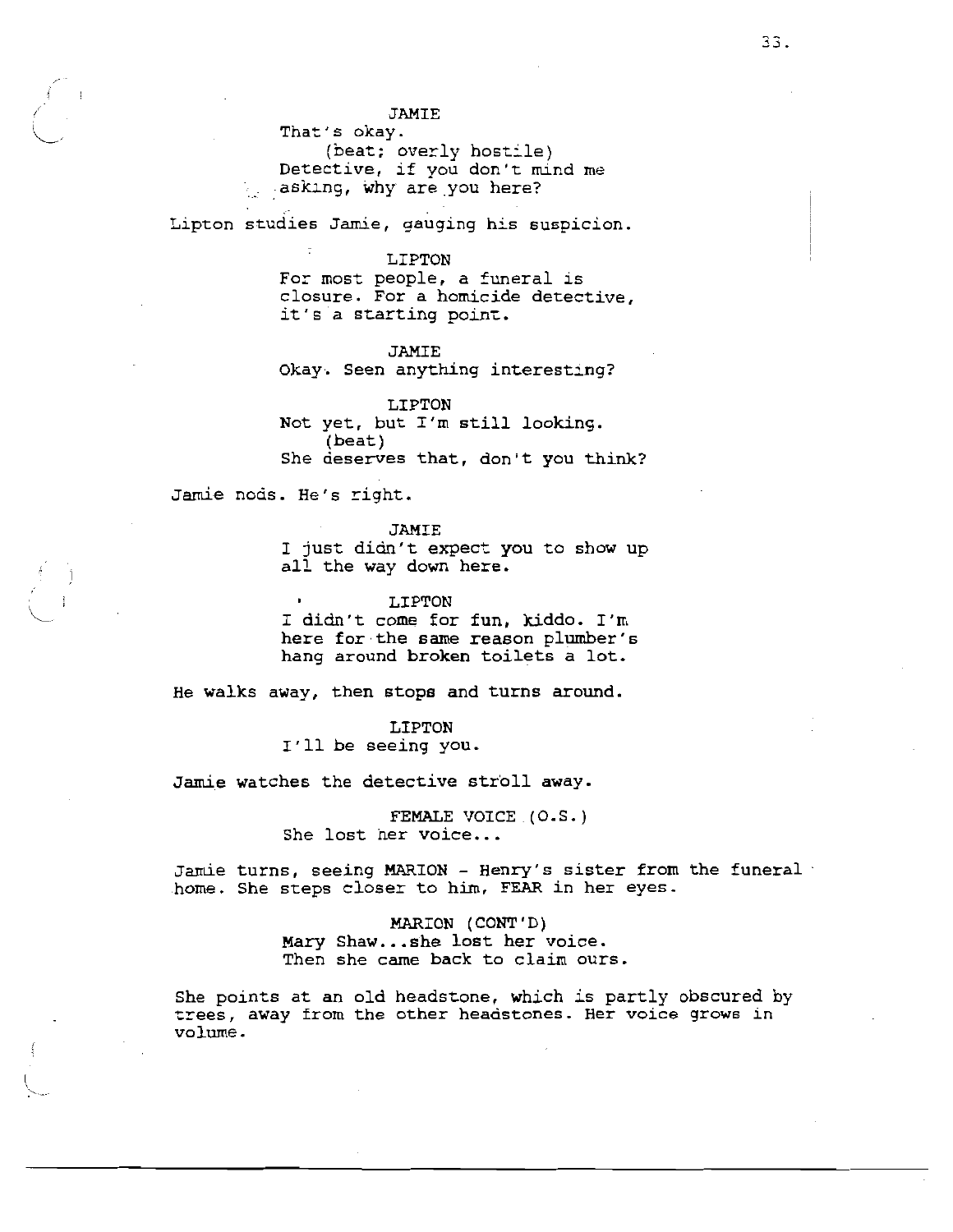JAMIE

That's okay.

(beat; overly hostile)

Detective, if you don't mind me asking, why are you here?

Lipton studies Jamie, gauging his suspicion.

LIPTON

For most people, a funeral is closure. For a homicide detective, it's a starting point.

JAMIE

Okay. Seen anything interesting?

LIPTON

Not yet, but I'm still looking.

(beat)

She deserves that, don't you think?

Jamie nods. He's right.

JAMIE

I just didn't expect you to show up all the way down here.

LIPTON

I didn't come for fun, kiddo. I'm here for the same reason plumber's hang around broken toilets a lot.

He walks away, then stops and turns around.

LIPTON

I'll be seeing you.

Jamie watches the detective stroll away.

FEMALE VOICE (O.S.)

She lost her voice...

Jamie turns, seeing MARION - Henry's sister from the funeral home. She steps closer to him, FEAR in her eyes.

MARION (CONT'D)

Mary Shaw...she lost her voice. Then she came back to claim ours.

She points at an old headstone, which is partly obscured by trees, away from the other headstones. Her voice grows in volume.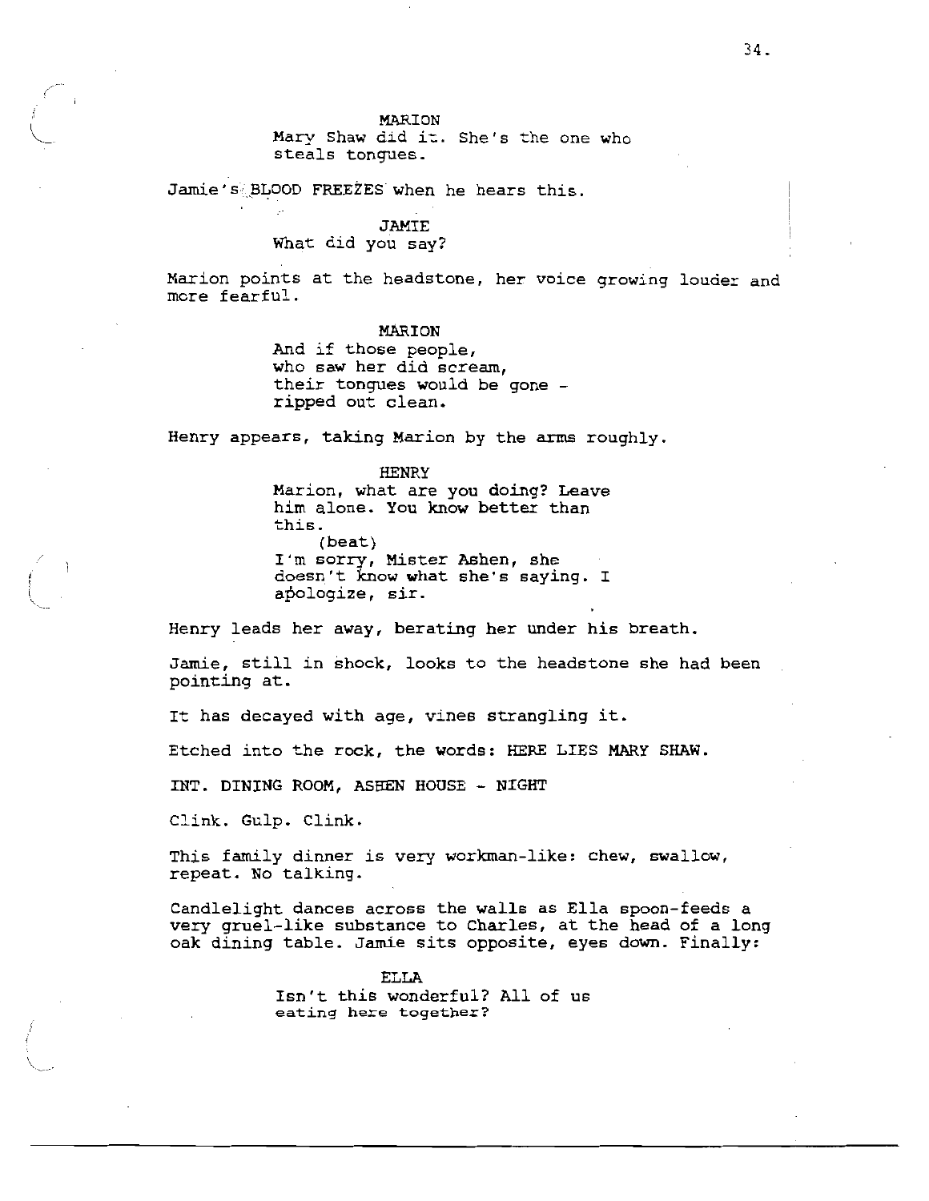MARION
Mary Shaw did it. She's the one who steals tongues.

Jamie's BLOOD FREEZES when he hears this.

JAMIE
What did you say?

Marion points at the headstone, her voice growing louder and more fearful.

MARION
And if those people,
who saw her did scream,
their tongues would be gone -
ripped out clean.

Henry appears, taking Marion by the arms roughly.

HENRY
Marion, what are you doing? Leave him alone. You know better than this.
(beat)
I'm sorry, Mister Ashen, she doesn't know what she's saying. I apologize, sir.

Henry leads her away, berating her under his breath.

Jamie, still in shock, looks to the headstone she had been pointing at.

It has decayed with age, vines strangling it.

Etched into the rock, the words: HERE LIES MARY SHAW.

INT. DINING ROOM, ASHEN HOUSE - NIGHT

Clink. Gulp. Clink.

This family dinner is very workman-like: chew, swallow, repeat. No talking.

Candlelight dances across the walls as Ella spoon-feeds a very gruel-like substance to Charles, at the head of a long oak dining table. Jamie sits opposite, eyes down. Finally:

ELLA
Isn't this wonderful? All of us eating here together?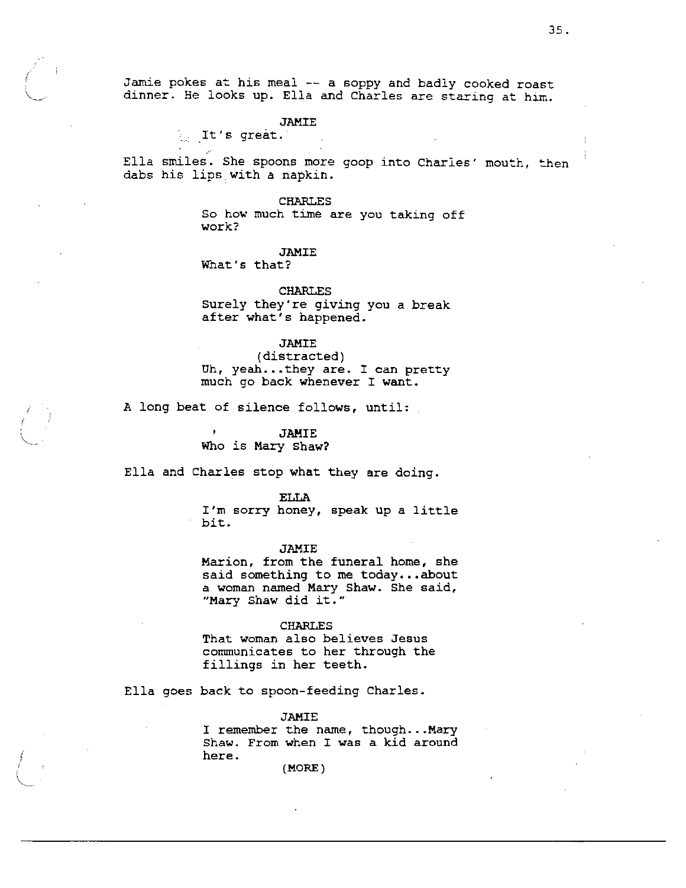Jamie pokes at his meal -- a soppy and badly cooked roast dinner. He looks up. Ella and Charles are staring at him.

JAMIE
It's great.

Ella smiles. She spoons more goop into Charles' mouth, then dabs his lips with a napkin.

CHARLES
So how much time are you taking off work?

JAMIE
What's that?

CHARLES
Surely they're giving you a break after what's happened.

JAMIE
(distracted)
Uh, yeah...they are. I can pretty much go back whenever I want.

A long beat of silence follows, until:

JAMIE
Who is Mary Shaw?

Ella and Charles stop what they are doing.

ELLA
I'm sorry honey, speak up a little bit.

JAMIE
Marion, from the funeral home, she said something to me today...about a woman named Mary Shaw. She said, "Mary Shaw did it."

CHARLES
That woman also believes Jesus communicates to her through the fillings in her teeth.

Ella goes back to spoon-feeding Charles.

JAMIE
I remember the name, though...Mary Shaw. From when I was a kid around here.
(MORE)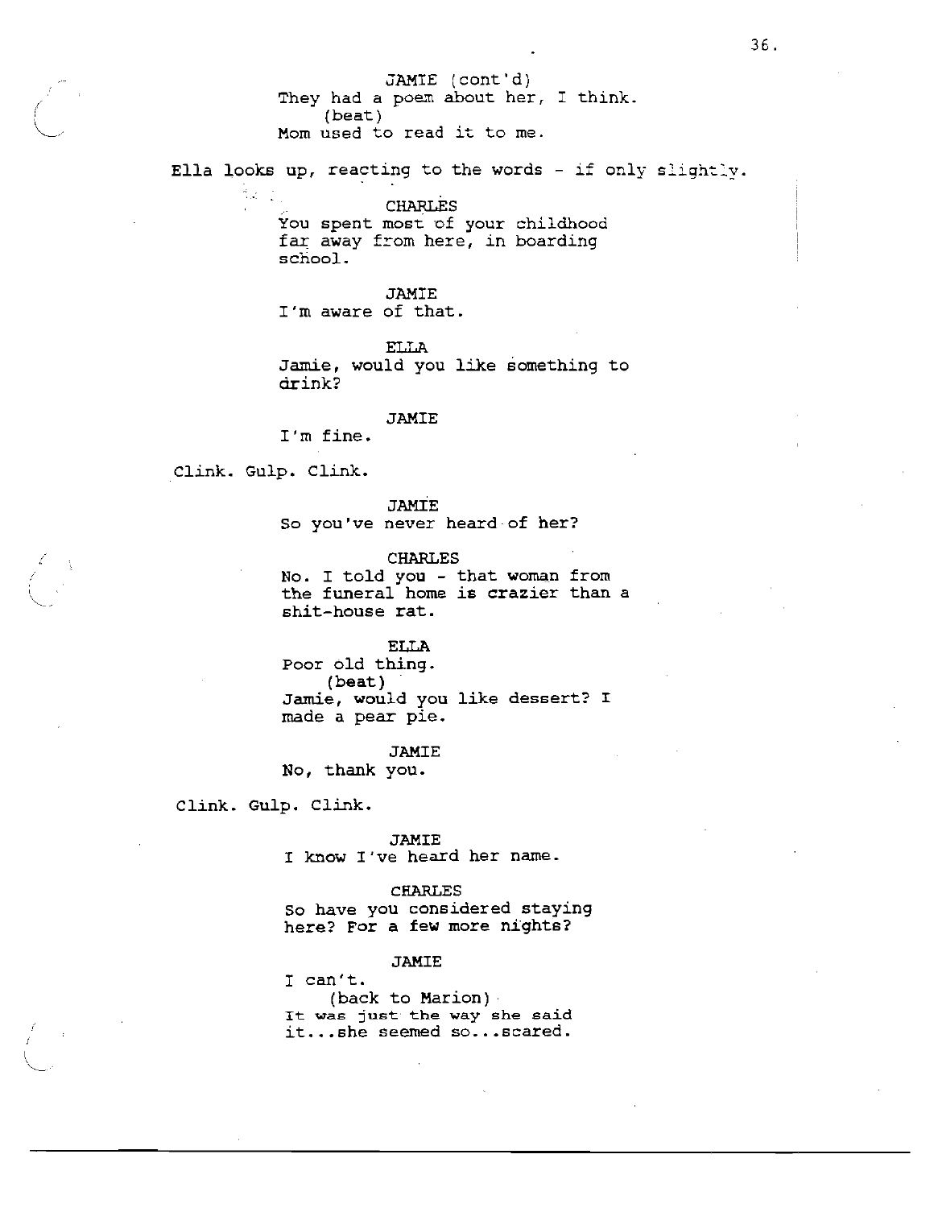JAMIE (cont'd)
They had a poem about her, I think.
(beat)
Mom used to read it to me.

Ella looks up, reacting to the words - if only slightly.

CHARLES
You spent most of your childhood far away from here, in boarding school.

JAMIE
I'm aware of that.

ELLA
Jamie, would you like something to drink?

JAMIE
I'm fine.

Clink. Gulp. Clink.

JAMIE
So you've never heard of her?

CHARLES
No. I told you - that woman from the funeral home is crazier than a shit-house rat.

ELLA
Poor old thing.
(beat)
Jamie, would you like dessert? I made a pear pie.

JAMIE
No, thank you.

Clink. Gulp. Clink.

JAMIE
I know I've heard her name.

CHARLES
So have you considered staying here? For a few more nights?

JAMIE
I can't.
(back to Marion)
It was just the way she said it...she seemed so...scared.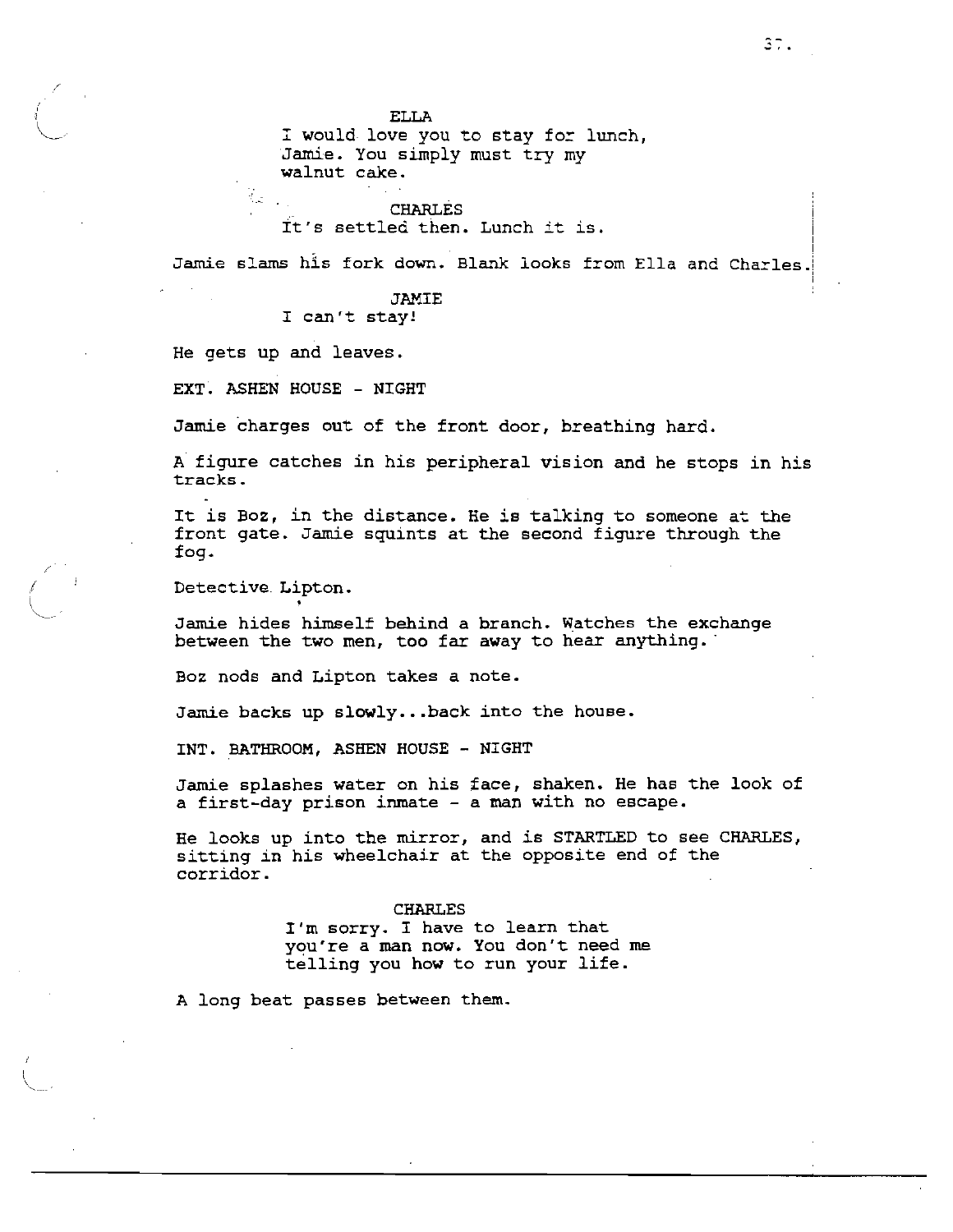ELLA
I would love you to stay for lunch, Jamie. You simply must try my walnut cake.

CHARLES
It's settled then. Lunch it is.

Jamie slams his fork down. Blank looks from Ella and Charles.

JAMIE
I can't stay!

He gets up and leaves.

EXT. ASHEN HOUSE - NIGHT

Jamie charges out of the front door, breathing hard.

A figure catches in his peripheral vision and he stops in his tracks.

It is Boz, in the distance. He is talking to someone at the front gate. Jamie squints at the second figure through the fog.

Detective Lipton.

Jamie hides himself behind a branch. Watches the exchange between the two men, too far away to hear anything.

Boz nods and Lipton takes a note.

Jamie backs up slowly...back into the house.

INT. BATHROOM, ASHEN HOUSE - NIGHT

Jamie splashes water on his face, shaken. He has the look of a first-day prison inmate - a man with no escape.

He looks up into the mirror, and is STARTLED to see CHARLES, sitting in his wheelchair at the opposite end of the corridor.

CHARLES
I'm sorry. I have to learn that you're a man now. You don't need me telling you how to run your life.

A long beat passes between them.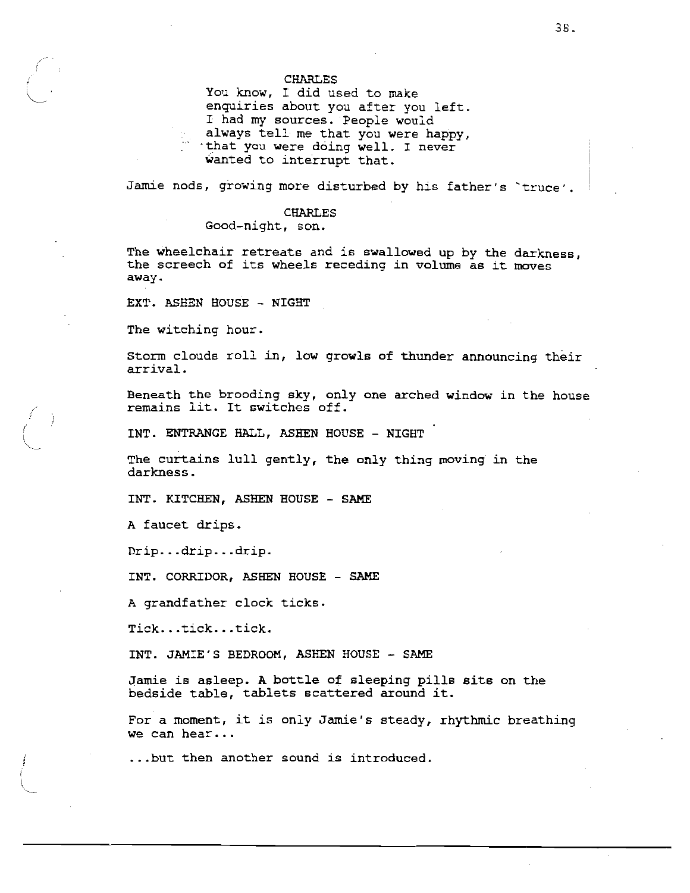CHARLES

You know, I did used to make enquiries about you after you left. I had my sources. People would always tell me that you were happy, that you were doing well. I never wanted to interrupt that.

Jamie nods, growing more disturbed by his father's `truce'.

CHARLES

Good-night, son.

The wheelchair retreats and is swallowed up by the darkness, the screech of its wheels receding in volume as it moves away.

EXT. ASHEN HOUSE - NIGHT

The witching hour.

Storm clouds roll in, low growls of thunder announcing their arrival.

Beneath the brooding sky, only one arched window in the house remains lit. It switches off.

INT. ENTRANCE HALL, ASHEN HOUSE - NIGHT

The curtains lull gently, the only thing moving in the darkness.

INT. KITCHEN, ASHEN HOUSE - SAME

A faucet drips.

Drip...drip...drip.

INT. CORRIDOR, ASHEN HOUSE - SAME

A grandfather clock ticks.

Tick...tick...tick.

INT. JAMIE'S BEDROOM, ASHEN HOUSE - SAME

Jamie is asleep. A bottle of sleeping pills sits on the bedside table, tablets scattered around it.

For a moment, it is only Jamie's steady, rhythmic breathing we can hear...

...but then another sound is introduced.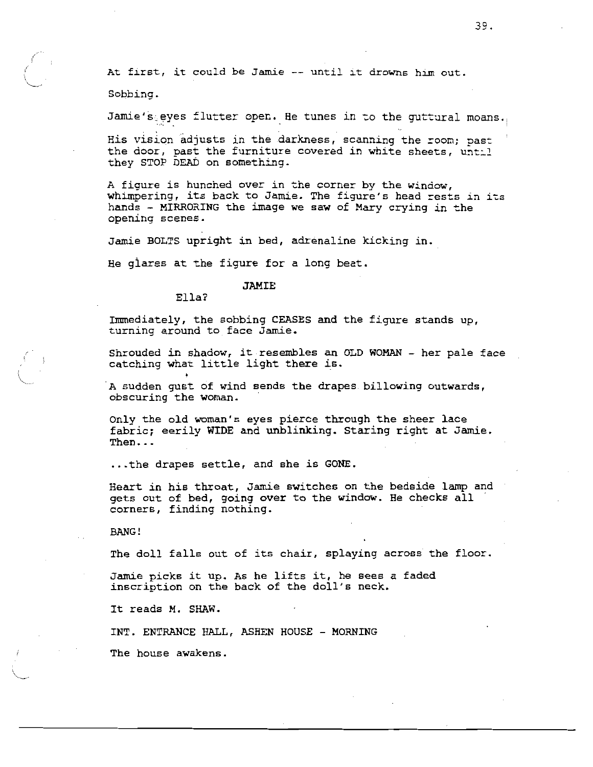At first, it could be Jamie -- until it drowns him out.

Sobbing.

Jamie's eyes flutter open. He tunes in to the guttural moans.

His vision adjusts in the darkness, scanning the room; past the door, past the furniture covered in white sheets, until they STOP DEAD on something.

A figure is hunched over in the corner by the window, whimpering, its back to Jamie. The figure's head rests in its hands - MIRRORING the image we saw of Mary crying in the opening scenes.

Jamie BOLTS upright in bed, adrenaline kicking in.

He glares at the figure for a long beat.

JAMIE

Ella?

Immediately, the sobbing CEASES and the figure stands up, turning around to face Jamie.

Shrouded in shadow, it resembles an OLD WOMAN - her pale face catching what little light there is.

A sudden gust of wind sends the drapes billowing outwards, obscuring the woman.

Only the old woman's eyes pierce through the sheer lace fabric; eerily WIDE and unblinking. Staring right at Jamie. Then...

...the drapes settle, and she is GONE.

Heart in his throat, Jamie switches on the bedside lamp and gets out of bed, going over to the window. He checks all corners, finding nothing.

BANG!

The doll falls out of its chair, splaying across the floor.

Jamie picks it up. As he lifts it, he sees a faded inscription on the back of the doll's neck.

It reads M. SHAW.

INT. ENTRANCE HALL, ASHEN HOUSE - MORNING

The house awakens.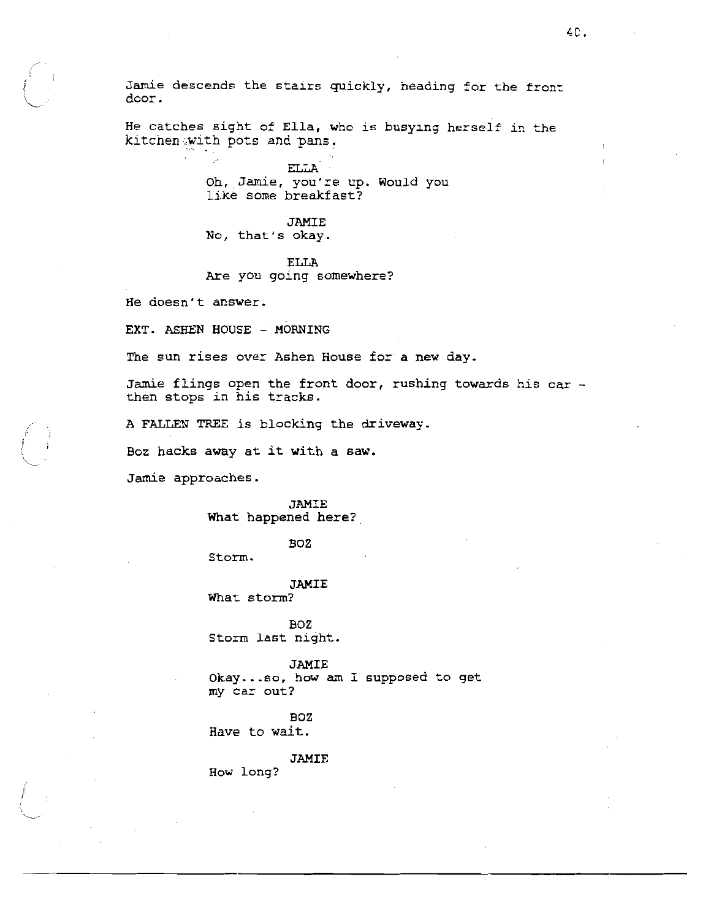Jamie descends the stairs quickly, heading for the front door.

He catches sight of Ella, who is busying herself in the kitchen with pots and pans.

ELLA
Oh, Jamie, you're up. Would you like some breakfast?

JAMIE
No, that's okay.

ELLA
Are you going somewhere?

He doesn't answer.

EXT. ASHEN HOUSE - MORNING

The sun rises over Ashen House for a new day.

Jamie flings open the front door, rushing towards his car - then stops in his tracks.

A FALLEN TREE is blocking the driveway.

Boz hacks away at it with a saw.

Jamie approaches.

JAMIE
What happened here?

BOZ
Storm.

JAMIE
What storm?

BOZ
Storm last night.

JAMIE
Okay...so, how am I supposed to get my car out?

BOZ
Have to wait.

JAMIE
How long?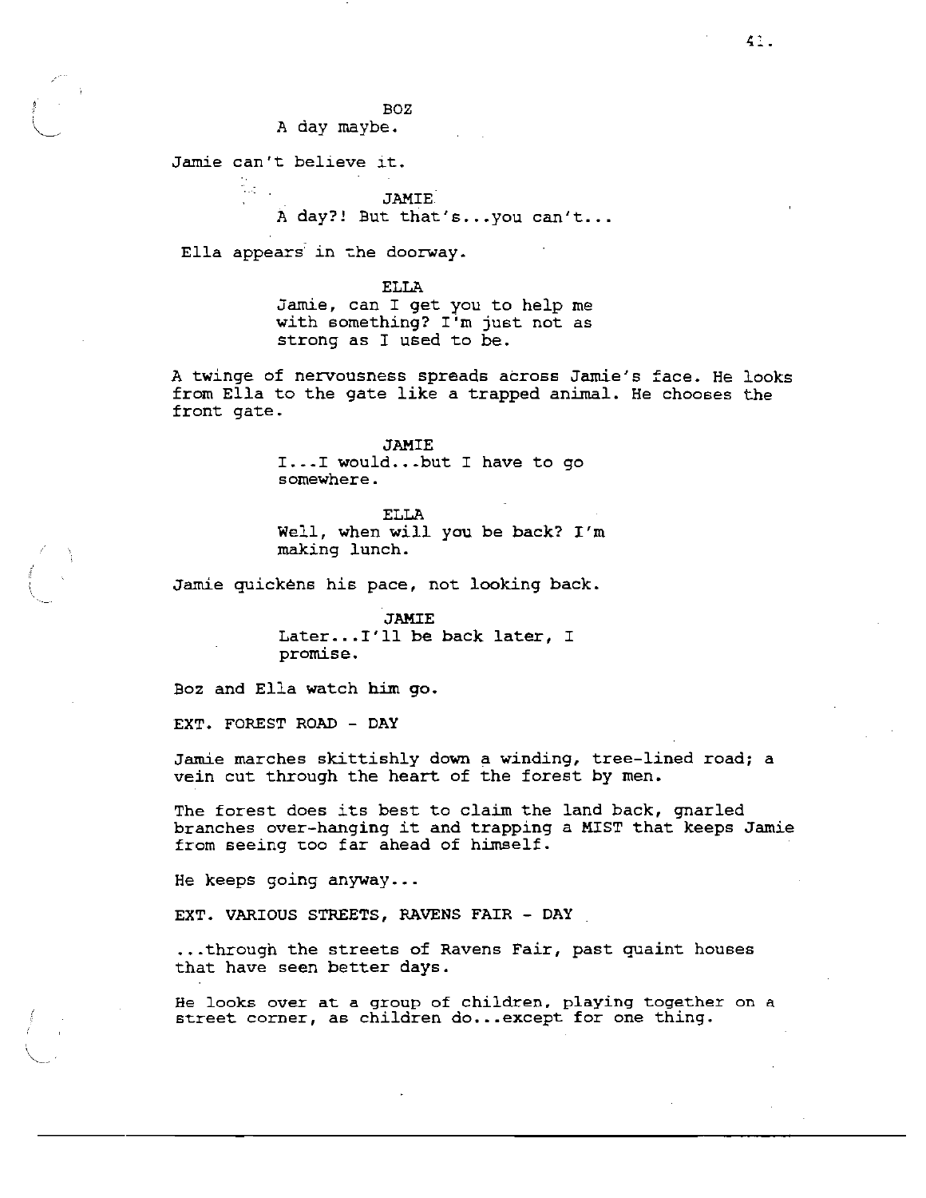BOZ

A day maybe.

Jamie can't believe it.

JAMIE

A day?! But that's...you can't...

Ella appears in the doorway.

ELLA

Jamie, can I get you to help me with something? I'm just not as strong as I used to be.

A twinge of nervousness spreads across Jamie's face. He looks from Ella to the gate like a trapped animal. He chooses the front gate.

JAMIE

I...I would...but I have to go somewhere.

ELLA

Well, when will you be back? I'm making lunch.

Jamie quickens his pace, not looking back.

JAMIE

Later...I'll be back later, I promise.

Boz and Ella watch him go.

EXT. FOREST ROAD - DAY

Jamie marches skittishly down a winding, tree-lined road; a vein cut through the heart of the forest by men.

The forest does its best to claim the land back, gnarled branches over-hanging it and trapping a MIST that keeps Jamie from seeing too far ahead of himself.

He keeps going anyway...

EXT. VARIOUS STREETS, RAVENS FAIR - DAY

...through the streets of Ravens Fair, past quaint houses that have seen better days.

He looks over at a group of children, playing together on a street corner, as children do...except for one thing.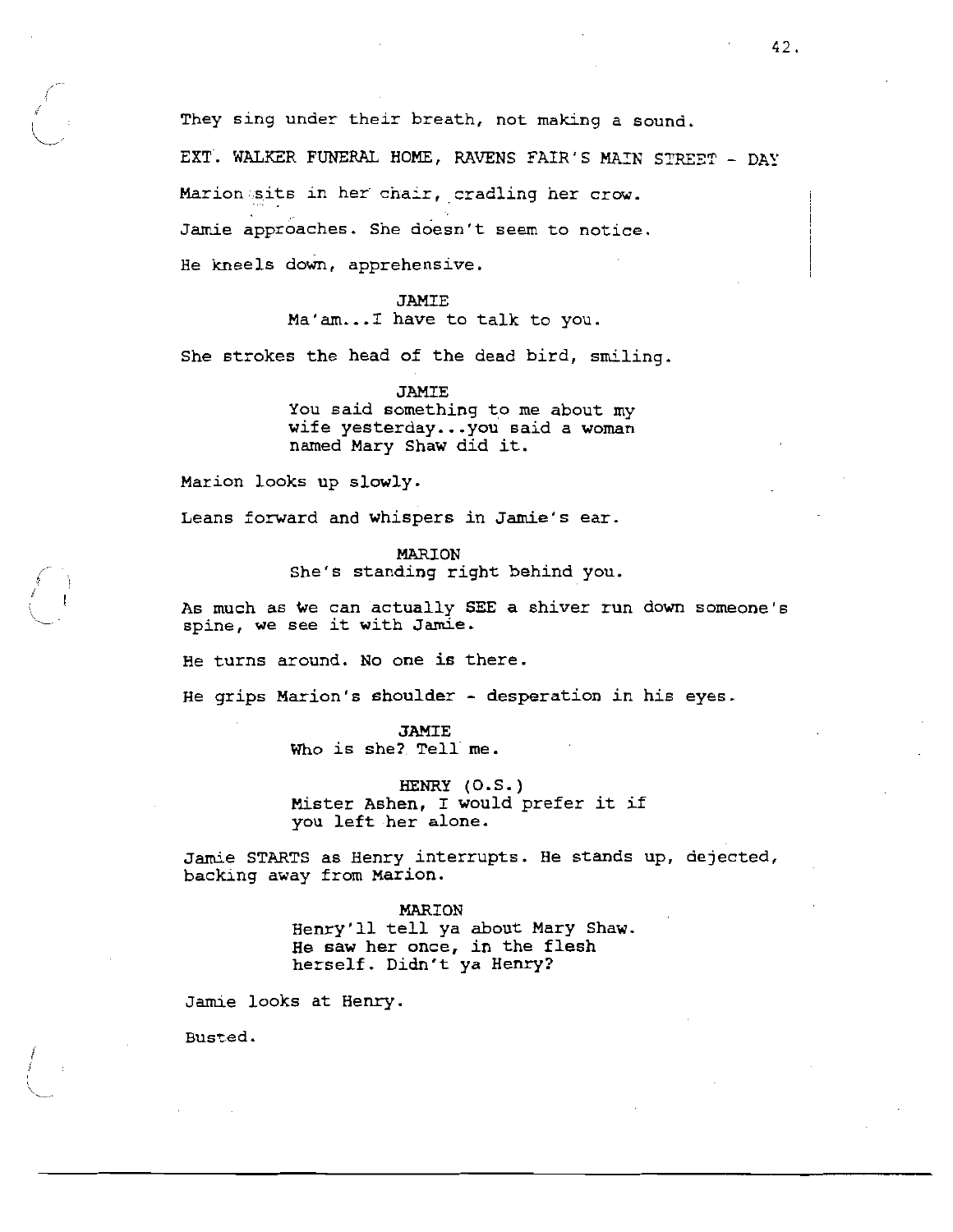They sing under their breath, not making a sound.

EXT. WALKER FUNERAL HOME, RAVENS FAIR'S MAIN STREET - DAY

Marion sits in her chair, cradling her crow.

Jamie approaches. She doesn't seem to notice.

He kneels down, apprehensive.

JAMIE
Ma'am...I have to talk to you.

She strokes the head of the dead bird, smiling.

JAMIE
You said something to me about my wife yesterday...you said a woman named Mary Shaw did it.

Marion looks up slowly.

Leans forward and whispers in Jamie's ear.

MARION
She's standing right behind you.

As much as we can actually SEE a shiver run down someone's spine, we see it with Jamie.

He turns around. No one is there.

He grips Marion's shoulder - desperation in his eyes.

JAMIE
Who is she? Tell me.

HENRY (O.S.)
Mister Ashen, I would prefer it if you left her alone.

Jamie STARTS as Henry interrupts. He stands up, dejected, backing away from Marion.

MARION
Henry'll tell ya about Mary Shaw. He saw her once, in the flesh herself. Didn't ya Henry?

Jamie looks at Henry.

Busted.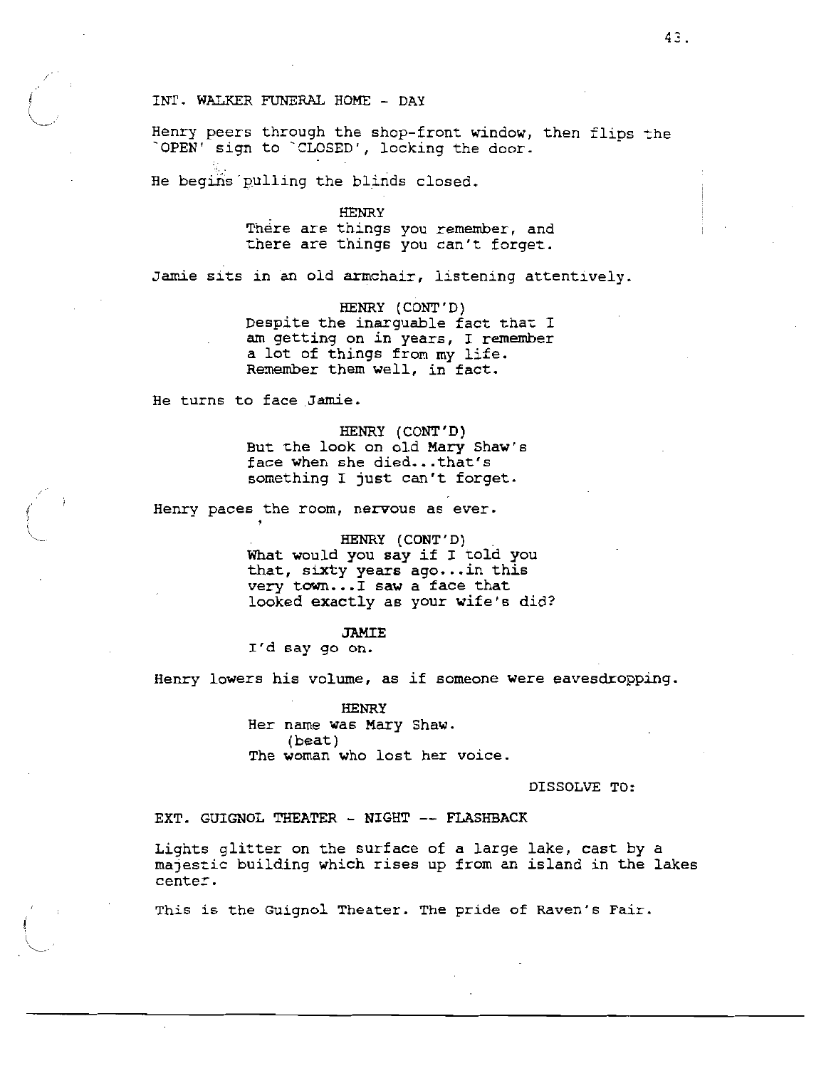INT. WALKER FUNERAL HOME - DAY

Henry peers through the shop-front window, then flips the `OPEN' sign to `CLOSED', locking the door.

He begins pulling the blinds closed.

HENRY
There are things you remember, and there are things you can't forget.

Jamie sits in an old armchair, listening attentively.

HENRY (CONT'D)
Despite the inarguable fact that I am getting on in years, I remember a lot of things from my life. Remember them well, in fact.

He turns to face Jamie.

HENRY (CONT'D)
But the look on old Mary Shaw's face when she died...that's something I just can't forget.

Henry paces the room, nervous as ever.

HENRY (CONT'D)
What would you say if I told you that, sixty years ago...in this very town...I saw a face that looked exactly as your wife's did?

JAMIE
I'd say go on.

Henry lowers his volume, as if someone were eavesdropping.

HENRY
Her name was Mary Shaw.
(beat)
The woman who lost her voice.

DISSOLVE TO:

EXT. GUIGNOL THEATER - NIGHT -- FLASHBACK

Lights glitter on the surface of a large lake, cast by a majestic building which rises up from an island in the lakes center.

This is the Guignol Theater. The pride of Raven's Fair.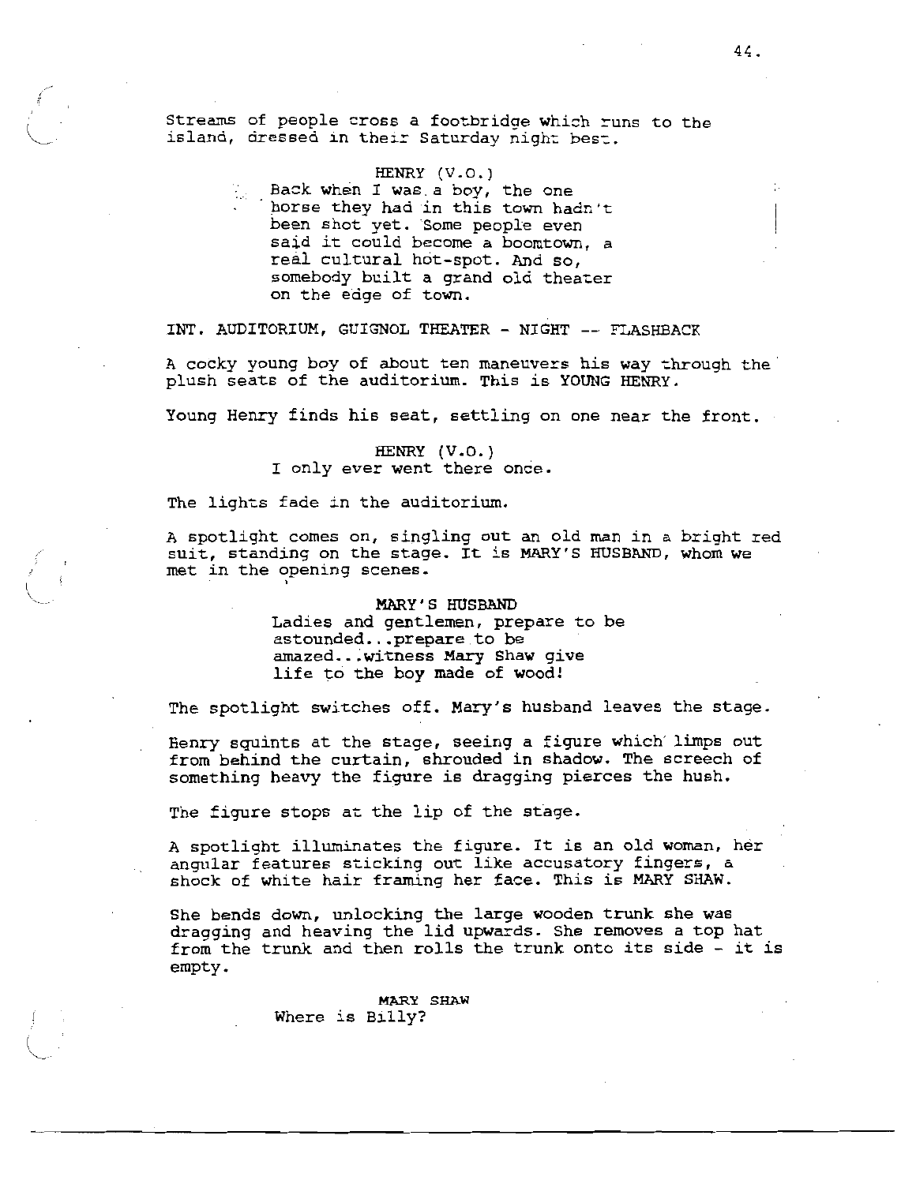Streams of people cross a footbridge which runs to the island, dressed in their Saturday night best.

HENRY (V.O.)
Back when I was a boy, the one horse they had in this town hadn't been shot yet. Some people even said it could become a boomtown, a real cultural hot-spot. And so, somebody built a grand old theater on the edge of town.

INT. AUDITORIUM, GUIGNOL THEATER - NIGHT -- FLASHBACK

A cocky young boy of about ten maneuvers his way through the plush seats of the auditorium. This is YOUNG HENRY.

Young Henry finds his seat, settling on one near the front.

HENRY (V.O.)
I only ever went there once.

The lights fade in the auditorium.

A spotlight comes on, singling out an old man in a bright red suit, standing on the stage. It is MARY'S HUSBAND, whom we met in the opening scenes.

MARY'S HUSBAND
Ladies and gentlemen, prepare to be astounded...prepare to be amazed...witness Mary Shaw give life to the boy made of wood!

The spotlight switches off. Mary's husband leaves the stage.

Henry squints at the stage, seeing a figure which limps out from behind the curtain, shrouded in shadow. The screech of something heavy the figure is dragging pierces the hush.

The figure stops at the lip of the stage.

A spotlight illuminates the figure. It is an old woman, her angular features sticking out like accusatory fingers, a shock of white hair framing her face. This is MARY SHAW.

She bends down, unlocking the large wooden trunk she was dragging and heaving the lid upwards. She removes a top hat from the trunk and then rolls the trunk onto its side - it is empty.

MARY SHAW
Where is Billy?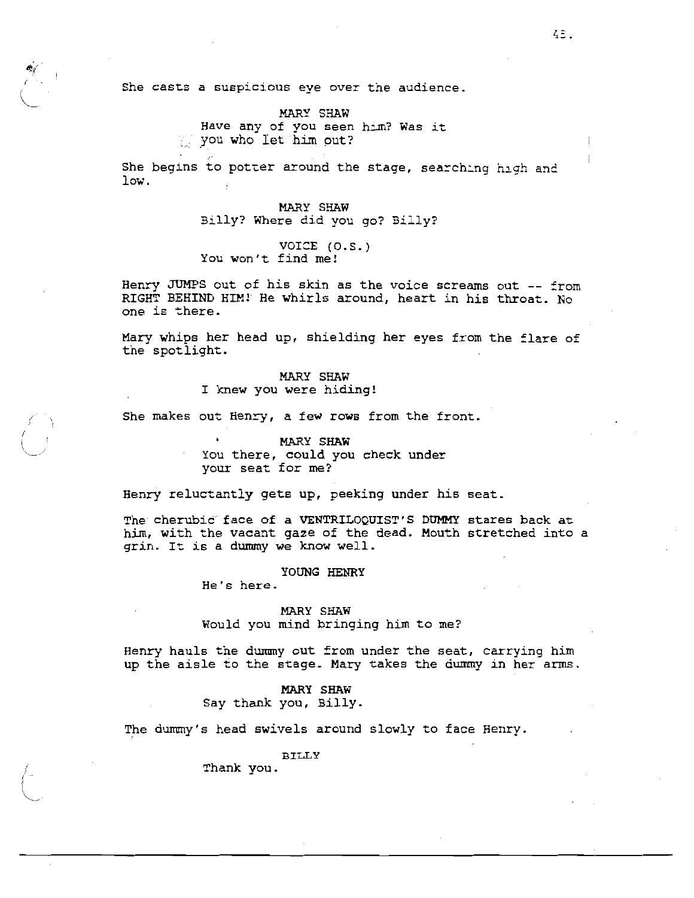She casts a suspicious eye over the audience.

MARY SHAW
Have any of you seen him? Was it you who let him out?

She begins to potter around the stage, searching high and low.

MARY SHAW
Billy? Where did you go? Billy?

VOICE (O.S.)
You won't find me!

Henry JUMPS out of his skin as the voice screams out -- from RIGHT BEHIND HIM! He whirls around, heart in his throat. No one is there.

Mary whips her head up, shielding her eyes from the flare of the spotlight.

MARY SHAW
I knew you were hiding!

She makes out Henry, a few rows from the front.

MARY SHAW
You there, could you check under your seat for me?

Henry reluctantly gets up, peeking under his seat.

The cherubic face of a VENTRILOQUIST'S DUMMY stares back at him, with the vacant gaze of the dead. Mouth stretched into a grin. It is a dummy we know well.

YOUNG HENRY
He's here.

MARY SHAW
Would you mind bringing him to me?

Henry hauls the dummy out from under the seat, carrying him up the aisle to the stage. Mary takes the dummy in her arms.

MARY SHAW
Say thank you, Billy.

The dummy's head swivels around slowly to face Henry.

BILLY
Thank you.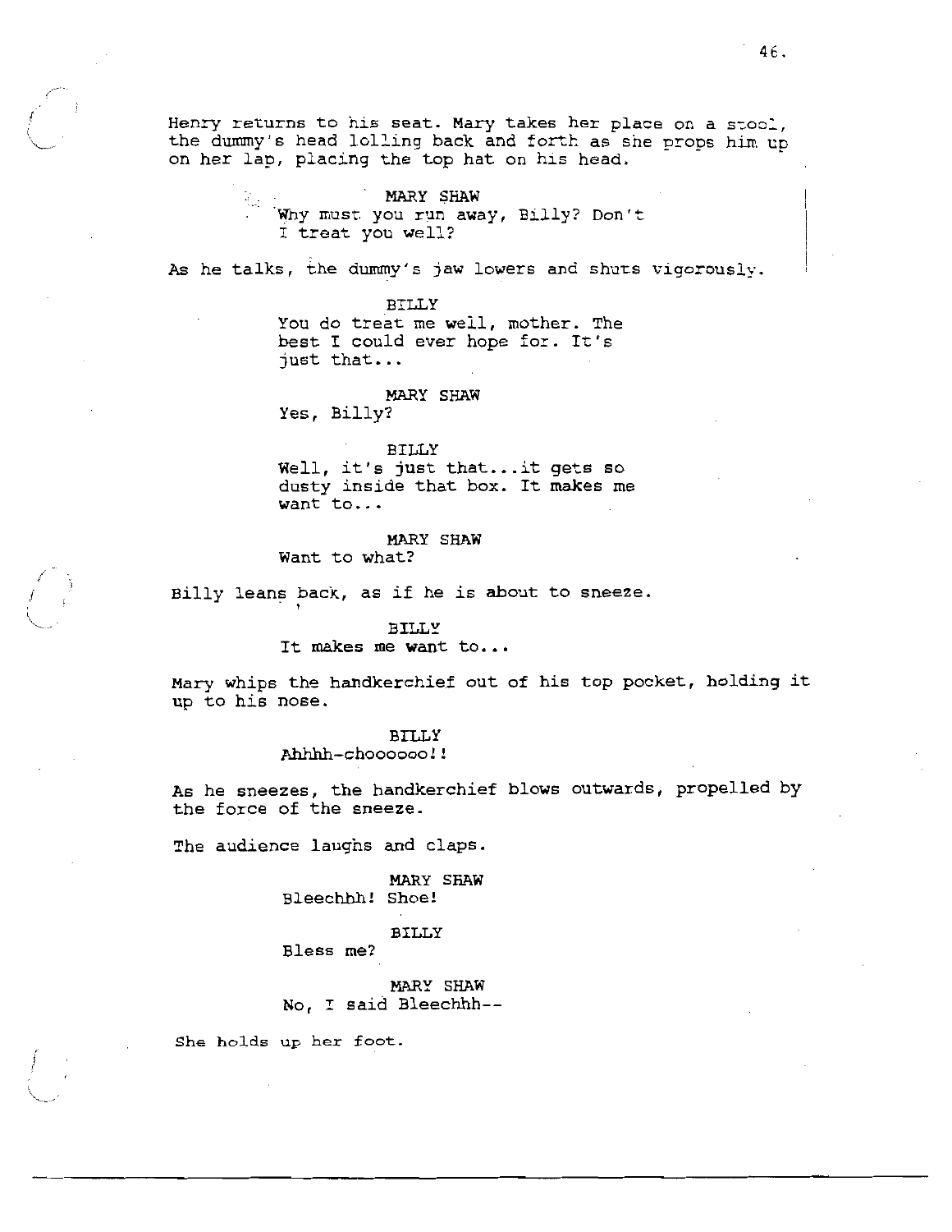Henry returns to his seat. Mary takes her place on a stool, the dummy's head lolling back and forth as she props him up on her lap, placing the top hat on his head.

MARY SHAW
Why must you run away, Billy? Don't I treat you well?

As he talks, the dummy's jaw lowers and shuts vigorously.

BILLY
You do treat me well, mother. The best I could ever hope for. It's just that...

MARY SHAW
Yes, Billy?

BILLY
Well, it's just that...it gets so dusty inside that box. It makes me want to...

MARY SHAW
Want to what?

Billy leans back, as if he is about to sneeze.

BILLY
It makes me want to...

Mary whips the handkerchief out of his top pocket, holding it up to his nose.

BILLY
Ahhhh-chooooooo!!

As he sneezes, the handkerchief blows outwards, propelled by the force of the sneeze.

The audience laughs and claps.

MARY SHAW
Bleechhh! Shoe!

BILLY
Bless me?

MARY SHAW
No, I said Bleechhh--

She holds up her foot.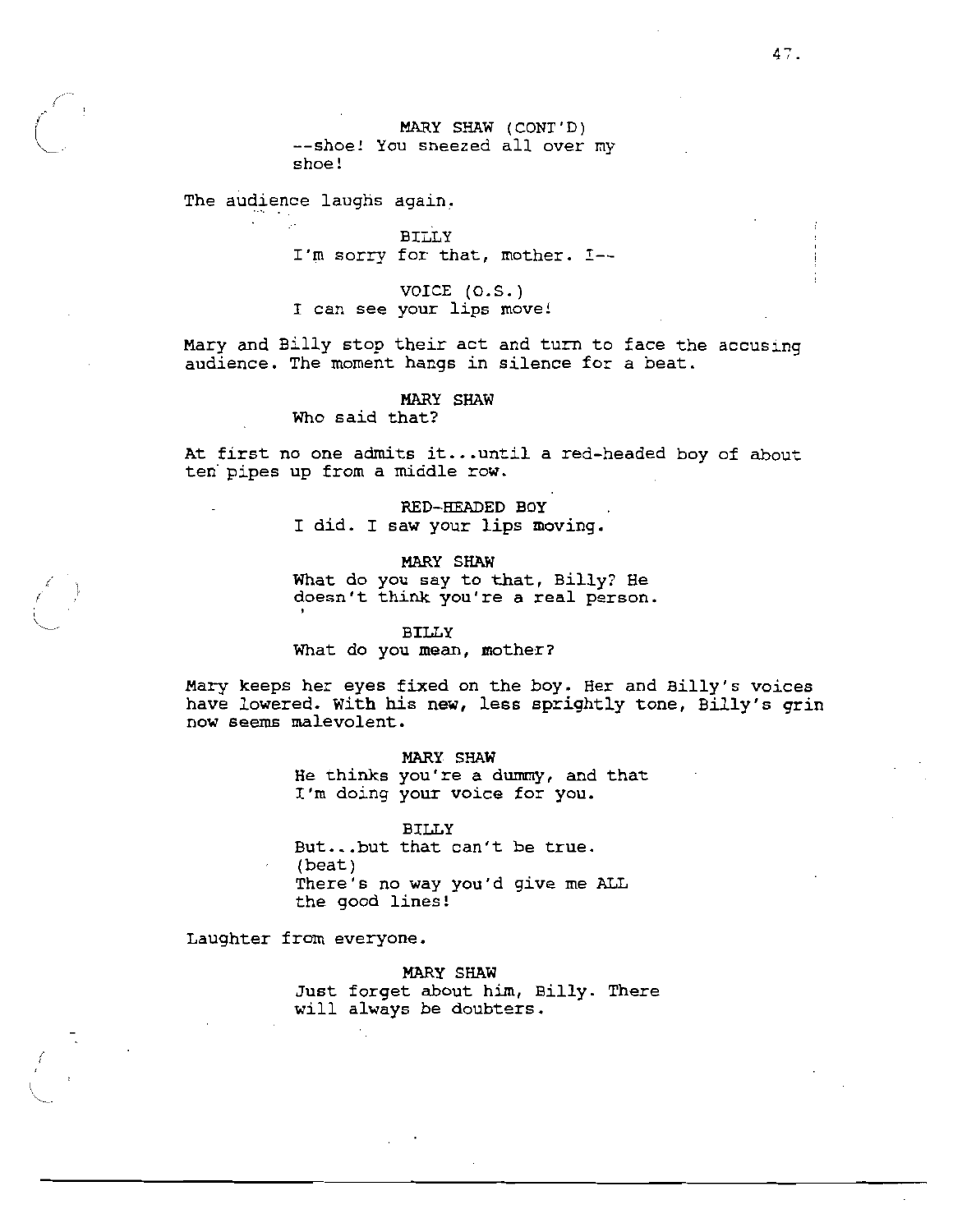MARY SHAW (CONT'D)
--shoe! You sneezed all over my shoe!

The audience laughs again.

BILLY
I'm sorry for that, mother. I--

VOICE (O.S.)
I can see your lips move!

Mary and Billy stop their act and turn to face the accusing audience. The moment hangs in silence for a beat.

MARY SHAW
Who said that?

At first no one admits it...until a red-headed boy of about ten pipes up from a middle row.

RED-HEADED BOY
I did. I saw your lips moving.

MARY SHAW
What do you say to that, Billy? He doesn't think you're a real person.

BILLY
What do you mean, mother?

Mary keeps her eyes fixed on the boy. Her and Billy's voices have lowered. With his new, less sprightly tone, Billy's grin now seems malevolent.

MARY SHAW
He thinks you're a dummy, and that I'm doing your voice for you.

BILLY
But...but that can't be true.
(beat)
There's no way you'd give me ALL the good lines!

Laughter from everyone.

MARY SHAW
Just forget about him, Billy. There will always be doubters.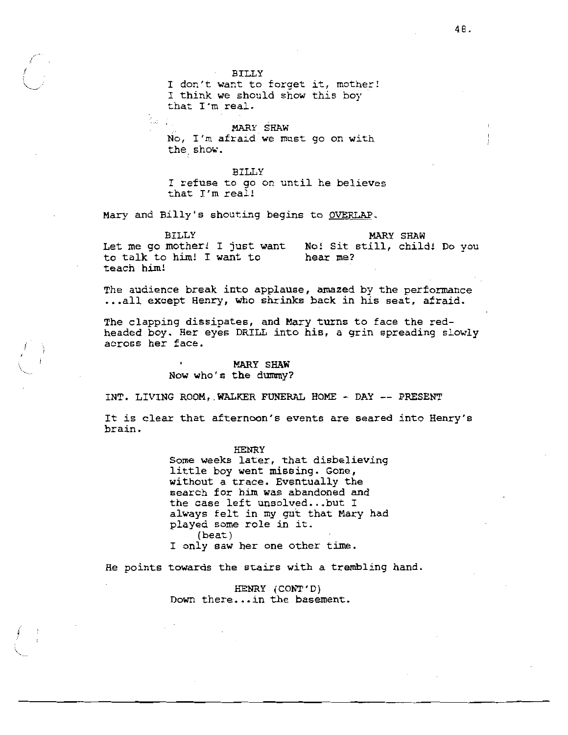BILLY
I don't want to forget it, mother! I think we should show this boy that I'm real.

MARY SHAW
No, I'm afraid we must go on with the show.

BILLY
I refuse to go on until he believes that I'm real!

Mary and Billy's shouting begins to OVERLAP.

BILLY
Let me go mother! I just want to talk to him! I want to teach him!

MARY SHAW
No! Sit still, child! Do you hear me?

The audience break into applause, amazed by the performance ...all except Henry, who shrinks back in his seat, afraid.

The clapping dissipates, and Mary turns to face the red-headed boy. Her eyes DRILL into his, a grin spreading slowly across her face.

MARY SHAW
Now who's the dummy?

INT. LIVING ROOM, WALKER FUNERAL HOME - DAY -- PRESENT

It is clear that afternoon's events are seared into Henry's brain.

HENRY
Some weeks later, that disbelieving little boy went missing. Gone, without a trace. Eventually the search for him was abandoned and the case left unsolved...but I always felt in my gut that Mary had played some role in it.
(beat)
I only saw her one other time.

He points towards the stairs with a trembling hand.

HENRY (CONT'D)
Down there...in the basement.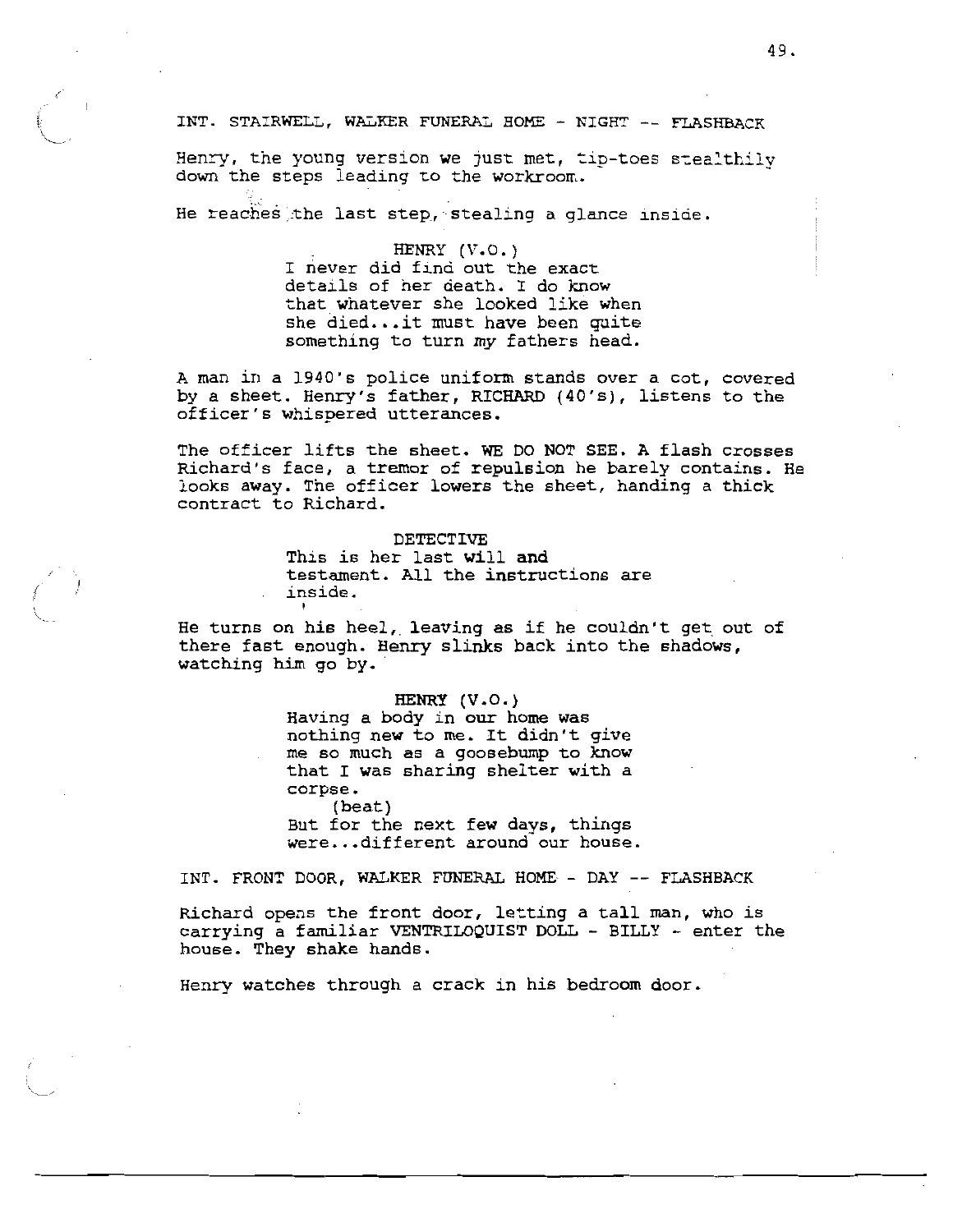INT. STAIRWELL, WALKER FUNERAL HOME - NIGHT -- FLASHBACK

Henry, the young version we just met, tip-toes stealthily down the steps leading to the workroom.

He reaches the last step, stealing a glance inside.

HENRY (V.O.)
I never did find out the exact details of her death. I do know that whatever she looked like when she died...it must have been quite something to turn my fathers head.

A man in a 1940's police uniform stands over a cot, covered by a sheet. Henry's father, RICHARD (40's), listens to the officer's whispered utterances.

The officer lifts the sheet. WE DO NOT SEE. A flash crosses Richard's face, a tremor of repulsion he barely contains. He looks away. The officer lowers the sheet, handing a thick contract to Richard.

DETECTIVE
This is her last will and testament. All the instructions are inside.

He turns on his heel, leaving as if he couldn't get out of there fast enough. Henry slinks back into the shadows, watching him go by.

HENRY (V.O.)
Having a body in our home was nothing new to me. It didn't give me so much as a goosebump to know that I was sharing shelter with a corpse.
(beat)
But for the next few days, things were...different around our house.

INT. FRONT DOOR, WALKER FUNERAL HOME - DAY -- FLASHBACK

Richard opens the front door, letting a tall man, who is carrying a familiar VENTRILOQUIST DOLL - BILLY - enter the house. They shake hands.

Henry watches through a crack in his bedroom door.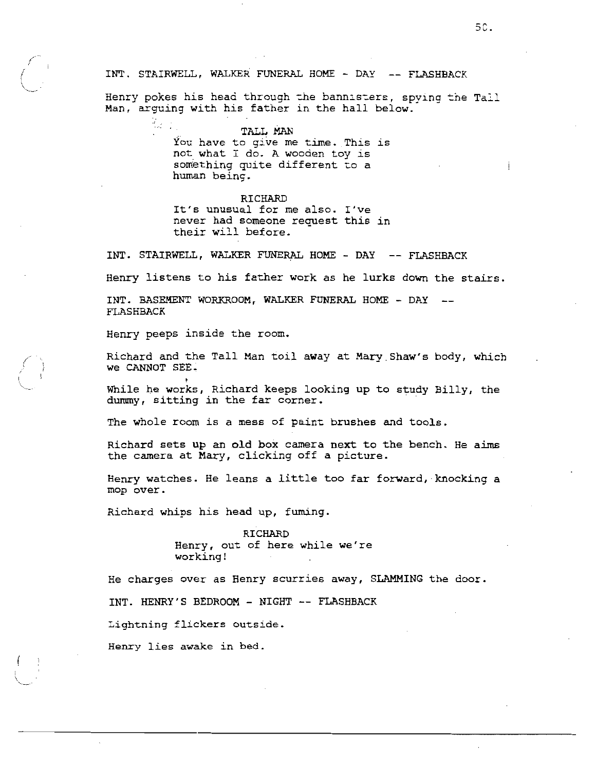INT. STAIRWELL, WALKER FUNERAL HOME - DAY -- FLASHBACK

Henry pokes his head through the bannisters, spying the Tall Man, arguing with his father in the hall below.

TALL MAN
You have to give me time. This is not what I do. A wooden toy is something quite different to a human being.

RICHARD
It's unusual for me also. I've never had someone request this in their will before.

INT. STAIRWELL, WALKER FUNERAL HOME - DAY -- FLASHBACK

Henry listens to his father work as he lurks down the stairs.

INT. BASEMENT WORKROOM, WALKER FUNERAL HOME - DAY -- FLASHBACK

Henry peeps inside the room.

Richard and the Tall Man toil away at Mary Shaw's body, which we CANNOT SEE.

While he works, Richard keeps looking up to study Billy, the dummy, sitting in the far corner.

The whole room is a mess of paint brushes and tools.

Richard sets up an old box camera next to the bench. He aims the camera at Mary, clicking off a picture.

Henry watches. He leans a little too far forward, knocking a mop over.

Richard whips his head up, fuming.

RICHARD
Henry, out of here while we're working!

He charges over as Henry scurries away, SLAMMING the door.

INT. HENRY'S BEDROOM - NIGHT -- FLASHBACK

Lightning flickers outside.

Henry lies awake in bed.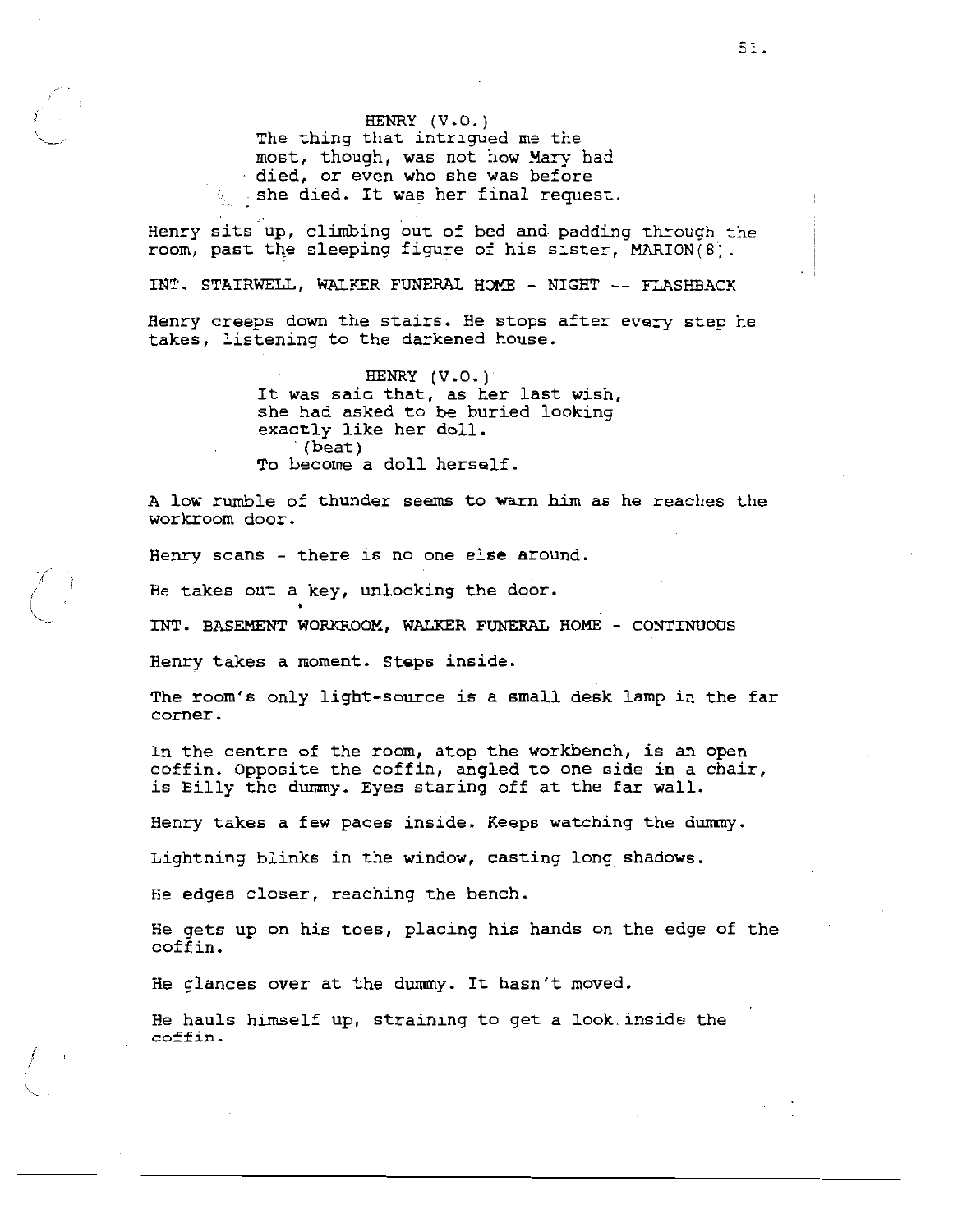HENRY (V.O.)
The thing that intrigued me the most, though, was not how Mary had died, or even who she was before she died. It was her final request.

Henry sits up, climbing out of bed and padding through the room, past the sleeping figure of his sister, MARION(8).

INT. STAIRWELL, WALKER FUNERAL HOME - NIGHT -- FLASHBACK

Henry creeps down the stairs. He stops after every step he takes, listening to the darkened house.

HENRY (V.O.)
It was said that, as her last wish, she had asked to be buried looking exactly like her doll.
(beat)
To become a doll herself.

A low rumble of thunder seems to warn him as he reaches the workroom door.

Henry scans - there is no one else around.

He takes out a key, unlocking the door.

INT. BASEMENT WORKROOM, WALKER FUNERAL HOME - CONTINUOUS

Henry takes a moment. Steps inside.

The room's only light-source is a small desk lamp in the far corner.

In the centre of the room, atop the workbench, is an open coffin. Opposite the coffin, angled to one side in a chair, is Billy the dummy. Eyes staring off at the far wall.

Henry takes a few paces inside. Keeps watching the dummy.

Lightning blinks in the window, casting long shadows.

He edges closer, reaching the bench.

He gets up on his toes, placing his hands on the edge of the coffin.

He glances over at the dummy. It hasn't moved.

He hauls himself up, straining to get a look inside the coffin.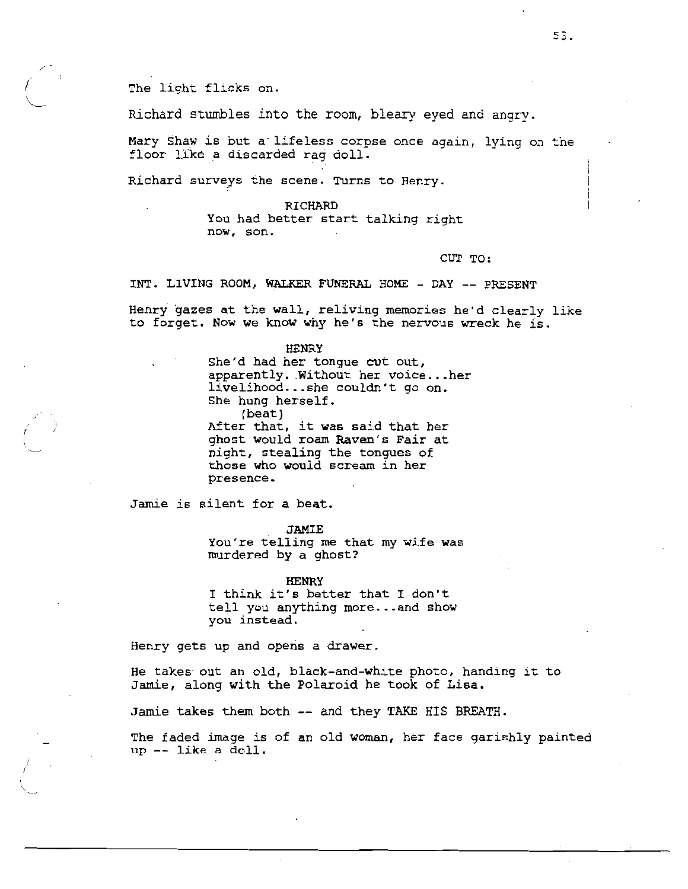The light flicks on.

Richard stumbles into the room, bleary eyed and angry.

Mary Shaw is but a lifeless corpse once again, lying on the floor like a discarded rag doll.

Richard surveys the scene. Turns to Henry.

RICHARD
You had better start talking right now, son.

CUT TO:

INT. LIVING ROOM, WALKER FUNERAL HOME - DAY -- PRESENT

Henry gazes at the wall, reliving memories he'd clearly like to forget. Now we know why he's the nervous wreck he is.

HENRY
She'd had her tongue cut out, apparently. Without her voice...her livelihood...she couldn't go on. She hung herself.
(beat)
After that, it was said that her ghost would roam Raven's Fair at night, stealing the tongues of those who would scream in her presence.

Jamie is silent for a beat.

JAMIE
You're telling me that my wife was murdered by a ghost?

HENRY
I think it's better that I don't tell you anything more...and show you instead.

Henry gets up and opens a drawer.

He takes out an old, black-and-white photo, handing it to Jamie, along with the Polaroid he took of Lisa.

Jamie takes them both -- and they TAKE HIS BREATH.

The faded image is of an old woman, her face garishly painted up -- like a doll.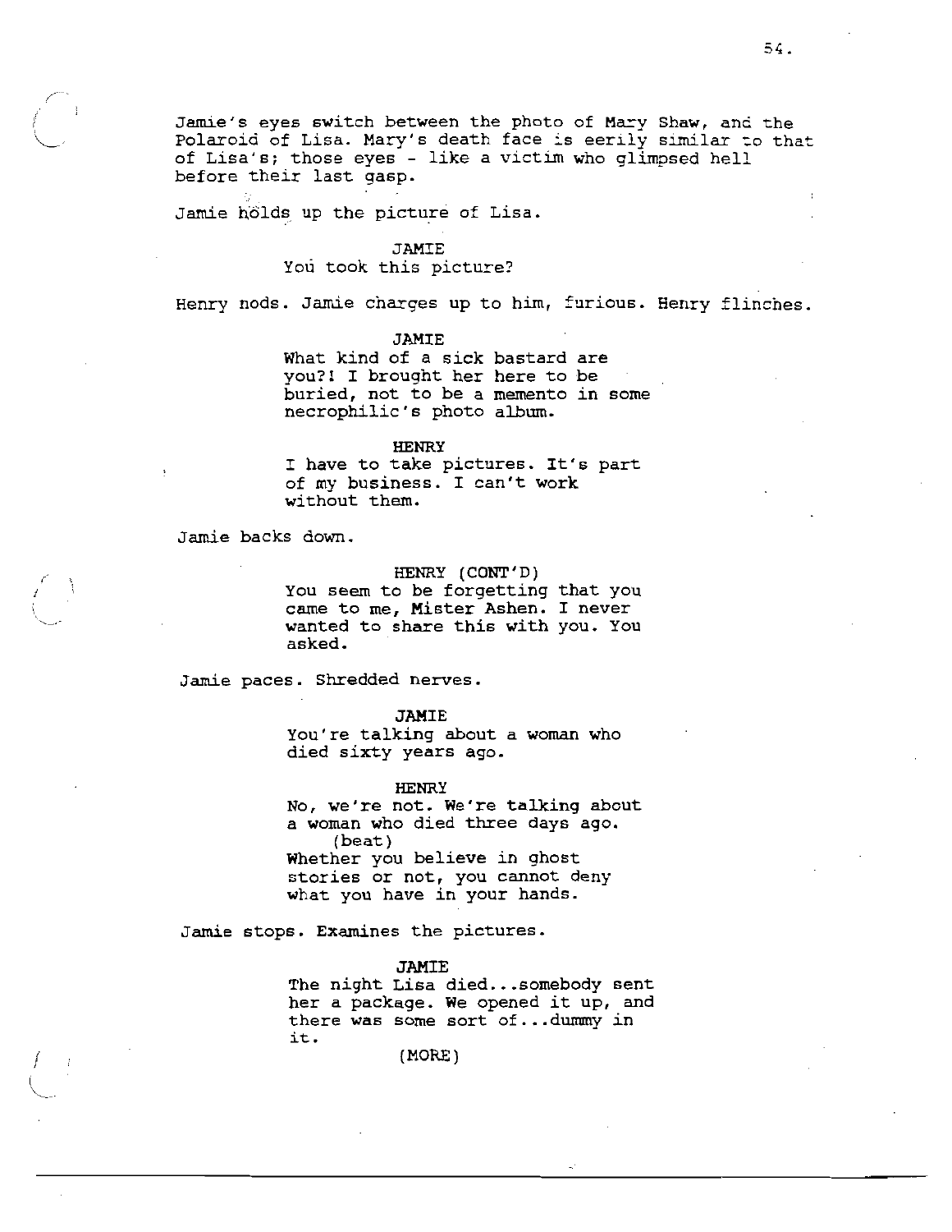Jamie's eyes switch between the photo of Mary Shaw, and the Polaroid of Lisa. Mary's death face is eerily similar to that of Lisa's; those eyes - like a victim who glimpsed hell before their last gasp.

Jamie holds up the picture of Lisa.

JAMIE
You took this picture?

Henry nods. Jamie charges up to him, furious. Henry flinches.

JAMIE
What kind of a sick bastard are you?! I brought her here to be buried, not to be a memento in some necrophilic's photo album.

HENRY
I have to take pictures. It's part of my business. I can't work without them.

Jamie backs down.

HENRY (CONT'D)
You seem to be forgetting that you came to me, Mister Ashen. I never wanted to share this with you. You asked.

Jamie paces. Shredded nerves.

JAMIE
You're talking about a woman who died sixty years ago.

HENRY
No, we're not. We're talking about a woman who died three days ago.
(beat)
Whether you believe in ghost stories or not, you cannot deny what you have in your hands.

Jamie stops. Examines the pictures.

JAMIE
The night Lisa died...somebody sent her a package. We opened it up, and there was some sort of...dummy in it.
(MORE)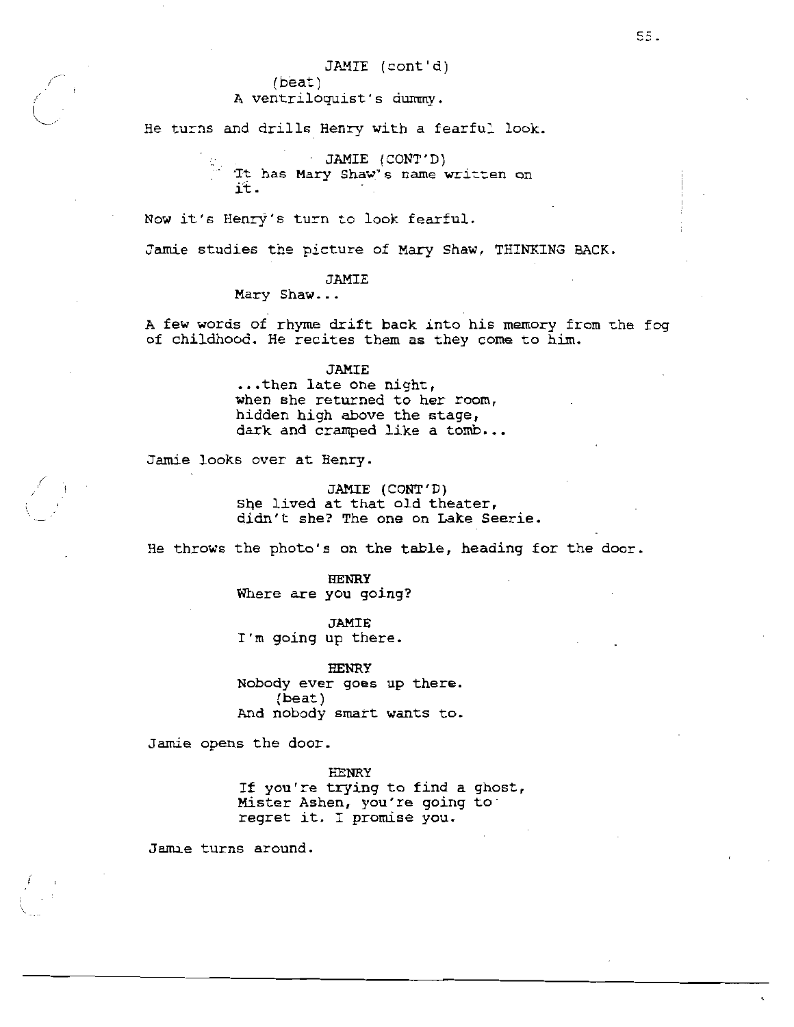JAMIE (cont'd)
(beat)
A ventriloquist's dummy.

He turns and drills Henry with a fearful look.

JAMIE (CONT'D)
It has Mary Shaw's name written on it.

Now it's Henry's turn to look fearful.

Jamie studies the picture of Mary Shaw, THINKING BACK.

JAMIE
Mary Shaw...

A few words of rhyme drift back into his memory from the fog of childhood. He recites them as they come to him.

JAMIE
...then late one night,
when she returned to her room,
hidden high above the stage,
dark and cramped like a tomb...

Jamie looks over at Henry.

JAMIE (CONT'D)
She lived at that old theater, didn't she? The one on Lake Seerie.

He throws the photo's on the table, heading for the door.

HENRY
Where are you going?

JAMIE
I'm going up there.

HENRY
Nobody ever goes up there.
(beat)
And nobody smart wants to.

Jamie opens the door.

HENRY
If you're trying to find a ghost, Mister Ashen, you're going to regret it. I promise you.

Jamie turns around.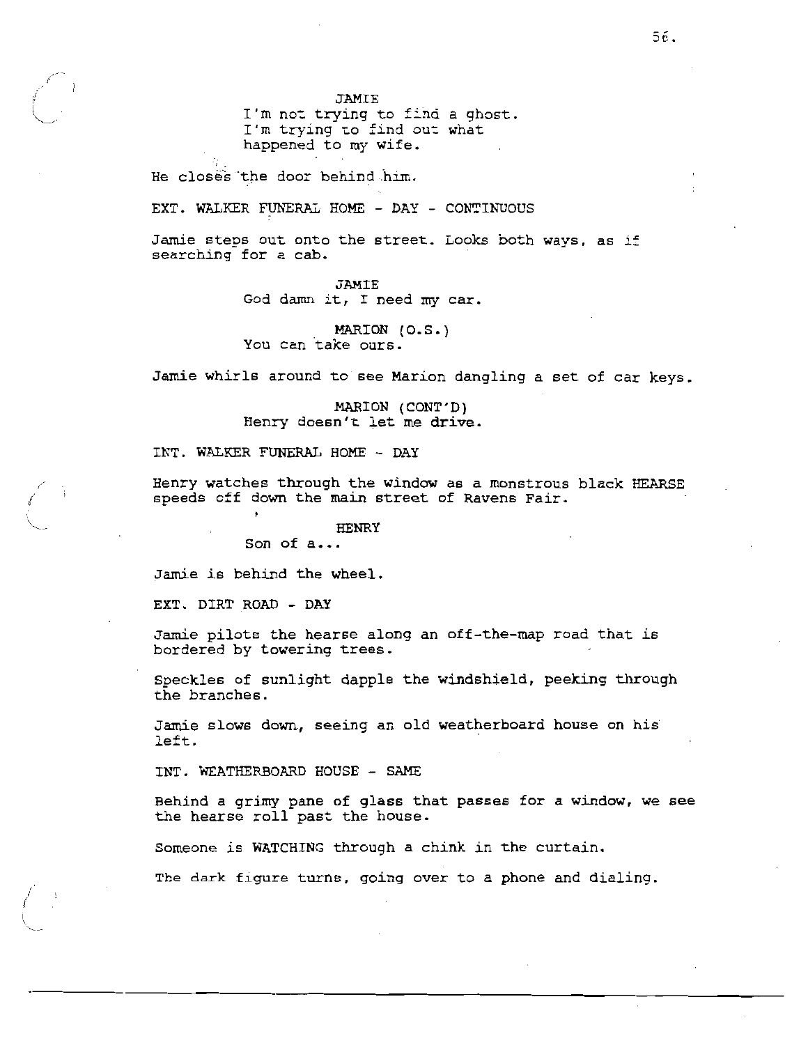JAMIE
I'm not trying to find a ghost.
I'm trying to find out what
happened to my wife.

He closes the door behind him.

EXT. WALKER FUNERAL HOME - DAY - CONTINUOUS

Jamie steps out onto the street. Looks both ways, as if searching for a cab.

JAMIE
God damn it, I need my car.

MARION (O.S.)
You can take ours.

Jamie whirls around to see Marion dangling a set of car keys.

MARION (CONT'D)
Henry doesn't let me drive.

INT. WALKER FUNERAL HOME - DAY

Henry watches through the window as a monstrous black HEARSE speeds off down the main street of Ravens Fair.

HENRY
Son of a...

Jamie is behind the wheel.

EXT. DIRT ROAD - DAY

Jamie pilots the hearse along an off-the-map road that is bordered by towering trees.

Speckles of sunlight dapple the windshield, peeking through the branches.

Jamie slows down, seeing an old weatherboard house on his left.

INT. WEATHERBOARD HOUSE - SAME

Behind a grimy pane of glass that passes for a window, we see the hearse roll past the house.

Someone is WATCHING through a chink in the curtain.

The dark figure turns, going over to a phone and dialing.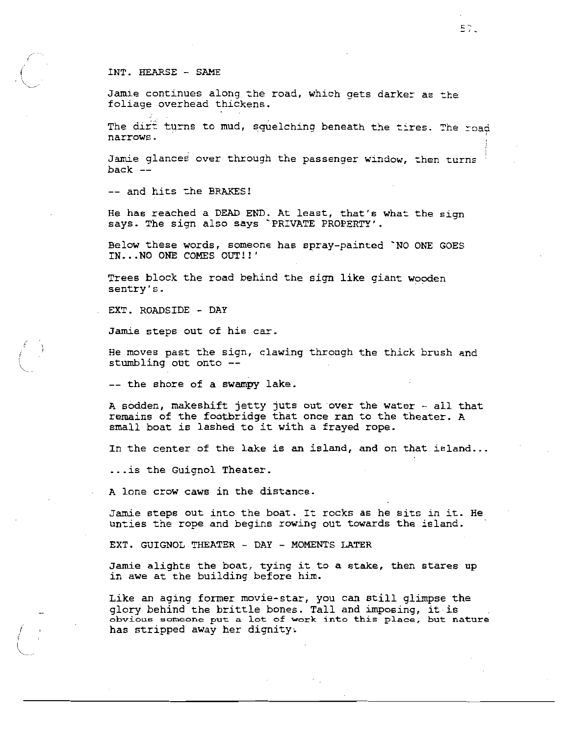INT. HEARSE - SAME

Jamie continues along the road, which gets darker as the foliage overhead thickens.

The dirt turns to mud, squelching beneath the tires. The road narrows.

Jamie glances over through the passenger window, then turns back --

-- and hits the BRAKES!

He has reached a DEAD END. At least, that's what the sign says. The sign also says 'PRIVATE PROPERTY'.

Below these words, someone has spray-painted 'NO ONE GOES IN...NO ONE COMES OUT!!'

Trees block the road behind the sign like giant wooden sentry's.

EXT. ROADSIDE - DAY

Jamie steps out of his car.

He moves past the sign, clawing through the thick brush and stumbling out onto --

-- the shore of a swampy lake.

A sodden, makeshift jetty juts out over the water - all that remains of the footbridge that once ran to the theater. A small boat is lashed to it with a frayed rope.

In the center of the lake is an island, and on that island...

...is the Guignol Theater.

A lone crow caws in the distance.

Jamie steps out into the boat. It rocks as he sits in it. He unties the rope and begins rowing out towards the island.

EXT. GUIGNOL THEATER - DAY - MOMENTS LATER

Jamie alights the boat, tying it to a stake, then stares up in awe at the building before him.

Like an aging former movie-star, you can still glimpse the glory behind the brittle bones. Tall and imposing, it is obvious someone put a lot of work into this place, but nature has stripped away her dignity.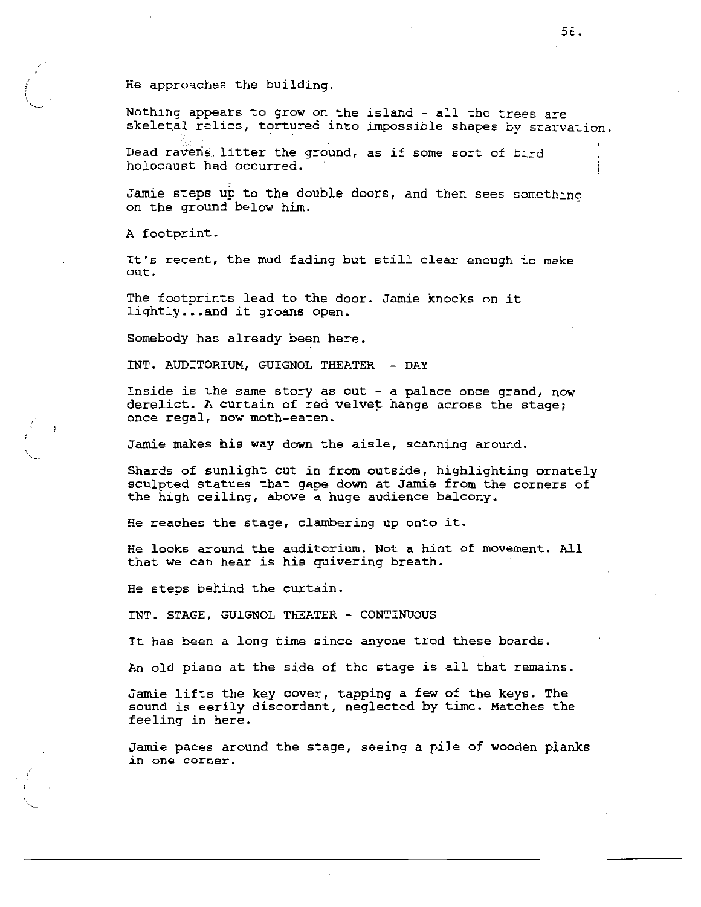He approaches the building.

Nothing appears to grow on the island - all the trees are skeletal relics, tortured into impossible shapes by starvation.

Dead ravens litter the ground, as if some sort of bird holocaust had occurred.

Jamie steps up to the double doors, and then sees something on the ground below him.

A footprint.

It's recent, the mud fading but still clear enough to make out.

The footprints lead to the door. Jamie knocks on it lightly...and it groans open.

Somebody has already been here.

INT. AUDITORIUM, GUIGNOL THEATER - DAY

Inside is the same story as out - a palace once grand, now derelict. A curtain of red velvet hangs across the stage; once regal, now moth-eaten.

Jamie makes his way down the aisle, scanning around.

Shards of sunlight cut in from outside, highlighting ornately sculpted statues that gape down at Jamie from the corners of the high ceiling, above a huge audience balcony.

He reaches the stage, clambering up onto it.

He looks around the auditorium. Not a hint of movement. All that we can hear is his quivering breath.

He steps behind the curtain.

INT. STAGE, GUIGNOL THEATER - CONTINUOUS

It has been a long time since anyone trod these boards.

An old piano at the side of the stage is all that remains.

Jamie lifts the key cover, tapping a few of the keys. The sound is eerily discordant, neglected by time. Matches the feeling in here.

Jamie paces around the stage, seeing a pile of wooden planks in one corner.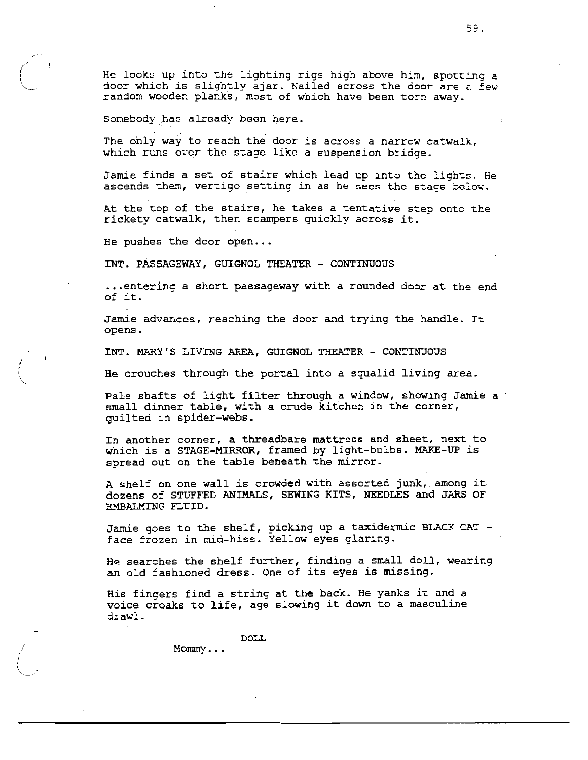He looks up into the lighting rigs high above him, spotting a door which is slightly ajar. Nailed across the door are a few random wooden planks, most of which have been torn away.

Somebody has already been here.

The only way to reach the door is across a narrow catwalk, which runs over the stage like a suspension bridge.

Jamie finds a set of stairs which lead up into the lights. He ascends them, vertigo setting in as he sees the stage below.

At the top of the stairs, he takes a tentative step onto the rickety catwalk, then scampers quickly across it.

He pushes the door open...

INT. PASSAGEWAY, GUIGNOL THEATER - CONTINUOUS

...entering a short passageway with a rounded door at the end of it.

Jamie advances, reaching the door and trying the handle. It opens.

INT. MARY'S LIVING AREA, GUIGNOL THEATER - CONTINUOUS

He crouches through the portal into a squalid living area.

Pale shafts of light filter through a window, showing Jamie a small dinner table, with a crude kitchen in the corner, quilted in spider-webs.

In another corner, a threadbare mattress and sheet, next to which is a STAGE-MIRROR, framed by light-bulbs. MAKE-UP is spread out on the table beneath the mirror.

A shelf on one wall is crowded with assorted junk, among it dozens of STUFFED ANIMALS, SEWING KITS, NEEDLES and JARS OF EMBALMING FLUID.

Jamie goes to the shelf, picking up a taxidermic BLACK CAT - face frozen in mid-hiss. Yellow eyes glaring.

He searches the shelf further, finding a small doll, wearing an old fashioned dress. One of its eyes is missing.

His fingers find a string at the back. He yanks it and a voice croaks to life, age slowing it down to a masculine drawl.

DOLL

Mommy...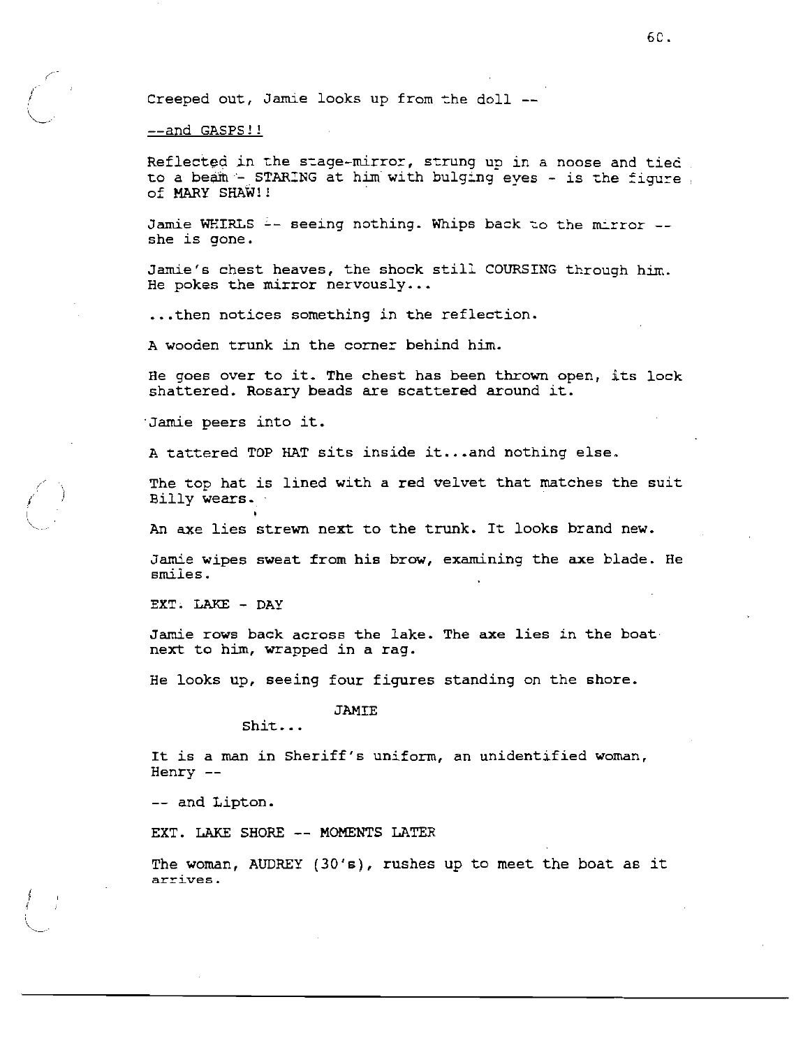Creeped out, Jamie looks up from the doll --

--and GASPS!!

Reflected in the stage-mirror, strung up in a noose and tied to a beam - STARING at him with bulging eyes - is the figure of MARY SHAW!!

Jamie WHIRLS -- seeing nothing. Whips back to the mirror -- she is gone.

Jamie's chest heaves, the shock still COURSING through him. He pokes the mirror nervously...

...then notices something in the reflection.

A wooden trunk in the corner behind him.

He goes over to it. The chest has been thrown open, its lock shattered. Rosary beads are scattered around it.

Jamie peers into it.

A tattered TOP HAT sits inside it...and nothing else.

The top hat is lined with a red velvet that matches the suit Billy wears.

An axe lies strewn next to the trunk. It looks brand new.

Jamie wipes sweat from his brow, examining the axe blade. He smiles.

EXT. LAKE - DAY

Jamie rows back across the lake. The axe lies in the boat next to him, wrapped in a rag.

He looks up, seeing four figures standing on the shore.

JAMIE

Shit...

It is a man in Sheriff's uniform, an unidentified woman, Henry --

-- and Lipton.

EXT. LAKE SHORE -- MOMENTS LATER

The woman, AUDREY (30's), rushes up to meet the boat as it arrives.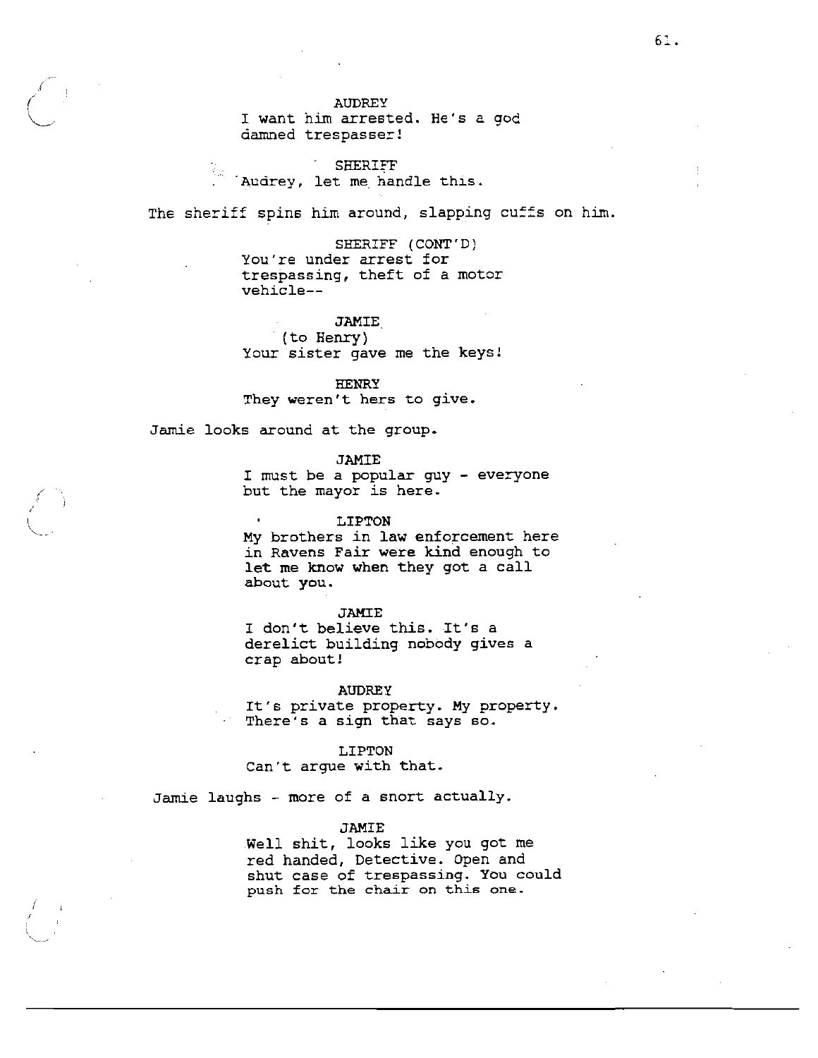AUDREY

I want him arrested. He's a god damned trespasser!

SHERIFF

Audrey, let me handle this.

The sheriff spins him around, slapping cuffs on him.

SHERIFF (CONT'D)

You're under arrest for trespassing, theft of a motor vehicle--

JAMIE

(to Henry)

Your sister gave me the keys!

HENRY

They weren't hers to give.

Jamie looks around at the group.

JAMIE

I must be a popular guy - everyone but the mayor is here.

LIPTON

My brothers in law enforcement here in Ravens Fair were kind enough to let me know when they got a call about you.

JAMIE

I don't believe this. It's a derelict building nobody gives a crap about!

AUDREY

It's private property. My property. There's a sign that says so.

LIPTON

Can't argue with that.

Jamie laughs - more of a snort actually.

JAMIE

Well shit, looks like you got me red handed, Detective. Open and shut case of trespassing. You could push for the chair on this one.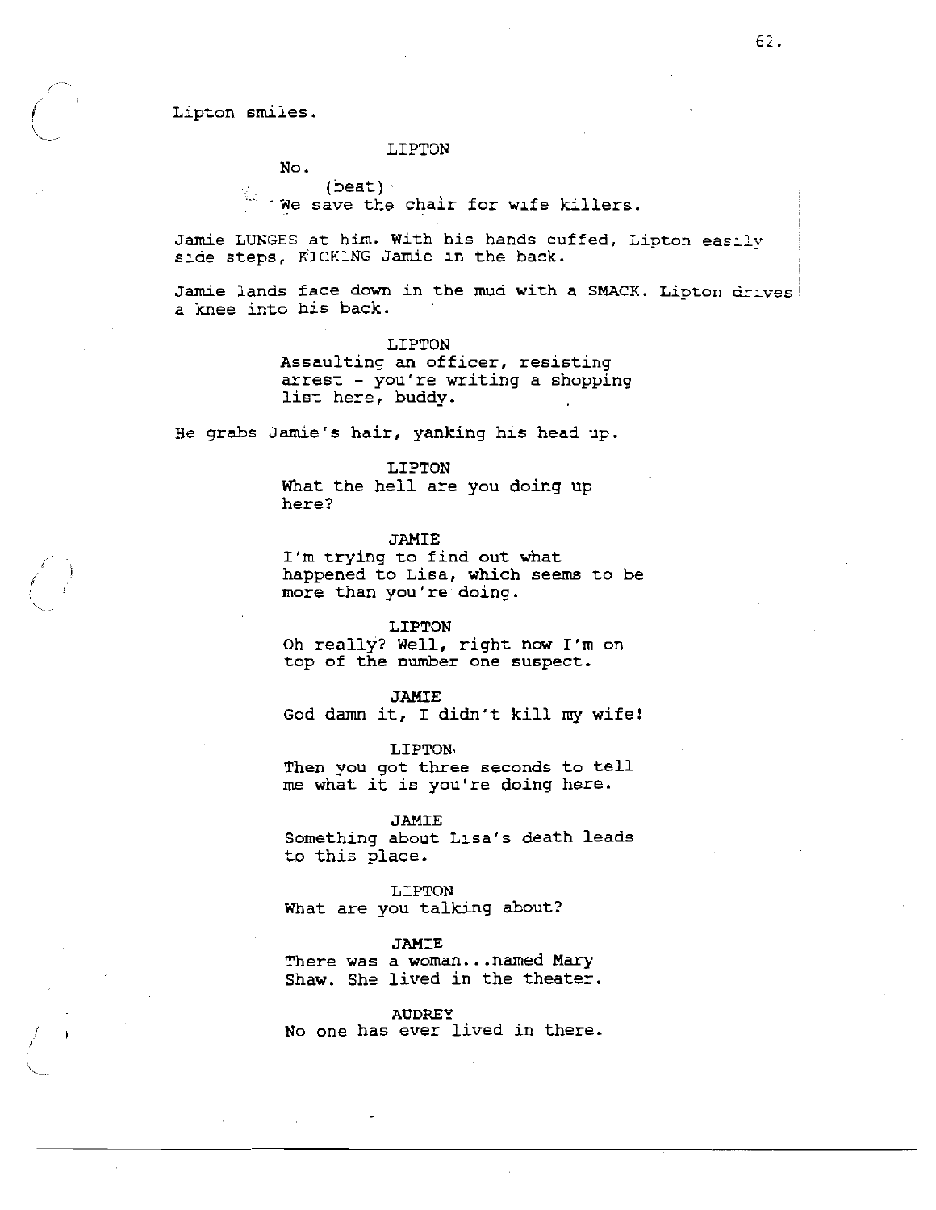Lipton smiles.

LIPTON

No.

(beat)

We save the chair for wife killers.

Jamie LUNGES at him. With his hands cuffed, Lipton easily side steps, KICKING Jamie in the back.

Jamie lands face down in the mud with a SMACK. Lipton drives a knee into his back.

LIPTON

Assaulting an officer, resisting arrest - you're writing a shopping list here, buddy.

He grabs Jamie's hair, yanking his head up.

LIPTON

What the hell are you doing up here?

JAMIE

I'm trying to find out what happened to Lisa, which seems to be more than you're doing.

LIPTON

Oh really? Well, right now I'm on top of the number one suspect.

JAMIE

God damn it, I didn't kill my wife!

LIPTON

Then you got three seconds to tell me what it is you're doing here.

JAMIE

Something about Lisa's death leads to this place.

LIPTON

What are you talking about?

JAMIE

There was a woman...named Mary Shaw. She lived in the theater.

AUDREY

No one has ever lived in there.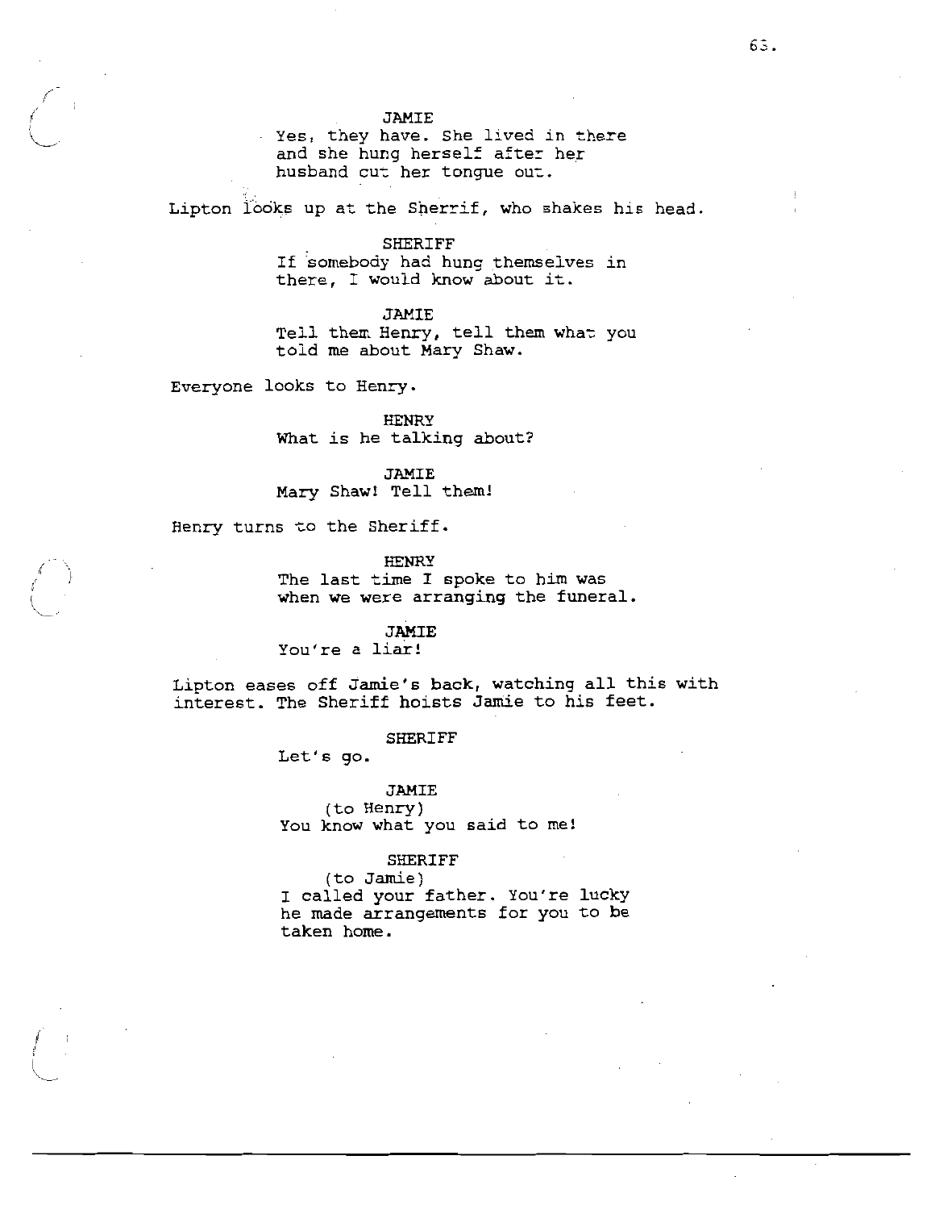JAMIE
Yes, they have. She lived in there and she hung herself after her husband cut her tongue out.

Lipton looks up at the Sherrif, who shakes his head.

SHERIFF
If somebody had hung themselves in there, I would know about it.

JAMIE
Tell them Henry, tell them what you told me about Mary Shaw.

Everyone looks to Henry.

HENRY
What is he talking about?

JAMIE
Mary Shaw! Tell them!

Henry turns to the Sheriff.

HENRY
The last time I spoke to him was when we were arranging the funeral.

JAMIE
You're a liar!

Lipton eases off Jamie's back, watching all this with interest. The Sheriff hoists Jamie to his feet.

SHERIFF
Let's go.

JAMIE
(to Henry)
You know what you said to me!

SHERIFF
(to Jamie)
I called your father. You're lucky he made arrangements for you to be taken home.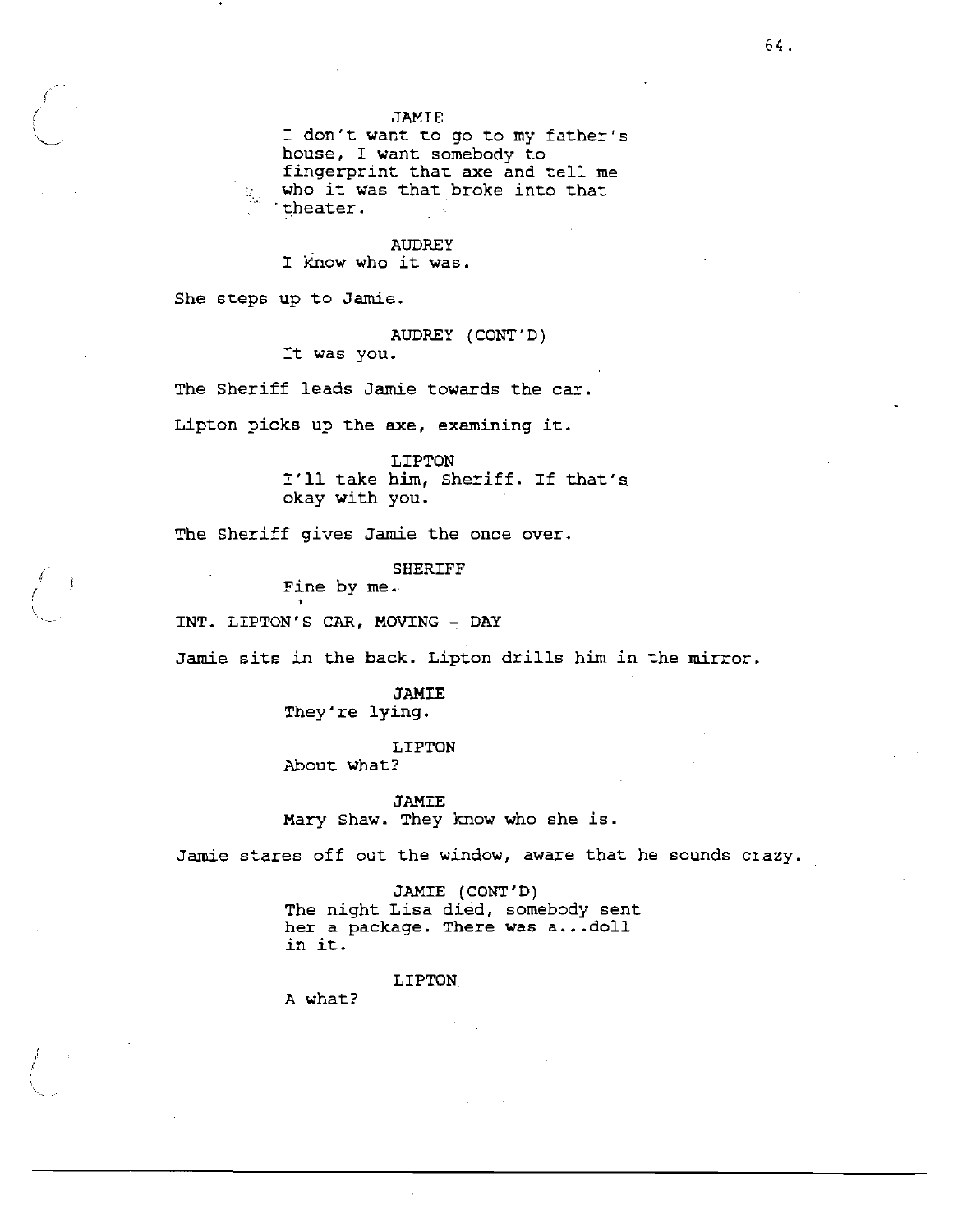JAMIE
I don't want to go to my father's house, I want somebody to fingerprint that axe and tell me who it was that broke into that theater.

AUDREY
I know who it was.

She steps up to Jamie.

AUDREY (CONT'D)
It was you.

The Sheriff leads Jamie towards the car.

Lipton picks up the axe, examining it.

LIPTON
I'll take him, Sheriff. If that's okay with you.

The Sheriff gives Jamie the once over.

SHERIFF
Fine by me.

INT. LIPTON'S CAR, MOVING - DAY

Jamie sits in the back. Lipton drills him in the mirror.

JAMIE
They're lying.

LIPTON
About what?

JAMIE
Mary Shaw. They know who she is.

Jamie stares off out the window, aware that he sounds crazy.

JAMIE (CONT'D)
The night Lisa died, somebody sent her a package. There was a...doll in it.

LIPTON
A what?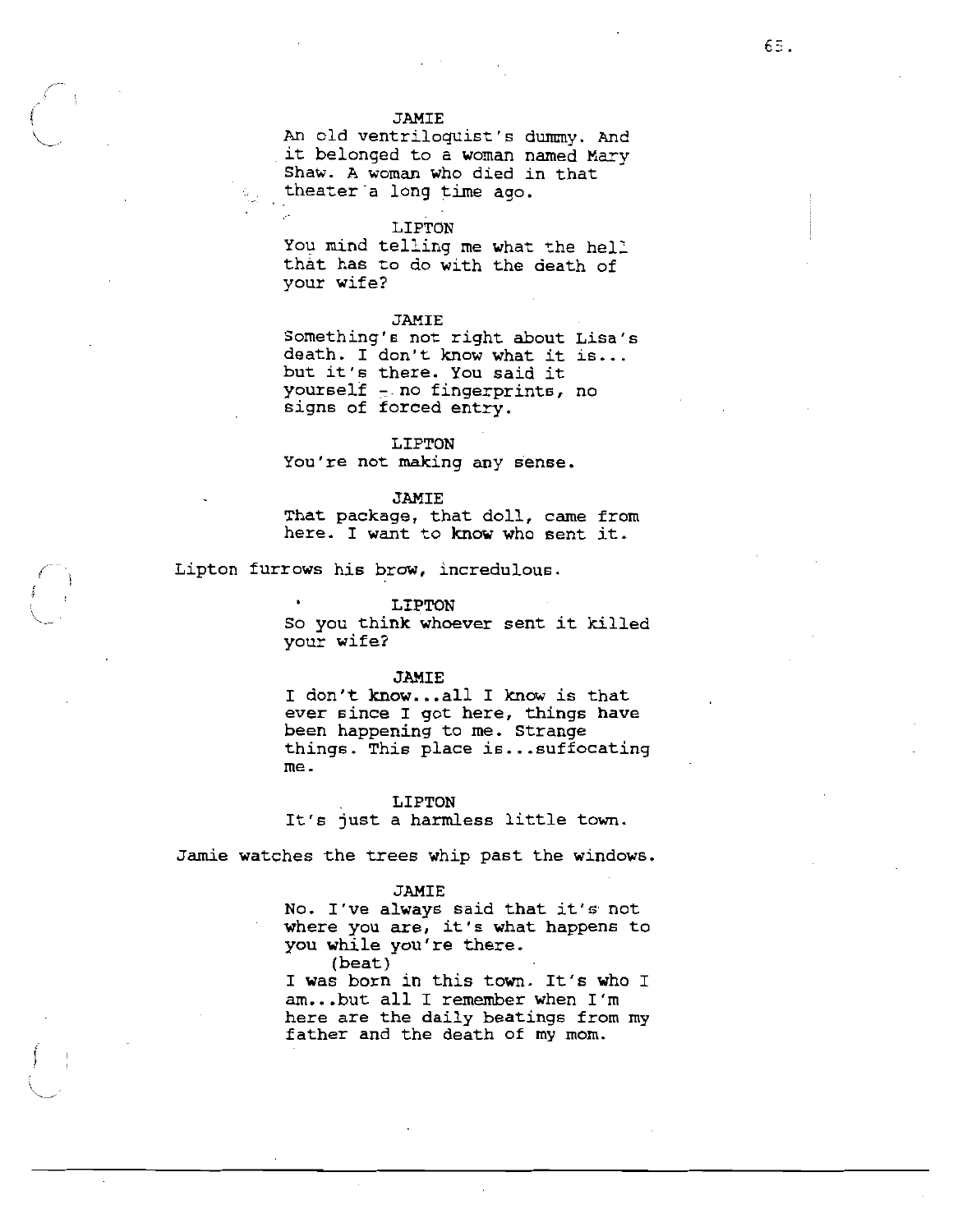JAMIE

An old ventriloquist's dummy. And it belonged to a woman named Mary Shaw. A woman who died in that theater a long time ago.

LIPTON

You mind telling me what the hell that has to do with the death of your wife?

JAMIE

Something's not right about Lisa's death. I don't know what it is... but it's there. You said it yourself -- no fingerprints, no signs of forced entry.

LIPTON

You're not making any sense.

JAMIE

That package, that doll, came from here. I want to know who sent it.

Lipton furrows his brow, incredulous.

LIPTON

So you think whoever sent it killed your wife?

JAMIE

I don't know...all I know is that ever since I got here, things have been happening to me. Strange things. This place is...suffocating me.

LIPTON

It's just a harmless little town.

Jamie watches the trees whip past the windows.

JAMIE

No. I've always said that it's not where you are, it's what happens to you while you're there.

(beat)

I was born in this town. It's who I am...but all I remember when I'm here are the daily beatings from my father and the death of my mom.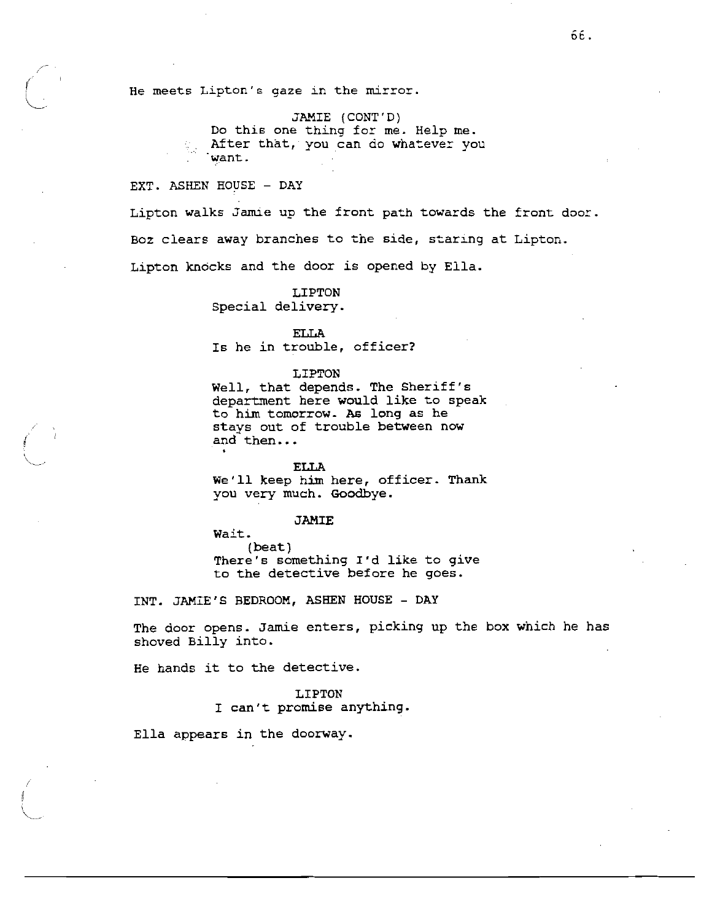He meets Lipton's gaze in the mirror.

JAMIE (CONT'D)
Do this one thing for me. Help me. After that, you can do whatever you want.

EXT. ASHEN HOUSE - DAY

Lipton walks Jamie up the front path towards the front door.

Boz clears away branches to the side, staring at Lipton.

Lipton knocks and the door is opened by Ella.

LIPTON
Special delivery.

ELLA
Is he in trouble, officer?

LIPTON
Well, that depends. The Sheriff's department here would like to speak to him tomorrow. As long as he stays out of trouble between now and then...

ELLA
We'll keep him here, officer. Thank you very much. Goodbye.

JAMIE
Wait.
(beat)
There's something I'd like to give to the detective before he goes.

INT. JAMIE'S BEDROOM, ASHEN HOUSE - DAY

The door opens. Jamie enters, picking up the box which he has shoved Billy into.

He hands it to the detective.

LIPTON
I can't promise anything.

Ella appears in the doorway.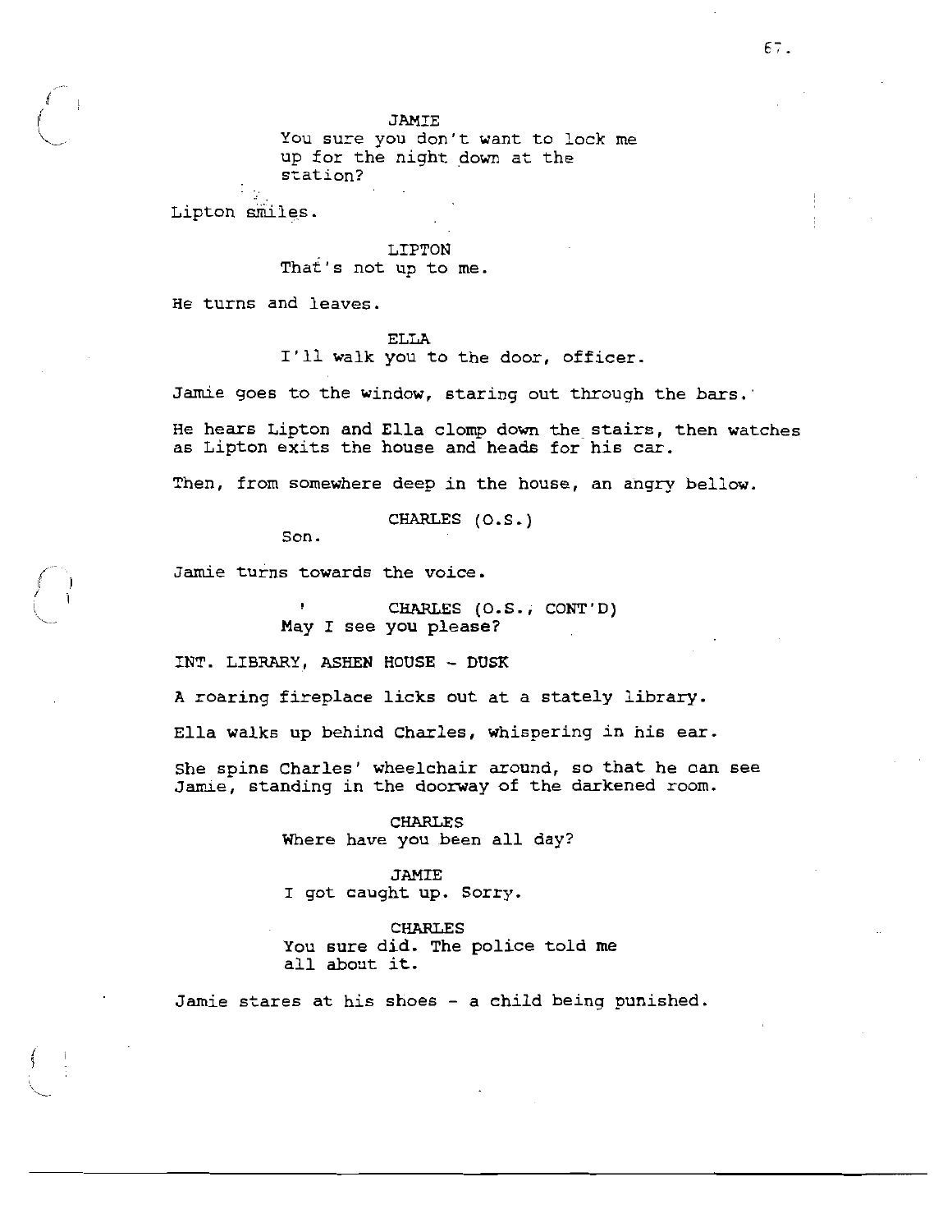JAMIE
You sure you don't want to lock me up for the night down at the station?

Lipton smiles.

LIPTON
That's not up to me.

He turns and leaves.

ELLA
I'll walk you to the door, officer.

Jamie goes to the window, staring out through the bars.

He hears Lipton and Ella clomp down the stairs, then watches as Lipton exits the house and heads for his car.

Then, from somewhere deep in the house, an angry bellow.

CHARLES (O.S.)
Son.

Jamie turns towards the voice.

CHARLES (O.S., CONT'D)
May I see you please?

INT. LIBRARY, ASHEN HOUSE - DUSK

A roaring fireplace licks out at a stately library.

Ella walks up behind Charles, whispering in his ear.

She spins Charles' wheelchair around, so that he can see Jamie, standing in the doorway of the darkened room.

CHARLES
Where have you been all day?

JAMIE
I got caught up. Sorry.

CHARLES
You sure did. The police told me all about it.

Jamie stares at his shoes - a child being punished.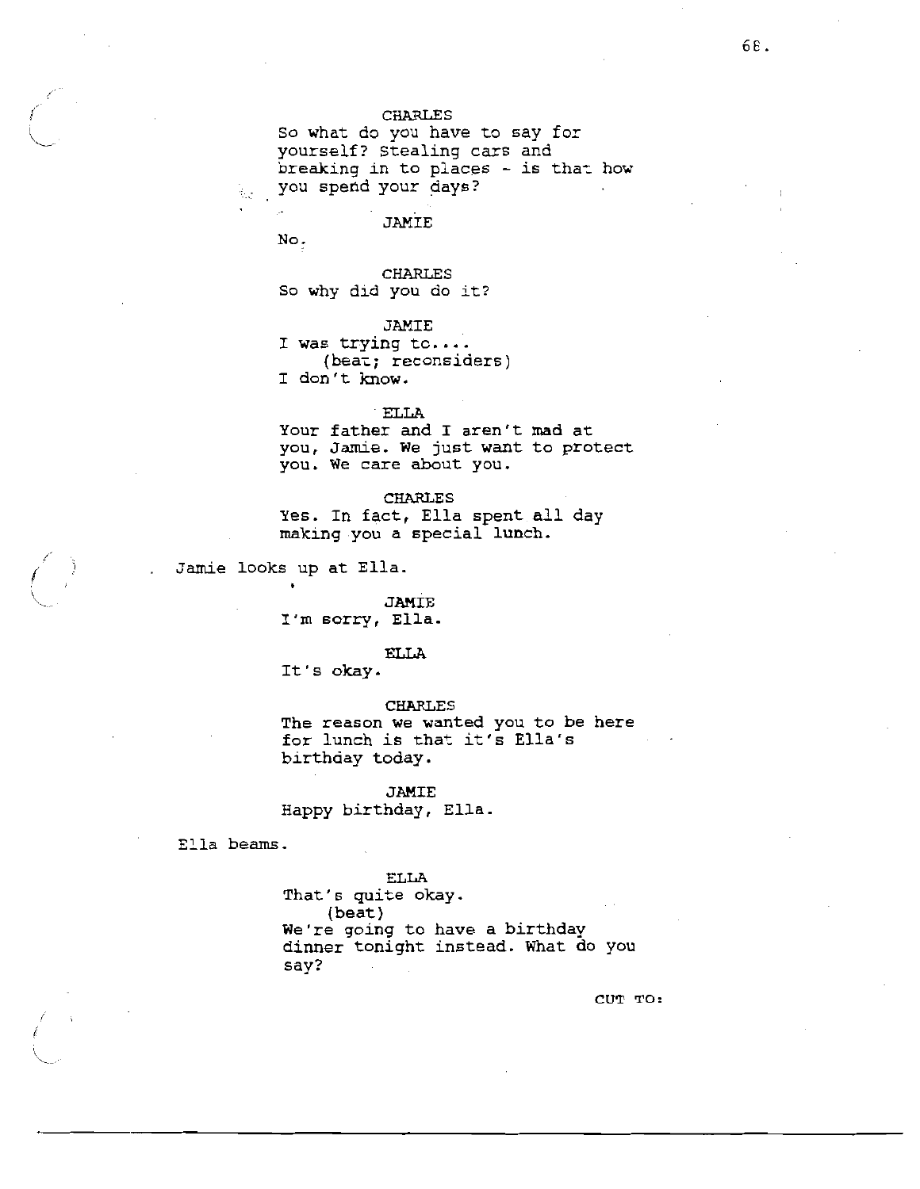CHARLES
So what do you have to say for yourself? Stealing cars and breaking in to places - is that how you spend your days?

JAMIE
No.

CHARLES
So why did you do it?

JAMIE
I was trying to....
(beat; reconsiders)
I don't know.

ELLA
Your father and I aren't mad at you, Jamie. We just want to protect you. We care about you.

CHARLES
Yes. In fact, Ella spent all day making you a special lunch.

Jamie looks up at Ella.

JAMIE
I'm sorry, Ella.

ELLA
It's okay.

CHARLES
The reason we wanted you to be here for lunch is that it's Ella's birthday today.

JAMIE
Happy birthday, Ella.

Ella beams.

ELLA
That's quite okay.
(beat)
We're going to have a birthday dinner tonight instead. What do you say?

CUT TO: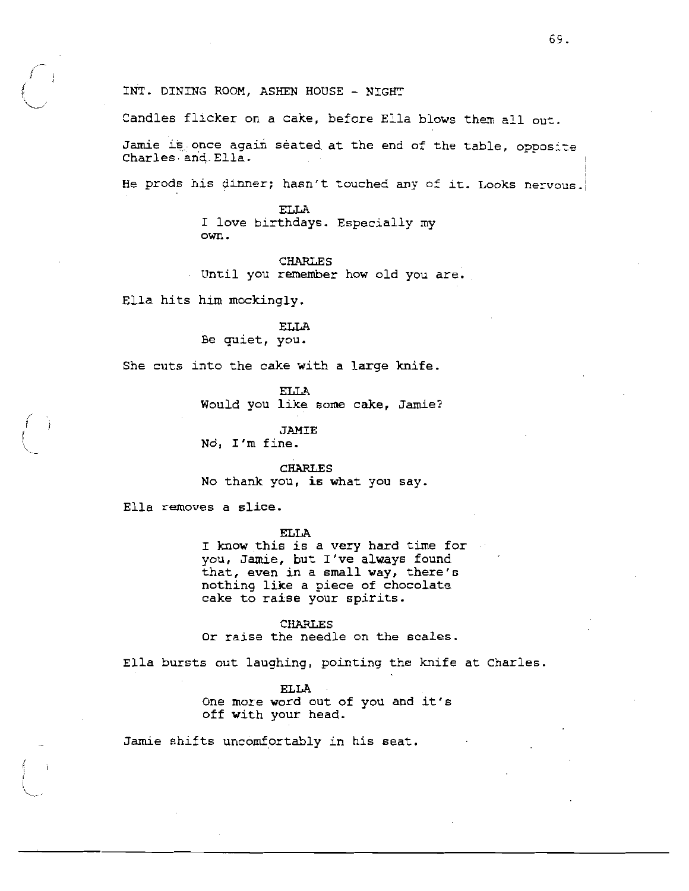INT. DINING ROOM, ASHEN HOUSE - NIGHT

Candles flicker on a cake, before Ella blows them all out.

Jamie is once again seated at the end of the table, opposite Charles and Ella.

He prods his dinner; hasn't touched any of it. Looks nervous.

ELLA
I love birthdays. Especially my own.

CHARLES
Until you remember how old you are.

Ella hits him mockingly.

ELLA
Be quiet, you.

She cuts into the cake with a large knife.

ELLA
Would you like some cake, Jamie?

JAMIE
No, I'm fine.

CHARLES
No thank you, is what you say.

Ella removes a slice.

ELLA
I know this is a very hard time for you, Jamie, but I've always found that, even in a small way, there's nothing like a piece of chocolate cake to raise your spirits.

CHARLES
Or raise the needle on the scales.

Ella bursts out laughing, pointing the knife at Charles.

ELLA
One more word out of you and it's off with your head.

Jamie shifts uncomfortably in his seat.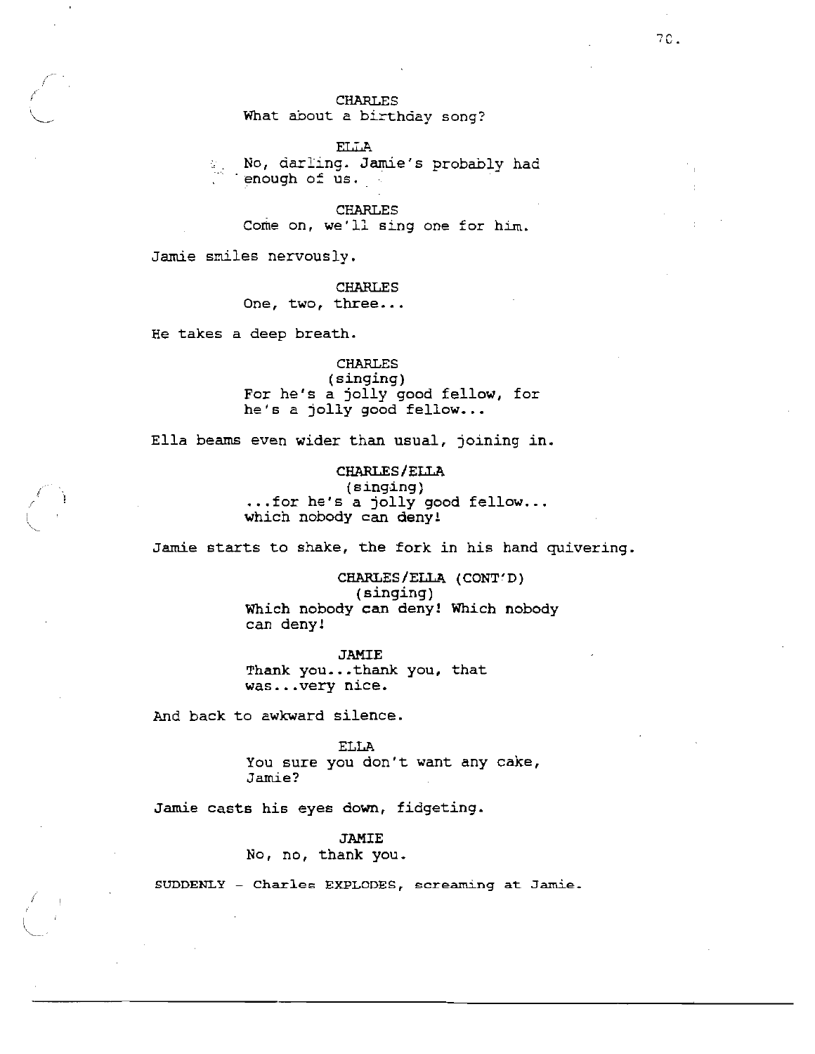CHARLES
What about a birthday song?

ELLA
No, darling. Jamie's probably had enough of us.

CHARLES
Come on, we'll sing one for him.

Jamie smiles nervously.

CHARLES
One, two, three...

He takes a deep breath.

CHARLES
(singing)
For he's a jolly good fellow, for he's a jolly good fellow...

Ella beams even wider than usual, joining in.

CHARLES/ELLA
(singing)
...for he's a jolly good fellow... which nobody can deny!

Jamie starts to shake, the fork in his hand quivering.

CHARLES/ELLA (CONT'D)
(singing)
Which nobody can deny! Which nobody can deny!

JAMIE
Thank you...thank you, that was...very nice.

And back to awkward silence.

ELLA
You sure you don't want any cake, Jamie?

Jamie casts his eyes down, fidgeting.

JAMIE
No, no, thank you.

SUDDENLY - Charles EXPLODES, screaming at Jamie.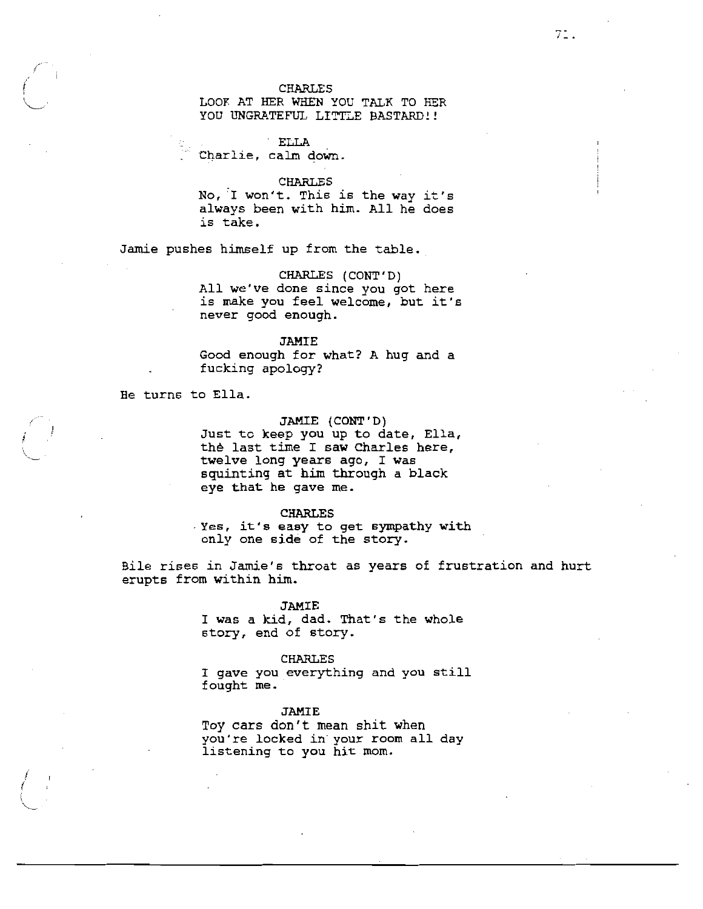CHARLES
LOOK AT HER WHEN YOU TALK TO HER YOU UNGRATEFUL LITTLE BASTARD!!

ELLA
Charlie, calm down.

CHARLES
No, I won't. This is the way it's always been with him. All he does is take.

Jamie pushes himself up from the table.

CHARLES (CONT'D)
All we've done since you got here is make you feel welcome, but it's never good enough.

JAMIE
Good enough for what? A hug and a fucking apology?

He turns to Ella.

JAMIE (CONT'D)
Just to keep you up to date, Ella, the last time I saw Charles here, twelve long years ago, I was squinting at him through a black eye that he gave me.

CHARLES
Yes, it's easy to get sympathy with only one side of the story.

Bile rises in Jamie's throat as years of frustration and hurt erupts from within him.

JAMIE
I was a kid, dad. That's the whole story, end of story.

CHARLES
I gave you everything and you still fought me.

JAMIE
Toy cars don't mean shit when you're locked in your room all day listening to you hit mom.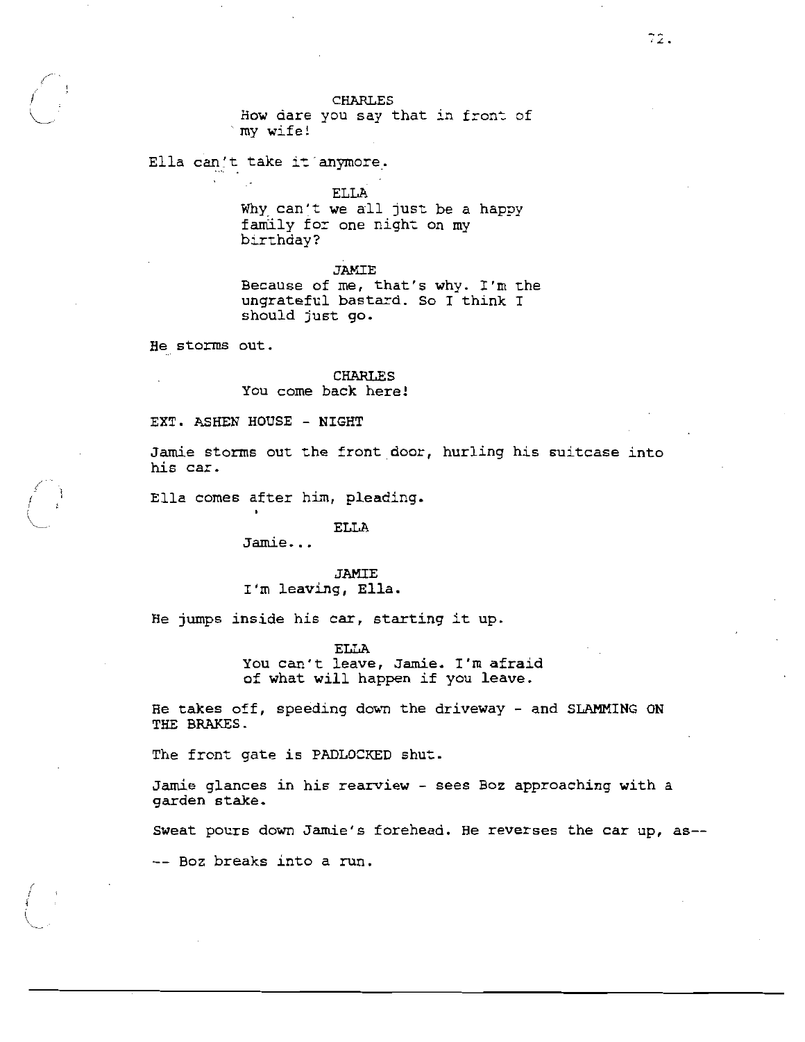CHARLES
How dare you say that in front of my wife!

Ella can't take it anymore.

ELLA
Why can't we all just be a happy family for one night on my birthday?

JAMIE
Because of me, that's why. I'm the ungrateful bastard. So I think I should just go.

He storms out.

CHARLES
You come back here!

EXT. ASHEN HOUSE - NIGHT

Jamie storms out the front door, hurling his suitcase into his car.

Ella comes after him, pleading.

ELLA
Jamie...

JAMIE
I'm leaving, Ella.

He jumps inside his car, starting it up.

ELLA
You can't leave, Jamie. I'm afraid of what will happen if you leave.

He takes off, speeding down the driveway - and SLAMMING ON THE BRAKES.

The front gate is PADLOCKED shut.

Jamie glances in his rearview - sees Boz approaching with a garden stake.

Sweat pours down Jamie's forehead. He reverses the car up, as--

-- Boz breaks into a run.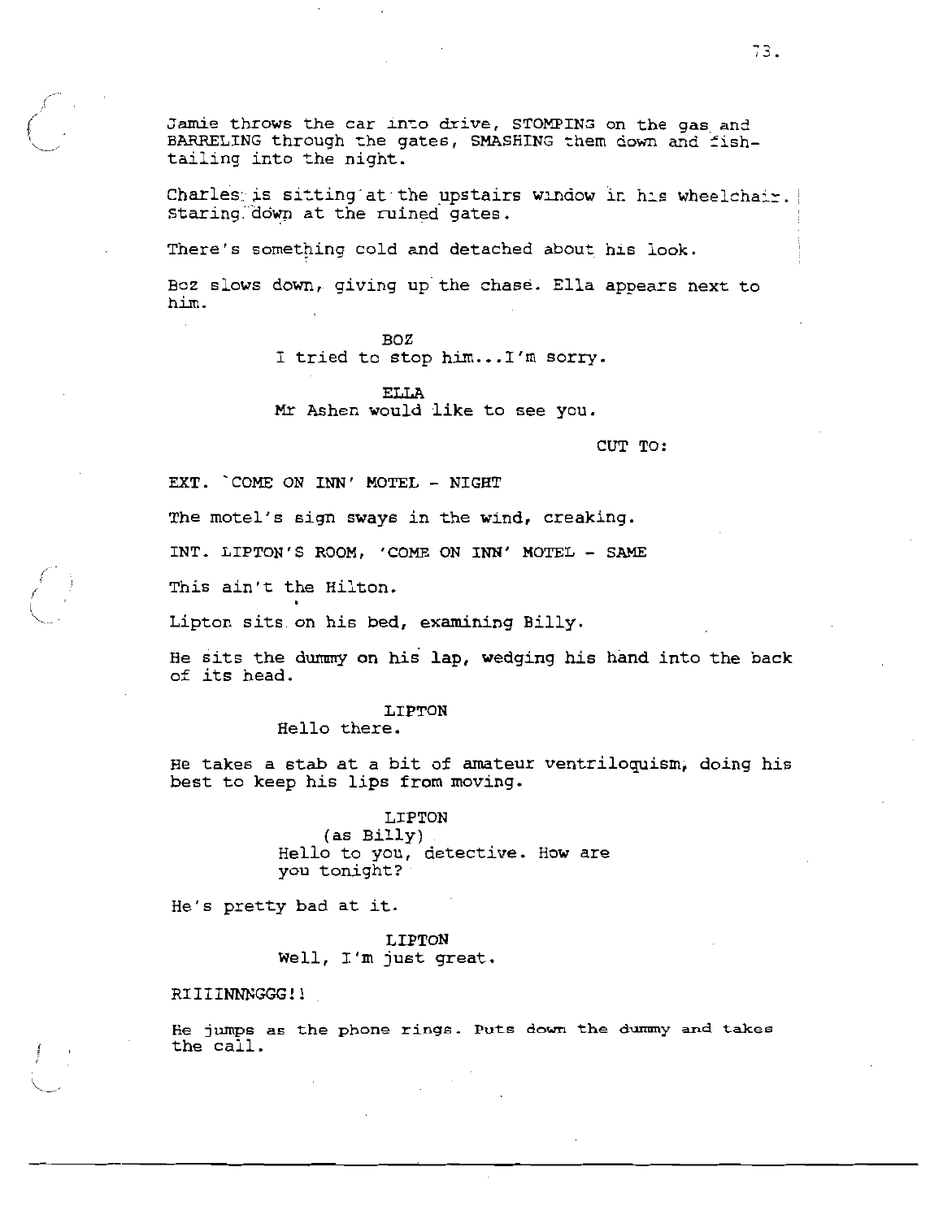Jamie throws the car into drive, STOMPING on the gas and BARRELING through the gates, SMASHING them down and fish-tailing into the night.

Charles is sitting at the upstairs window in his wheelchair. Staring down at the ruined gates.

There's something cold and detached about his look.

Boz slows down, giving up the chase. Ella appears next to him.

BOZ
I tried to stop him...I'm sorry.

ELLA
Mr Ashen would like to see you.

CUT TO:

EXT. 'COME ON INN' MOTEL - NIGHT

The motel's sign sways in the wind, creaking.

INT. LIPTON'S ROOM, 'COME ON INN' MOTEL - SAME

This ain't the Hilton.

Lipton sits on his bed, examining Billy.

He sits the dummy on his lap, wedging his hand into the back of its head.

LIPTON
Hello there.

He takes a stab at a bit of amateur ventriloquism, doing his best to keep his lips from moving.

LIPTON
(as Billy)
Hello to you, detective. How are you tonight?

He's pretty bad at it.

LIPTON
Well, I'm just great.

RIIIINNNGGG!!

He jumps as the phone rings. Puts down the dummy and takes the call.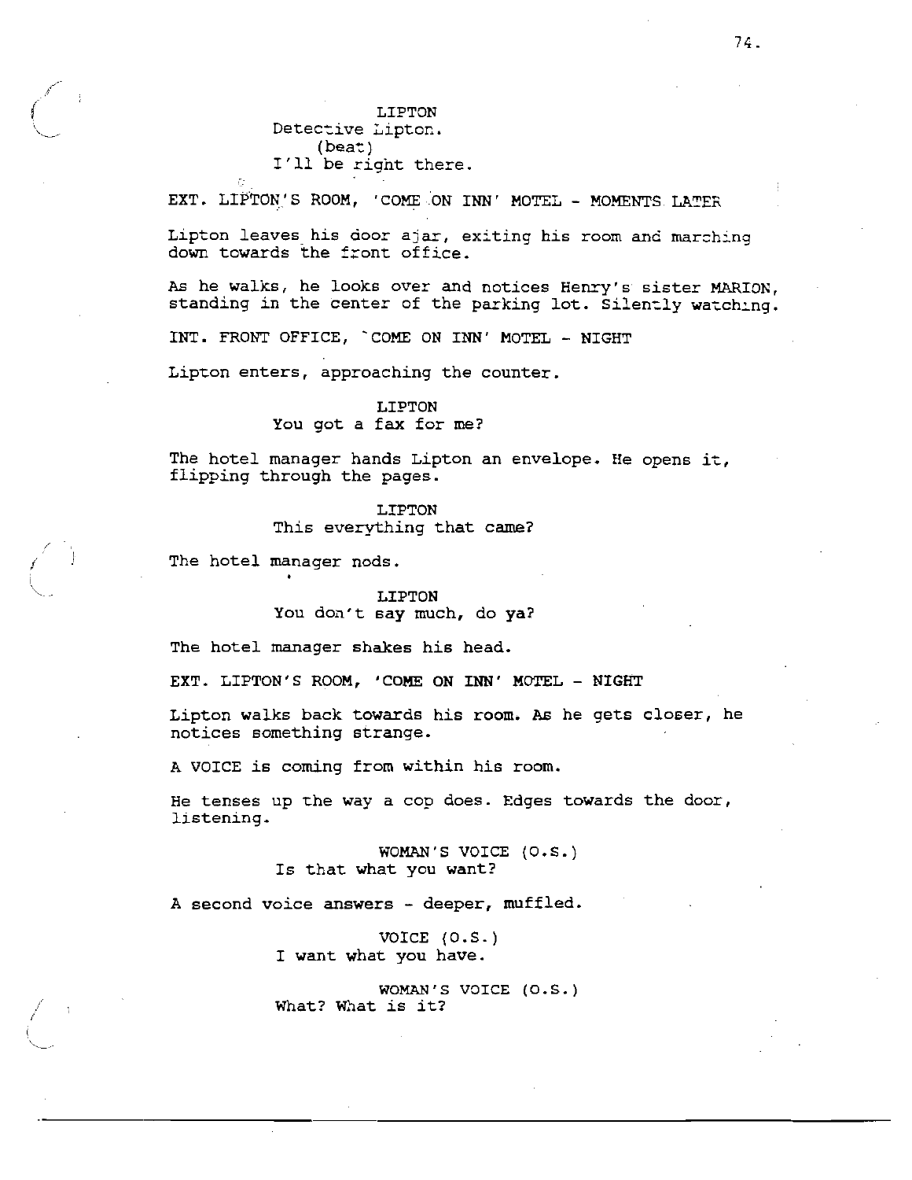LIPTON
Detective Lipton.
(beat)
I'll be right there.

EXT. LIPTON'S ROOM, 'COME ON INN' MOTEL - MOMENTS LATER

Lipton leaves his door ajar, exiting his room and marching down towards the front office.

As he walks, he looks over and notices Henry's sister MARION, standing in the center of the parking lot. Silently watching.

INT. FRONT OFFICE, 'COME ON INN' MOTEL - NIGHT

Lipton enters, approaching the counter.

LIPTON
You got a fax for me?

The hotel manager hands Lipton an envelope. He opens it, flipping through the pages.

LIPTON
This everything that came?

The hotel manager nods.

LIPTON
You don't say much, do ya?

The hotel manager shakes his head.

EXT. LIPTON'S ROOM, 'COME ON INN' MOTEL - NIGHT

Lipton walks back towards his room. As he gets closer, he notices something strange.

A VOICE is coming from within his room.

He tenses up the way a cop does. Edges towards the door, listening.

WOMAN'S VOICE (O.S.)
Is that what you want?

A second voice answers - deeper, muffled.

VOICE (O.S.)
I want what you have.

WOMAN'S VOICE (O.S.)
What? What is it?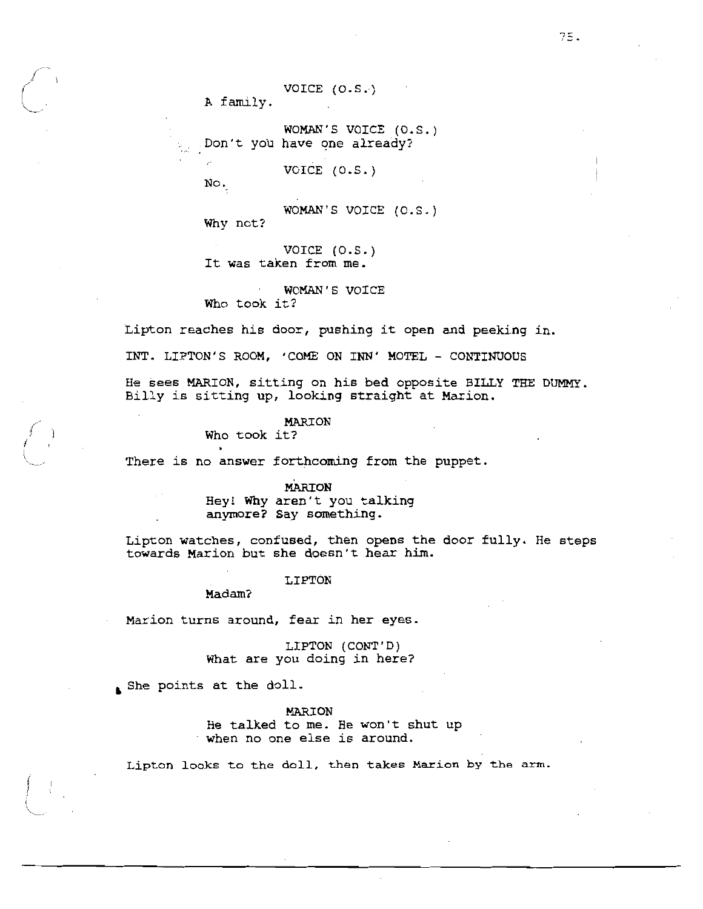VOICE (O.S.)
A family.

WOMAN'S VOICE (O.S.)
Don't you have one already?

VOICE (O.S.)
No.

WOMAN'S VOICE (O.S.)
Why not?

VOICE (O.S.)
It was taken from me.

WOMAN'S VOICE
Who took it?

Lipton reaches his door, pushing it open and peeking in.

INT. LIPTON'S ROOM, 'COME ON INN' MOTEL - CONTINUOUS

He sees MARION, sitting on his bed opposite BILLY THE DUMMY. Billy is sitting up, looking straight at Marion.

MARION
Who took it?

There is no answer forthcoming from the puppet.

MARION
Hey! Why aren't you talking anymore? Say something.

Lipton watches, confused, then opens the door fully. He steps towards Marion but she doesn't hear him.

LIPTON
Madam?

Marion turns around, fear in her eyes.

LIPTON (CONT'D)
What are you doing in here?

She points at the doll.

MARION
He talked to me. He won't shut up when no one else is around.

Lipton looks to the doll, then takes Marion by the arm.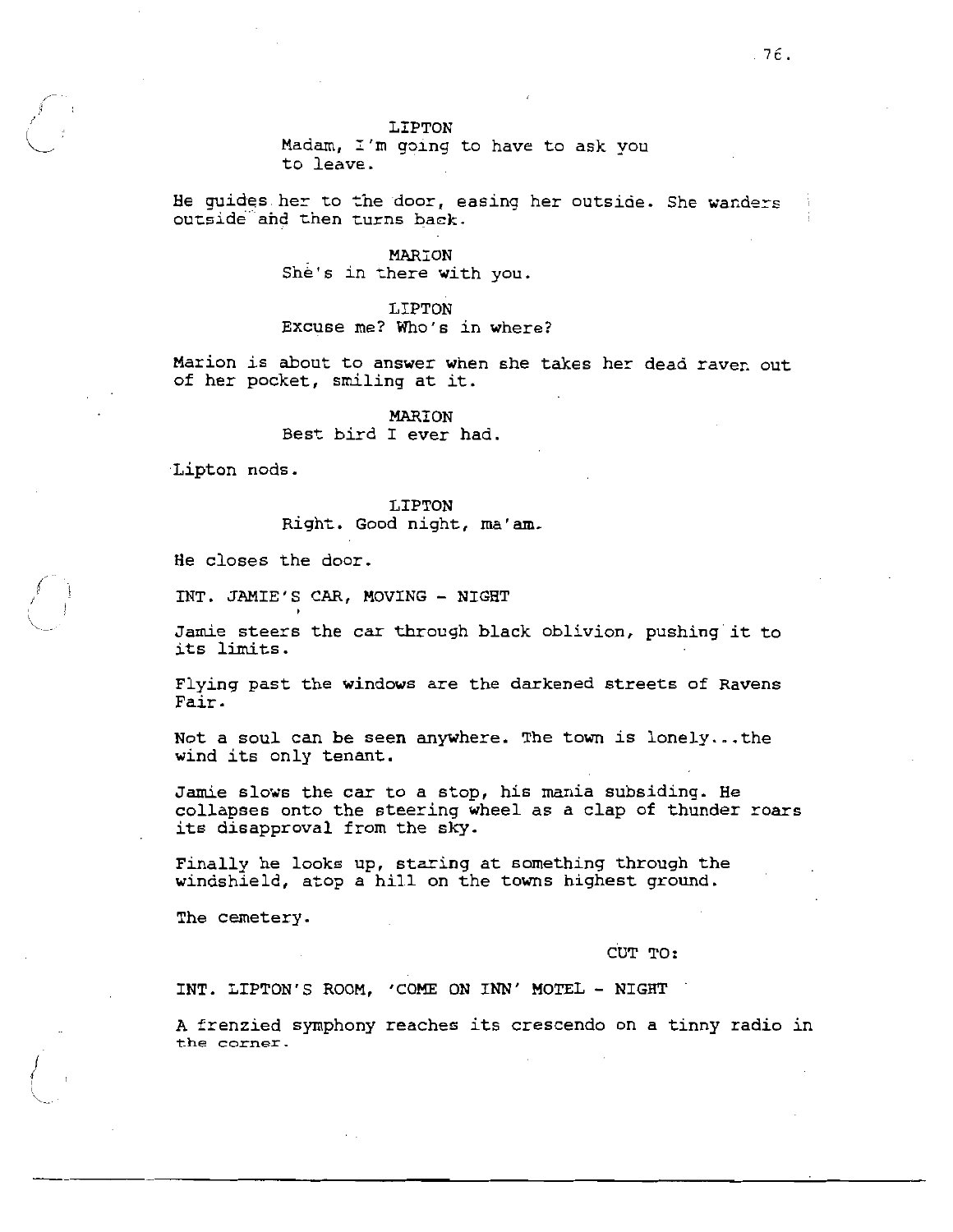LIPTON
Madam, I'm going to have to ask you
to leave.

He guides her to the door, easing her outside. She wanders outside and then turns back.

MARION
She's in there with you.

LIPTON
Excuse me? Who's in where?

Marion is about to answer when she takes her dead raven out of her pocket, smiling at it.

MARION
Best bird I ever had.

Lipton nods.

LIPTON
Right. Good night, ma'am.

He closes the door.

INT. JAMIE'S CAR, MOVING - NIGHT

Jamie steers the car through black oblivion, pushing it to its limits.

Flying past the windows are the darkened streets of Ravens Fair.

Not a soul can be seen anywhere. The town is lonely...the wind its only tenant.

Jamie slows the car to a stop, his mania subsiding. He collapses onto the steering wheel as a clap of thunder roars its disapproval from the sky.

Finally he looks up, staring at something through the windshield, atop a hill on the towns highest ground.

The cemetery.

CUT TO:

INT. LIPTON'S ROOM, 'COME ON INN' MOTEL - NIGHT

A frenzied symphony reaches its crescendo on a tinny radio in the corner.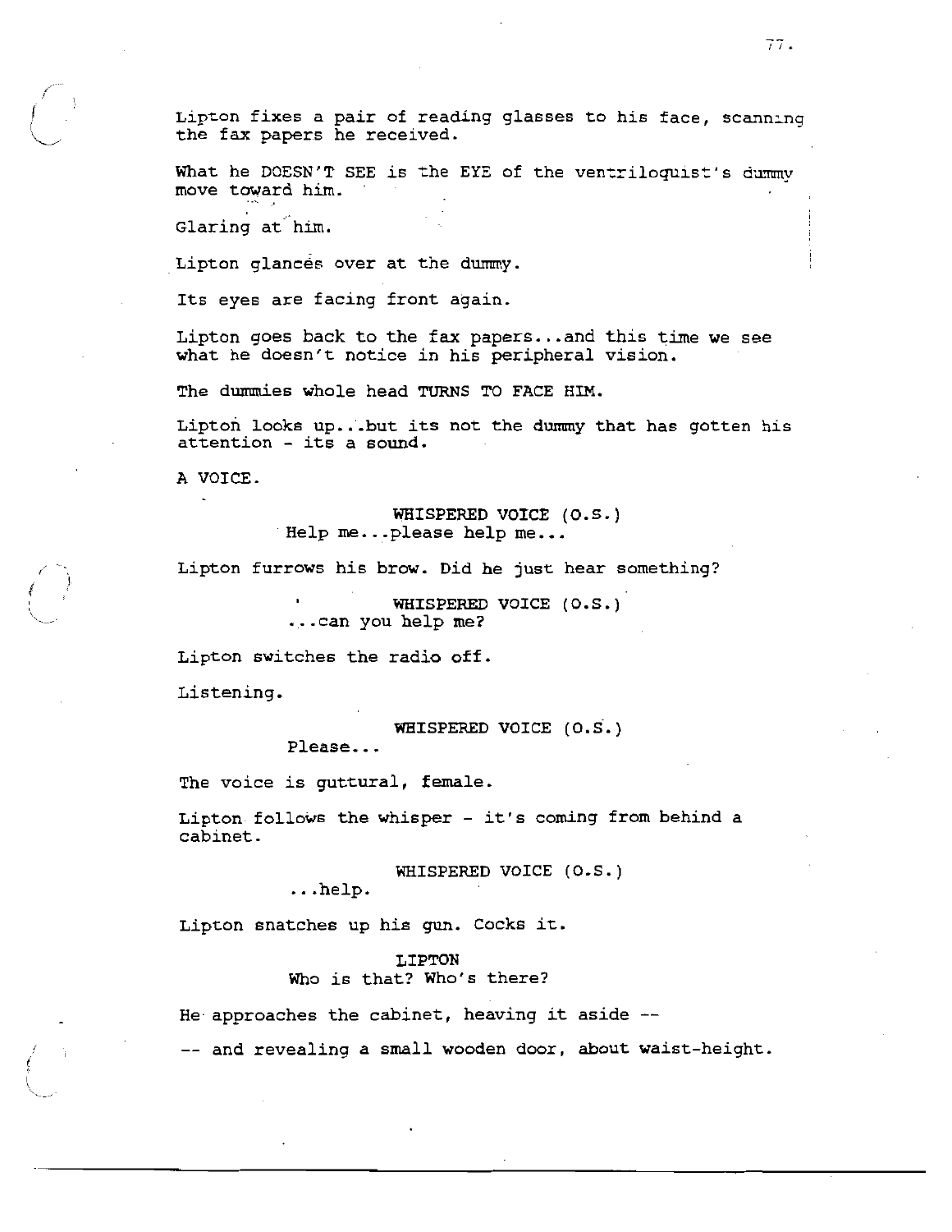Lipton fixes a pair of reading glasses to his face, scanning the fax papers he received.

What he DOESN'T SEE is the EYE of the ventriloquist's dummy move toward him.

Glaring at him.

Lipton glances over at the dummy.

Its eyes are facing front again.

Lipton goes back to the fax papers...and this time we see what he doesn't notice in his peripheral vision.

The dummies whole head TURNS TO FACE HIM.

Lipton looks up...but its not the dummy that has gotten his attention - its a sound.

A VOICE.

WHISPERED VOICE (O.S.)
Help me...please help me...

Lipton furrows his brow. Did he just hear something?

WHISPERED VOICE (O.S.)
...can you help me?

Lipton switches the radio off.

Listening.

WHISPERED VOICE (O.S.)
Please...

The voice is guttural, female.

Lipton follows the whisper - it's coming from behind a cabinet.

WHISPERED VOICE (O.S.)
...help.

Lipton snatches up his gun. Cocks it.

LIPTON
Who is that? Who's there?

He approaches the cabinet, heaving it aside --

-- and revealing a small wooden door, about waist-height.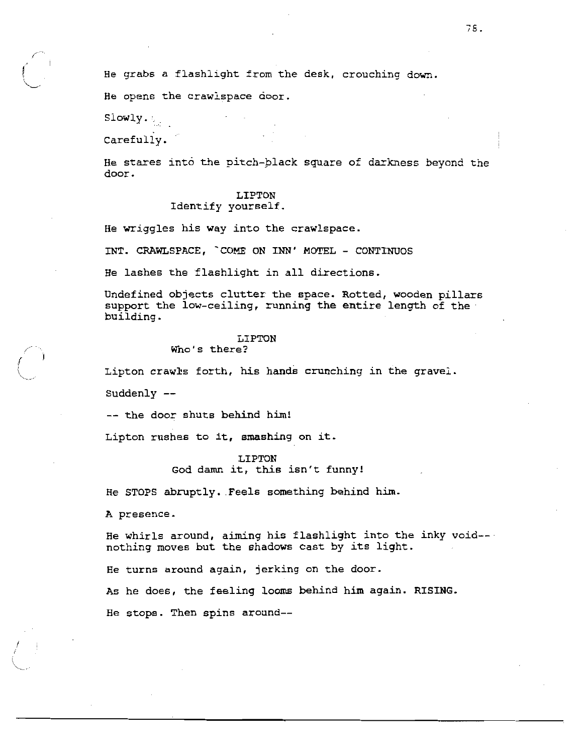He grabs a flashlight from the desk, crouching down.

He opens the crawlspace door.

Slowly.

Carefully.

He stares into the pitch-black square of darkness beyond the door.

LIPTON
Identify yourself.

He wriggles his way into the crawlspace.

INT. CRAWLSPACE, 'COME ON INN' MOTEL - CONTINUOS

He lashes the flashlight in all directions.

Undefined objects clutter the space. Rotted, wooden pillars support the low-ceiling, running the entire length of the building.

LIPTON
Who's there?

Lipton crawls forth, his hands crunching in the gravel.

Suddenly --

-- the door shuts behind him!

Lipton rushes to it, smashing on it.

LIPTON
God damn it, this isn't funny!

He STOPS abruptly. Feels something behind him.

A presence.

He whirls around, aiming his flashlight into the inky void-- nothing moves but the shadows cast by its light.

He turns around again, jerking on the door.

As he does, the feeling looms behind him again. RISING.

He stops. Then spins around--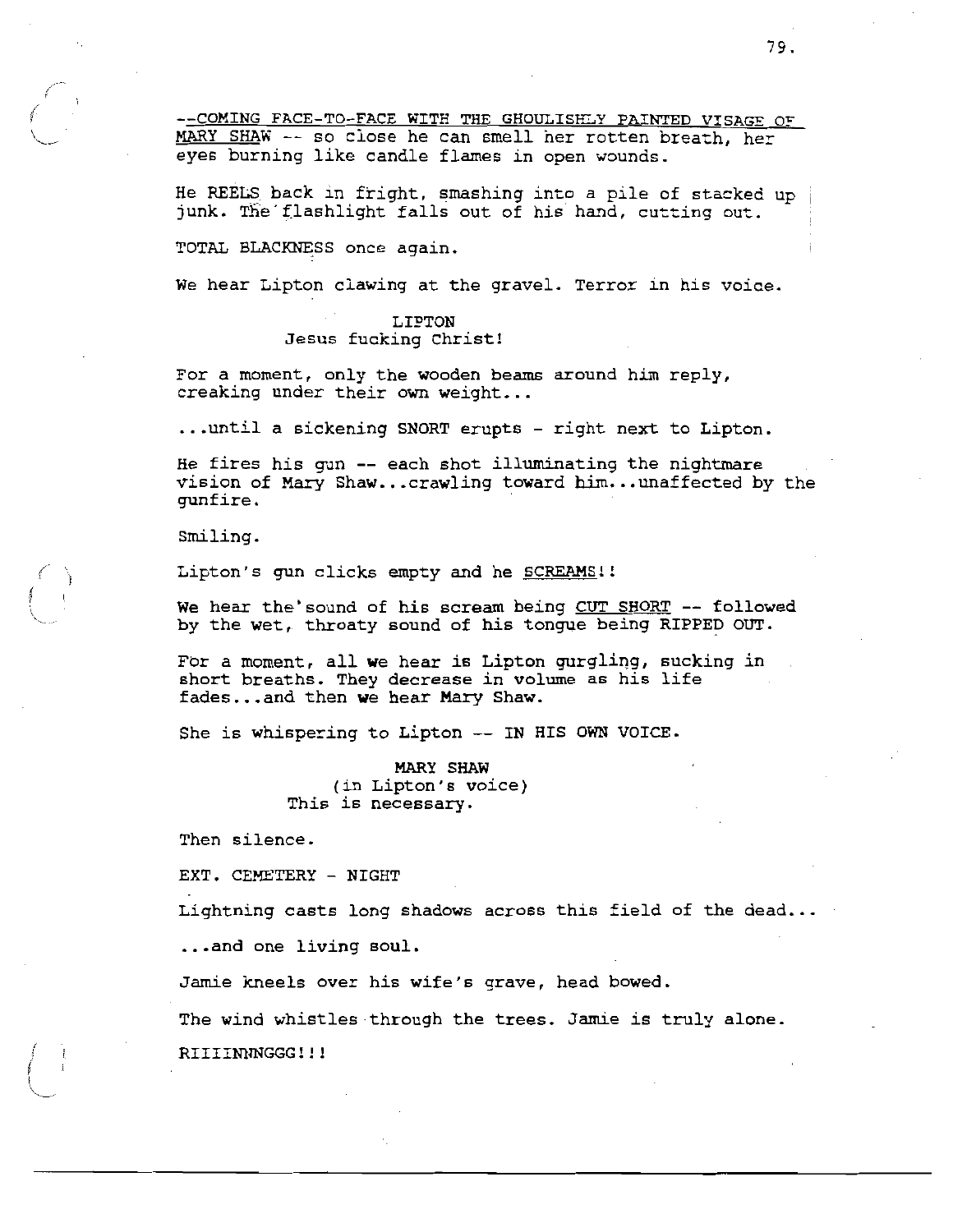--COMING FACE-TO-FACE WITH THE GHOULISHLY PAINTED VISAGE OF MARY SHAW -- so close he can smell her rotten breath, her eyes burning like candle flames in open wounds.

He REELS back in fright, smashing into a pile of stacked up junk. The flashlight falls out of his hand, cutting out.

TOTAL BLACKNESS once again.

We hear Lipton clawing at the gravel. Terror in his voice.

LIPTON
Jesus fucking Christ!

For a moment, only the wooden beams around him reply, creaking under their own weight...

...until a sickening SNORT erupts - right next to Lipton.

He fires his gun -- each shot illuminating the nightmare vision of Mary Shaw...crawling toward him...unaffected by the gunfire.

Smiling.

Lipton's gun clicks empty and he SCREAMS!!

We hear the sound of his scream being CUT SHORT -- followed by the wet, throaty sound of his tongue being RIPPED OUT.

For a moment, all we hear is Lipton gurgling, sucking in short breaths. They decrease in volume as his life fades...and then we hear Mary Shaw.

She is whispering to Lipton -- IN HIS OWN VOICE.

MARY SHAW
(in Lipton's voice)
This is necessary.

Then silence.

EXT. CEMETERY - NIGHT

Lightning casts long shadows across this field of the dead...

...and one living soul.

Jamie kneels over his wife's grave, head bowed.

The wind whistles through the trees. Jamie is truly alone.

RIIIINNNGG!!!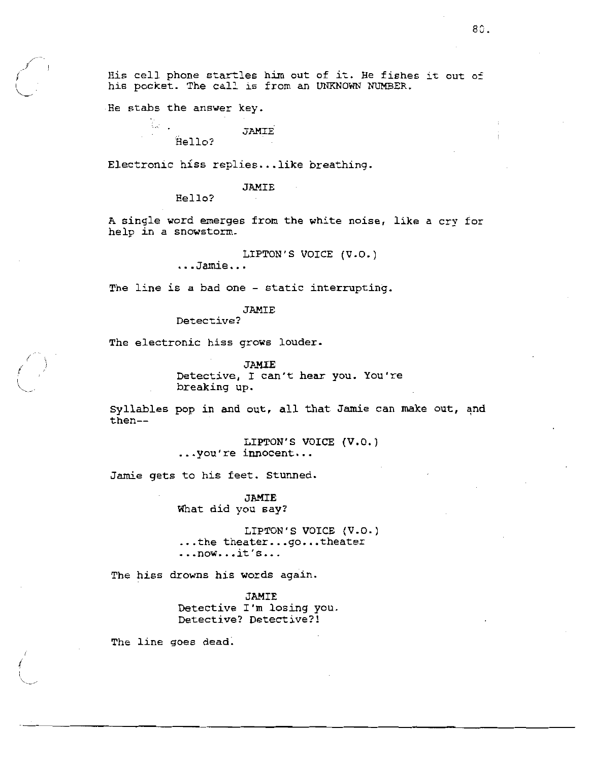His cell phone startles him out of it. He fishes it out of his pocket. The call is from an UNKNOWN NUMBER.

He stabs the answer key.

JAMIE
Hello?

Electronic hiss replies...like breathing.

JAMIE
Hello?

A single word emerges from the white noise, like a cry for help in a snowstorm.

LIPTON'S VOICE (V.O.)
...Jamie...

The line is a bad one - static interrupting.

JAMIE
Detective?

The electronic hiss grows louder.

JAMIE
Detective, I can't hear you. You're breaking up.

Syllables pop in and out, all that Jamie can make out, and then--

LIPTON'S VOICE (V.O.)
...you're innocent...

Jamie gets to his feet. Stunned.

JAMIE
What did you say?

LIPTON'S VOICE (V.O.)
...the theater...go...theater ...now...it's...

The hiss drowns his words again.

JAMIE
Detective I'm losing you. Detective? Detective?!

The line goes dead.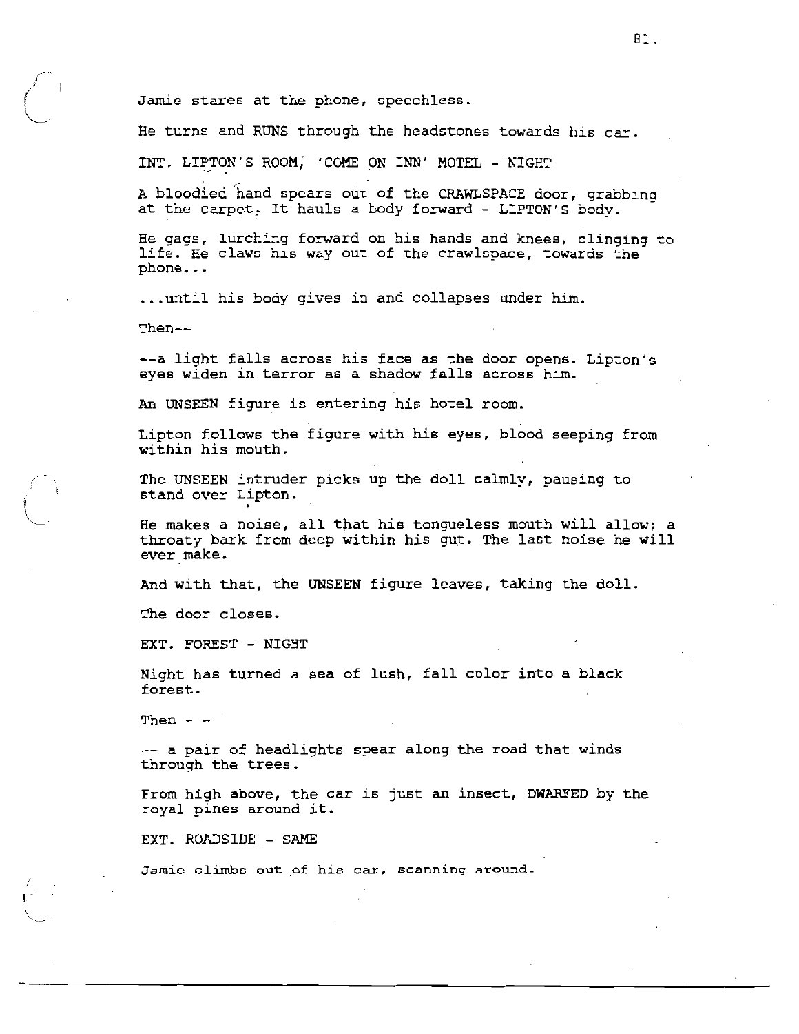Jamie stares at the phone, speechless.

He turns and RUNS through the headstones towards his car.

INT. LIPTON'S ROOM, 'COME ON INN' MOTEL - NIGHT

A bloodied hand spears out of the CRAWLSPACE door, grabbing at the carpet. It hauls a body forward - LIPTON'S body.

He gags, lurching forward on his hands and knees, clinging to life. He claws his way out of the crawlspace, towards the phone...

...until his body gives in and collapses under him.

Then--

--a light falls across his face as the door opens. Lipton's eyes widen in terror as a shadow falls across him.

An UNSEEN figure is entering his hotel room.

Lipton follows the figure with his eyes, blood seeping from within his mouth.

The UNSEEN intruder picks up the doll calmly, pausing to stand over Lipton.

He makes a noise, all that his tongueless mouth will allow; a throaty bark from deep within his gut. The last noise he will ever make.

And with that, the UNSEEN figure leaves, taking the doll.

The door closes.

EXT. FOREST - NIGHT

Night has turned a sea of lush, fall color into a black forest.

Then - -

-- a pair of headlights spear along the road that winds through the trees.

From high above, the car is just an insect, DWARFED by the royal pines around it.

EXT. ROADSIDE - SAME

Jamie climbs out of his car, scanning around.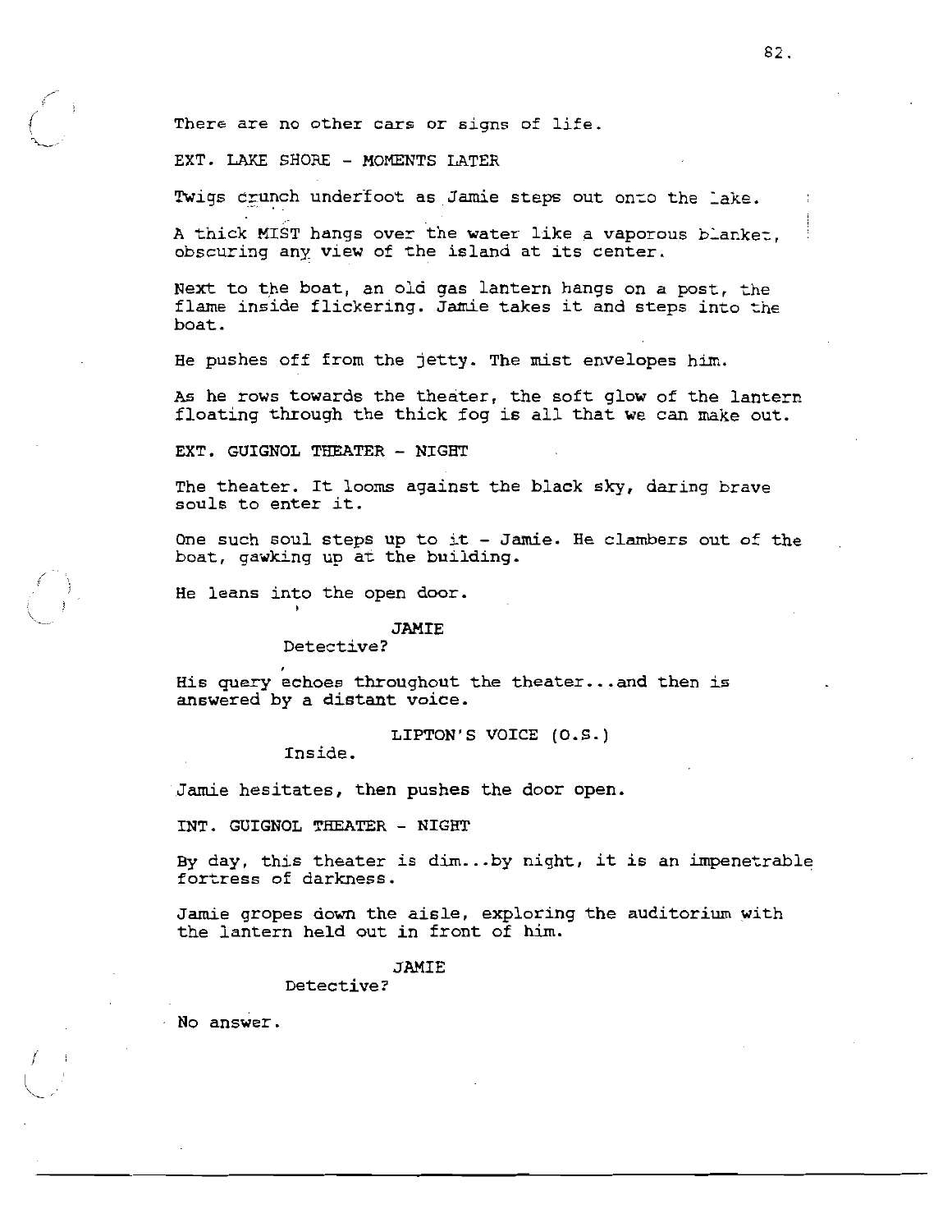There are no other cars or signs of life.

EXT. LAKE SHORE - MOMENTS LATER

Twigs crunch underfoot as Jamie steps out onto the lake.

A thick MIST hangs over the water like a vaporous blanket, obscuring any view of the island at its center.

Next to the boat, an old gas lantern hangs on a post, the flame inside flickering. Jamie takes it and steps into the boat.

He pushes off from the jetty. The mist envelopes him.

As he rows towards the theater, the soft glow of the lantern floating through the thick fog is all that we can make out.

EXT. GUIGNOL THEATER - NIGHT

The theater. It looms against the black sky, daring brave souls to enter it.

One such soul steps up to it - Jamie. He clambers out of the boat, gawking up at the building.

He leans into the open door.

JAMIE
Detective?

His query echoes throughout the theater...and then is answered by a distant voice.

LIPTON'S VOICE (O.S.)
Inside.

Jamie hesitates, then pushes the door open.

INT. GUIGNOL THEATER - NIGHT

By day, this theater is dim...by night, it is an impenetrable fortress of darkness.

Jamie gropes down the aisle, exploring the auditorium with the lantern held out in front of him.

JAMIE
Detective?

No answer.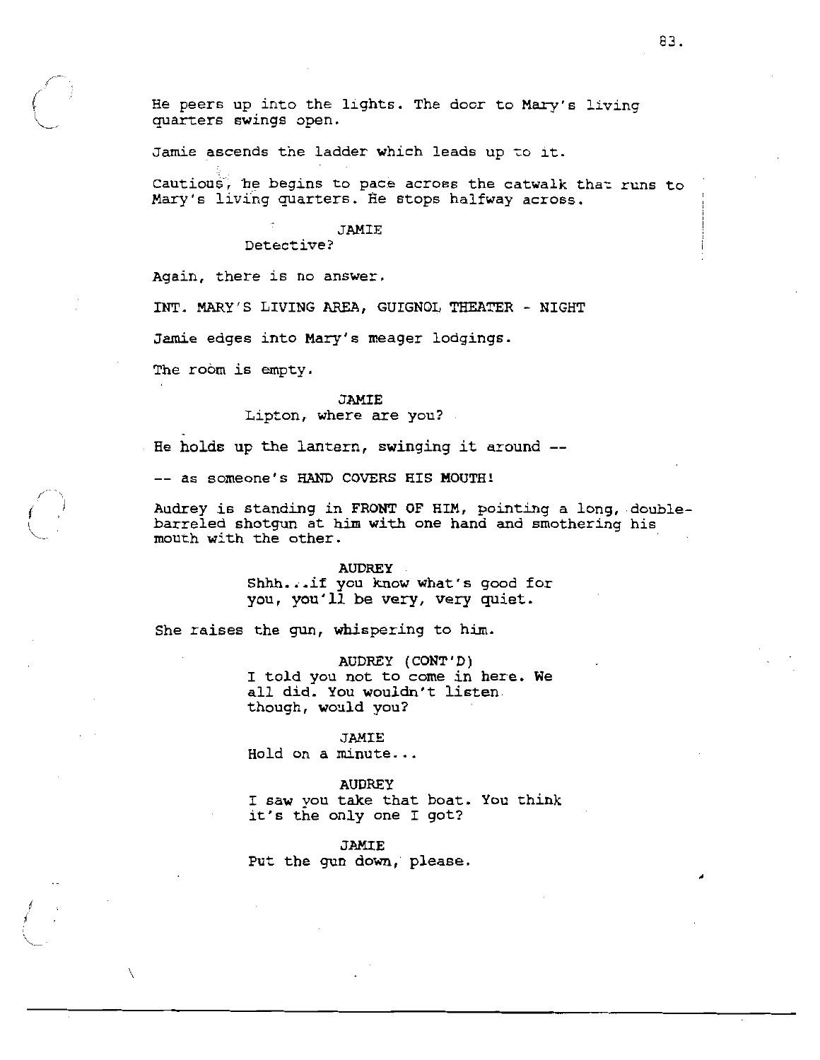He peers up into the lights. The door to Mary's living quarters swings open.

Jamie ascends the ladder which leads up to it.

Cautious, he begins to pace across the catwalk that runs to Mary's living quarters. He stops halfway across.

JAMIE
Detective?

Again, there is no answer.

INT. MARY'S LIVING AREA, GUIGNOL THEATER - NIGHT

Jamie edges into Mary's meager lodgings.

The room is empty.

JAMIE
Lipton, where are you?

He holds up the lantern, swinging it around --

-- as someone's HAND COVERS HIS MOUTH!

Audrey is standing in FRONT OF HIM, pointing a long, double-barreled shotgun at him with one hand and smothering his mouth with the other.

AUDREY
Shhh...if you know what's good for you, you'll be very, very quiet.

She raises the gun, whispering to him.

AUDREY (CONT'D)
I told you not to come in here. We all did. You wouldn't listen though, would you?

JAMIE
Hold on a minute...

AUDREY
I saw you take that boat. You think it's the only one I got?

JAMIE
Put the gun down, please.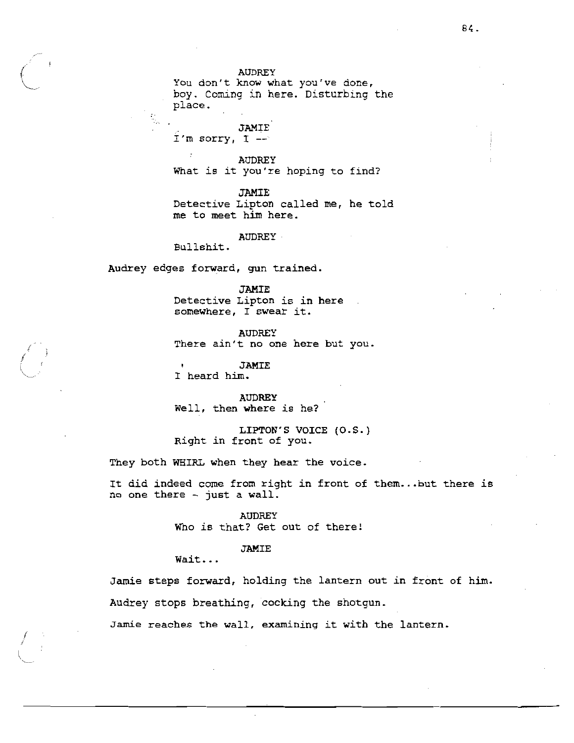AUDREY
You don't know what you've done, boy. Coming in here. Disturbing the place.

JAMIE
I'm sorry, I --

AUDREY
What is it you're hoping to find?

JAMIE
Detective Lipton called me, he told me to meet him here.

AUDREY
Bullshit.

Audrey edges forward, gun trained.

JAMIE
Detective Lipton is in here somewhere, I swear it.

AUDREY
There ain't no one here but you.

JAMIE
I heard him.

AUDREY
Well, then where is he?

LIPTON'S VOICE (O.S.)
Right in front of you.

They both WHIRL when they hear the voice.

It did indeed come from right in front of them...but there is no one there - just a wall.

AUDREY
Who is that? Get out of there!

JAMIE
Wait...

Jamie steps forward, holding the lantern out in front of him.

Audrey stops breathing, cocking the shotgun.

Jamie reaches the wall, examining it with the lantern.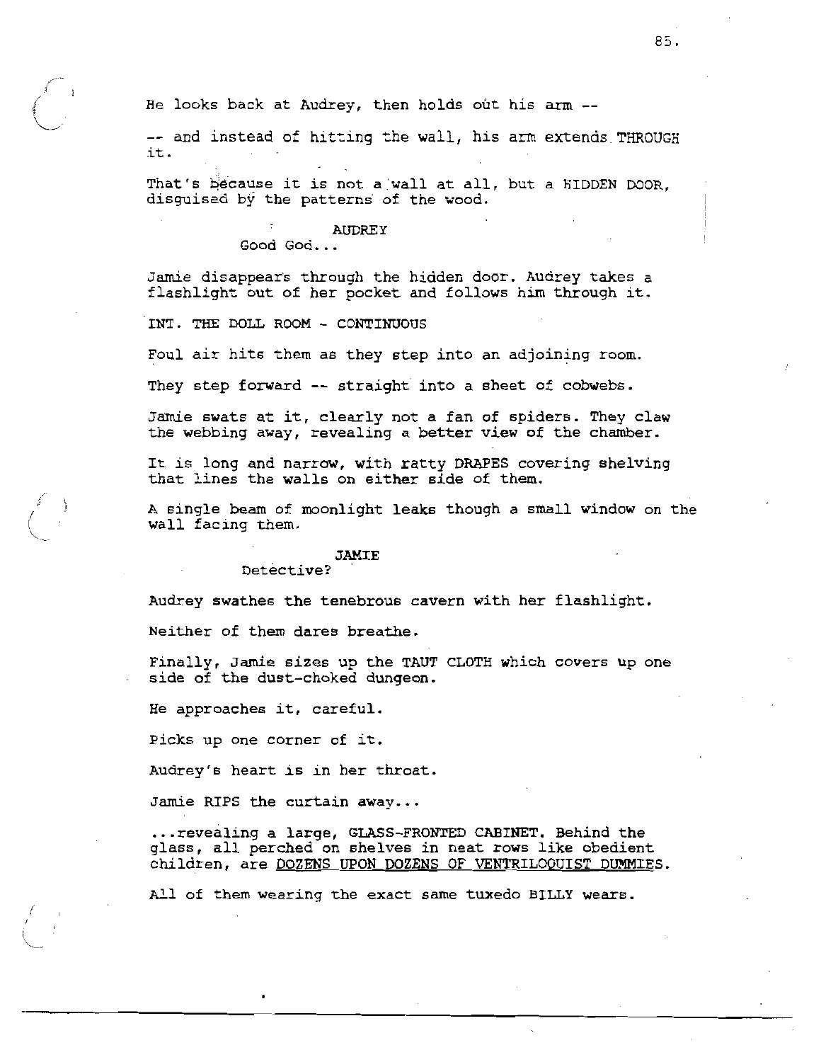He looks back at Audrey, then holds out his arm --

-- and instead of hitting the wall, his arm extends THROUGH it.

That's because it is not a wall at all, but a HIDDEN DOOR, disguised by the patterns of the wood.

AUDREY
Good God...

Jamie disappears through the hidden door. Audrey takes a flashlight out of her pocket and follows him through it.

INT. THE DOLL ROOM - CONTINUOUS

Foul air hits them as they step into an adjoining room.

They step forward -- straight into a sheet of cobwebs.

Jamie swats at it, clearly not a fan of spiders. They claw the webbing away, revealing a better view of the chamber.

It is long and narrow, with ratty DRAPES covering shelving that lines the walls on either side of them.

A single beam of moonlight leaks though a small window on the wall facing them.

JAMIE
Detective?

Audrey swathes the tenebrous cavern with her flashlight.

Neither of them dares breathe.

Finally, Jamie sizes up the TAUT CLOTH which covers up one side of the dust-choked dungeon.

He approaches it, careful.

Picks up one corner of it.

Audrey's heart is in her throat.

Jamie RIPS the curtain away...

...revealing a large, GLASS-FRONTED CABINET. Behind the glass, all perched on shelves in neat rows like obedient children, are <u>DOZENS UPON DOZENS OF VENTRILOQUIST DUMMIES</u>.

All of them wearing the exact same tuxedo BILLY wears.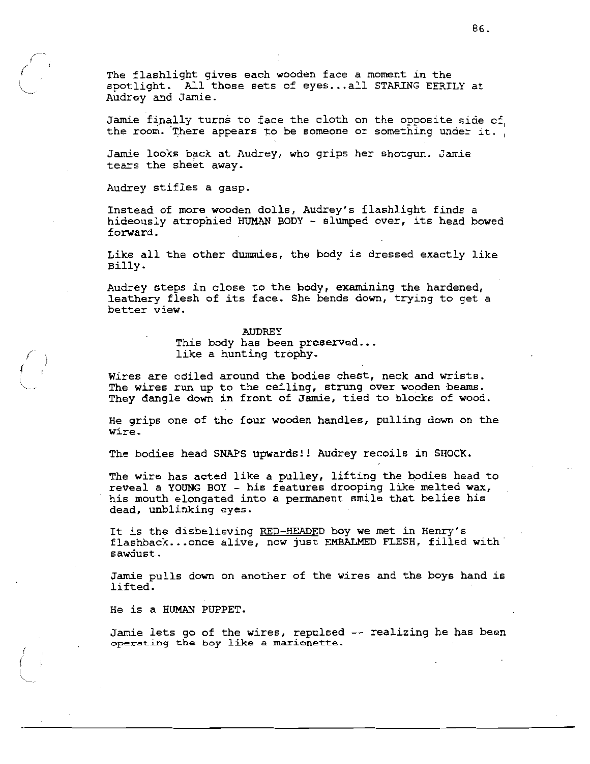The flashlight gives each wooden face a moment in the spotlight. All those sets of eyes...all STARING EERILY at Audrey and Jamie.

Jamie finally turns to face the cloth on the opposite side of the room. There appears to be someone or something under it.

Jamie looks back at Audrey, who grips her shotgun. Jamie tears the sheet away.

Audrey stifles a gasp.

Instead of more wooden dolls, Audrey's flashlight finds a hideously atrophied HUMAN BODY - slumped over, its head bowed forward.

Like all the other dummies, the body is dressed exactly like Billy.

Audrey steps in close to the body, examining the hardened, leathery flesh of its face. She bends down, trying to get a better view.

AUDREY
This body has been preserved...
like a hunting trophy.

Wires are coiled around the bodies chest, neck and wrists. The wires run up to the ceiling, strung over wooden beams. They dangle down in front of Jamie, tied to blocks of wood.

He grips one of the four wooden handles, pulling down on the wire.

The bodies head SNAPS upwards!! Audrey recoils in SHOCK.

The wire has acted like a pulley, lifting the bodies head to reveal a YOUNG BOY - his features drooping like melted wax, his mouth elongated into a permanent smile that belies his dead, unblinking eyes.

It is the disbelieving RED-HEADED boy we met in Henry's flashback...once alive, now just EMBALMED FLESH, filled with sawdust.

Jamie pulls down on another of the wires and the boys hand is lifted.

He is a HUMAN PUPPET.

Jamie lets go of the wires, repulsed -- realizing he has been operating the boy like a marionette.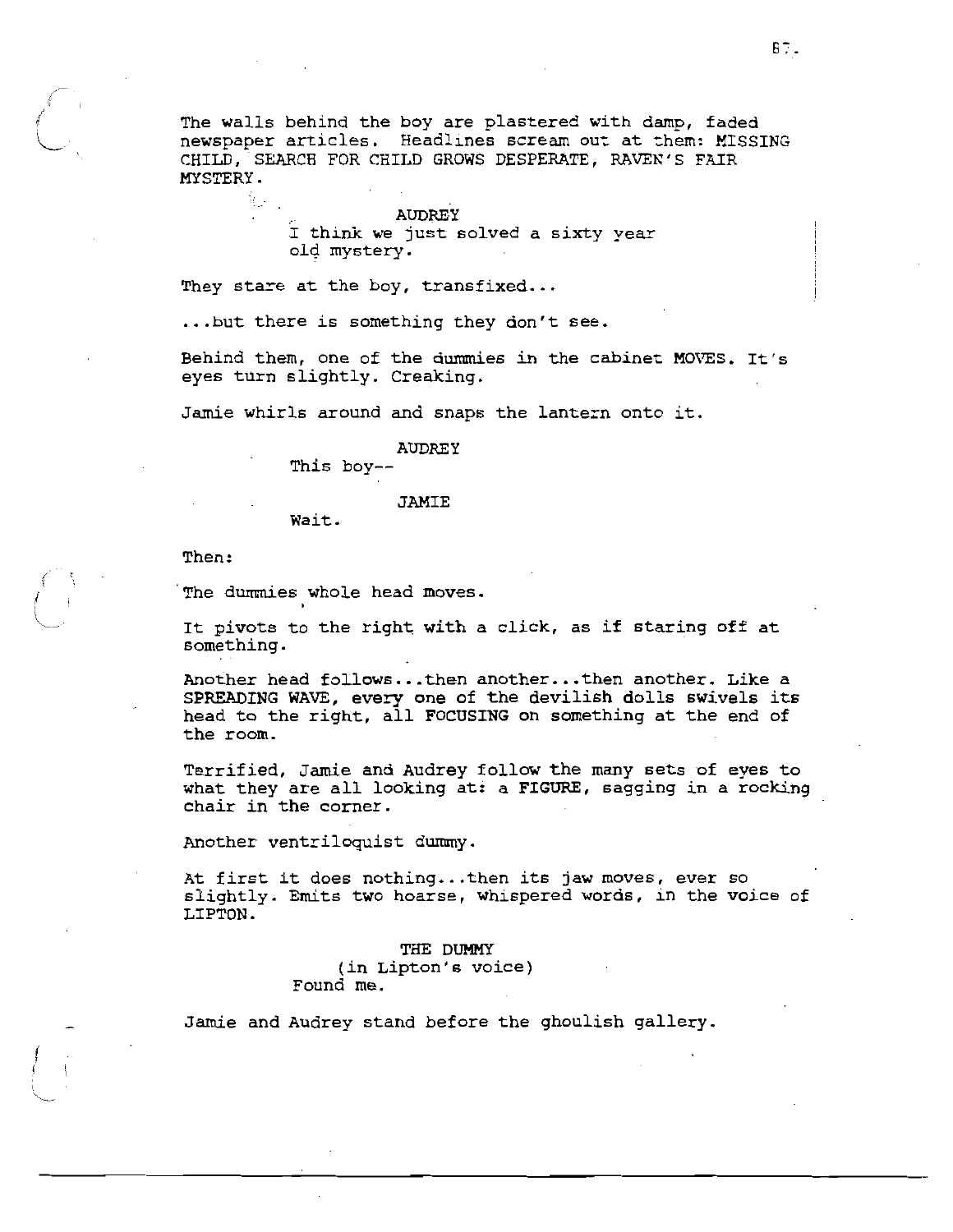The walls behind the boy are plastered with damp, faded newspaper articles. Headlines scream out at them: MISSING CHILD, SEARCH FOR CHILD GROWS DESPERATE, RAVEN'S FAIR MYSTERY.

AUDREY
I think we just solved a sixty year old mystery.

They stare at the boy, transfixed...

...but there is something they don't see.

Behind them, one of the dummies in the cabinet MOVES. It's eyes turn slightly. Creaking.

Jamie whirls around and snaps the lantern onto it.

AUDREY
This boy--

JAMIE
Wait.

Then:

The dummies whole head moves.

It pivots to the right with a click, as if staring off at something.

Another head follows...then another...then another. Like a SPREADING WAVE, every one of the devilish dolls swivels its head to the right, all FOCUSING on something at the end of the room.

Terrified, Jamie and Audrey follow the many sets of eyes to what they are all looking at: a FIGURE, sagging in a rocking chair in the corner.

Another ventriloquist dummy.

At first it does nothing...then its jaw moves, ever so slightly. Emits two hoarse, whispered words, in the voice of LIPTON.

THE DUMMY
(in Lipton's voice)
Found me.

Jamie and Audrey stand before the ghoulish gallery.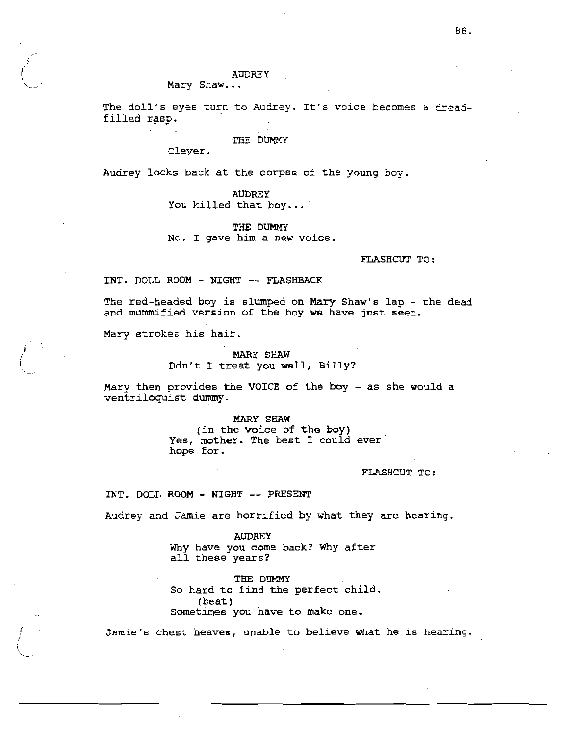AUDREY
Mary Shaw...

The doll's eyes turn to Audrey. It's voice becomes a dread-filled rasp.

THE DUMMY
Clever.

Audrey looks back at the corpse of the young boy.

AUDREY
You killed that boy...

THE DUMMY
No. I gave him a new voice.

FLASHCUT TO:

INT. DOLL ROOM - NIGHT -- FLASHBACK

The red-headed boy is slumped on Mary Shaw's lap - the dead and mummified version of the boy we have just seen.

Mary strokes his hair.

MARY SHAW
Ddn't I treat you well, Billy?

Mary then provides the VOICE of the boy - as she would a ventriloquist dummy.

MARY SHAW
(in the voice of the boy)
Yes, mother. The best I could ever hope for.

FLASHCUT TO:

INT. DOLL ROOM - NIGHT -- PRESENT

Audrey and Jamie are horrified by what they are hearing.

AUDREY
Why have you come back? Why after all these years?

THE DUMMY
So hard to find the perfect child.
(beat)
Sometimes you have to make one.

Jamie's chest heaves, unable to believe what he is hearing.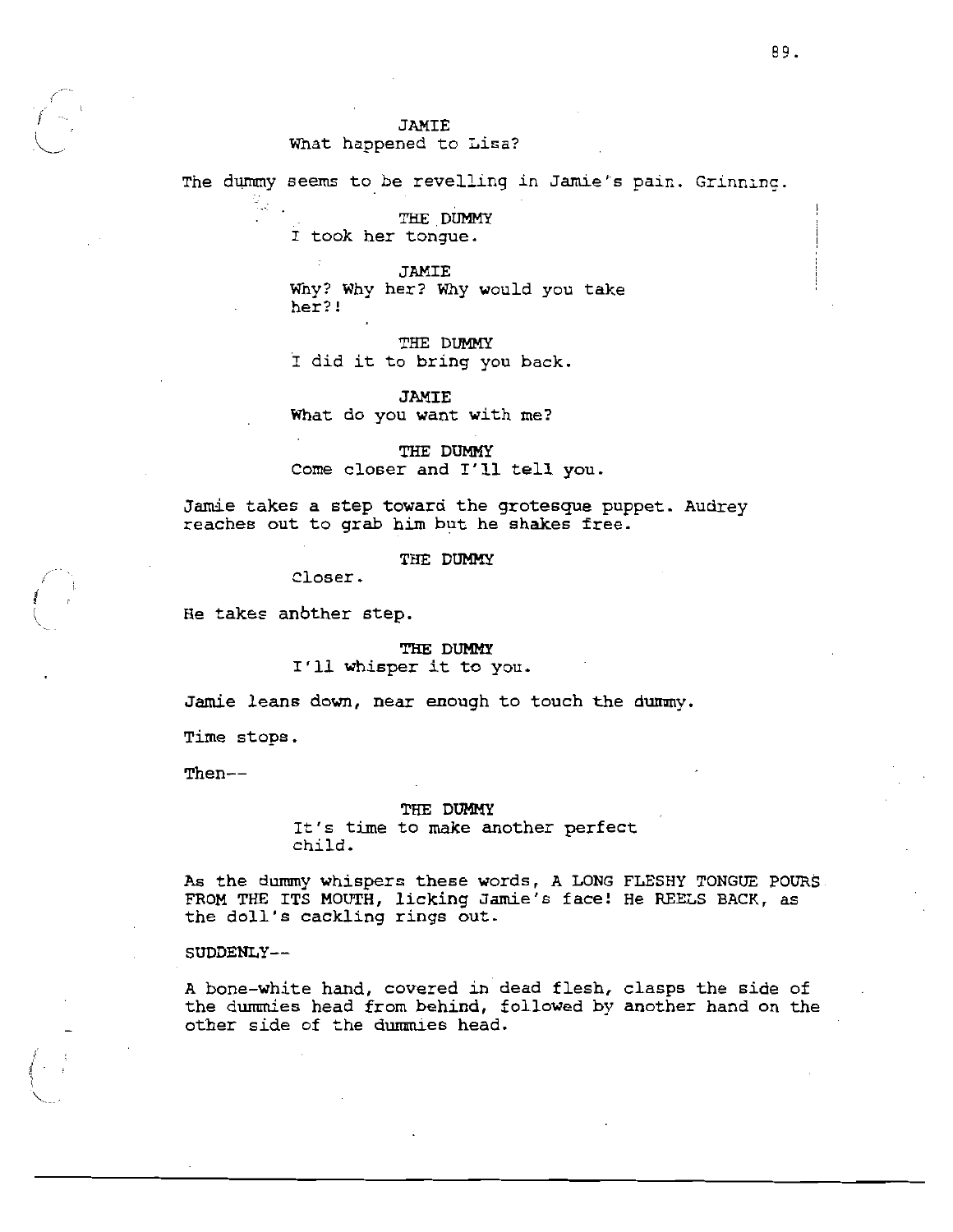JAMIE
What happened to Lisa?

The dummy seems to be revelling in Jamie's pain. Grinning.

THE DUMMY
I took her tongue.

JAMIE
Why? Why her? Why would you take her?!

THE DUMMY
I did it to bring you back.

JAMIE
What do you want with me?

THE DUMMY
Come closer and I'll tell you.

Jamie takes a step toward the grotesque puppet. Audrey reaches out to grab him but he shakes free.

THE DUMMY
Closer.

He takes another step.

THE DUMMY
I'll whisper it to you.

Jamie leans down, near enough to touch the dummy.

Time stops.

Then--

THE DUMMY
It's time to make another perfect child.

As the dummy whispers these words, A LONG FLESHY TONGUE POURS FROM THE ITS MOUTH, licking Jamie's face! He REELS BACK, as the doll's cackling rings out.

SUDDENLY--

A bone-white hand, covered in dead flesh, clasps the side of the dummies head from behind, followed by another hand on the other side of the dummies head.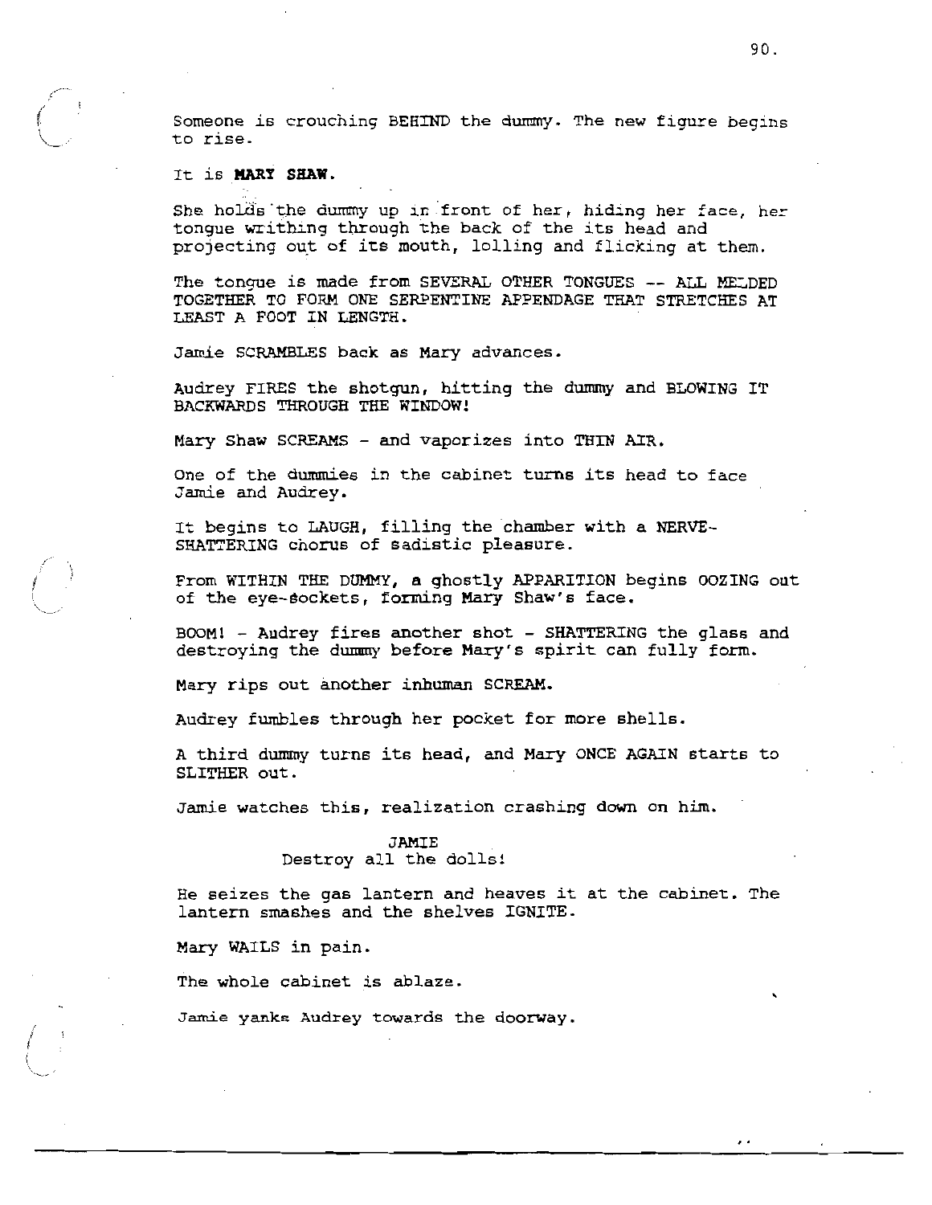Someone is crouching BEHIND the dummy. The new figure begins to rise.

It is **MARY SHAW.**

She holds the dummy up in front of her, hiding her face, her tongue writhing through the back of the its head and projecting out of its mouth, lolling and flicking at them.

The tongue is made from SEVERAL OTHER TONGUES -- ALL MELDED TOGETHER TO FORM ONE SERPENTINE APPENDAGE THAT STRETCHES AT LEAST A FOOT IN LENGTH.

Jamie SCRAMBLES back as Mary advances.

Audrey FIRES the shotgun, hitting the dummy and BLOWING IT BACKWARDS THROUGH THE WINDOW!

Mary Shaw SCREAMS - and vaporizes into THIN AIR.

One of the dummies in the cabinet turns its head to face Jamie and Audrey.

It begins to LAUGH, filling the chamber with a NERVE-SHATTERING chorus of sadistic pleasure.

From WITHIN THE DUMMY, a ghostly APPARITION begins OOZING out of the eye-sockets, forming Mary Shaw's face.

BOOM! - Audrey fires another shot - SHATTERING the glass and destroying the dummy before Mary's spirit can fully form.

Mary rips out another inhuman SCREAM.

Audrey fumbles through her pocket for more shells.

A third dummy turns its head, and Mary ONCE AGAIN starts to SLITHER out.

Jamie watches this, realization crashing down on him.

JAMIE
Destroy all the dolls!

He seizes the gas lantern and heaves it at the cabinet. The lantern smashes and the shelves IGNITE.

Mary WAILS in pain.

The whole cabinet is ablaze.

Jamie yanks Audrey towards the doorway.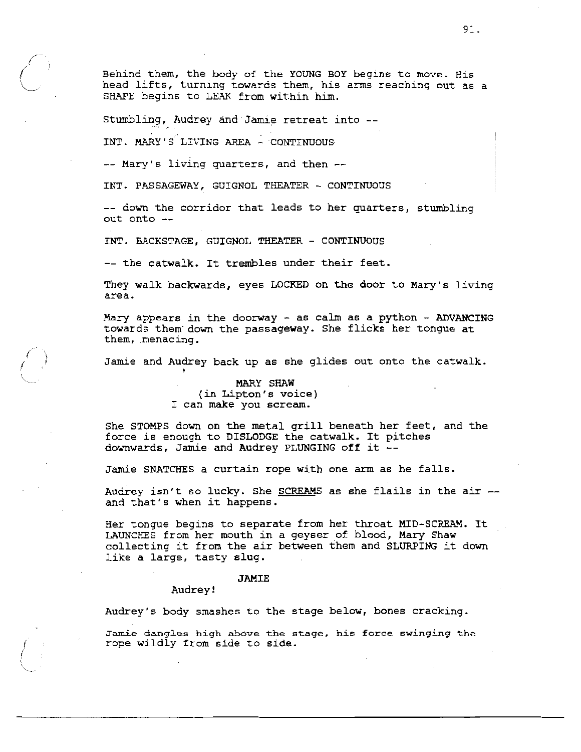Behind them, the body of the YOUNG BOY begins to move. His head lifts, turning towards them, his arms reaching out as a SHAPE begins to LEAK from within him.

Stumbling, Audrey and Jamie retreat into --

INT. MARY'S LIVING AREA - CONTINUOUS

-- Mary's living quarters, and then --

INT. PASSAGEWAY, GUIGNOL THEATER - CONTINUOUS

-- down the corridor that leads to her quarters, stumbling out onto --

INT. BACKSTAGE, GUIGNOL THEATER - CONTINUOUS

-- the catwalk. It trembles under their feet.

They walk backwards, eyes LOCKED on the door to Mary's living area.

Mary appears in the doorway - as calm as a python - ADVANCING towards them down the passageway. She flicks her tongue at them, menacing.

Jamie and Audrey back up as she glides out onto the catwalk.

MARY SHAW
(in Lipton's voice)
I can make you scream.

She STOMPS down on the metal grill beneath her feet, and the force is enough to DISLODGE the catwalk. It pitches downwards, Jamie and Audrey PLUNGING off it --

Jamie SNATCHES a curtain rope with one arm as he falls.

Audrey isn't so lucky. She SCREAMS as she flails in the air -- and that's when it happens.

Her tongue begins to separate from her throat MID-SCREAM. It LAUNCHES from her mouth in a geyser of blood, Mary Shaw collecting it from the air between them and SLURPING it down like a large, tasty slug.

JAMIE
Audrey!

Audrey's body smashes to the stage below, bones cracking.

Jamie dangles high above the stage, his force swinging the rope wildly from side to side.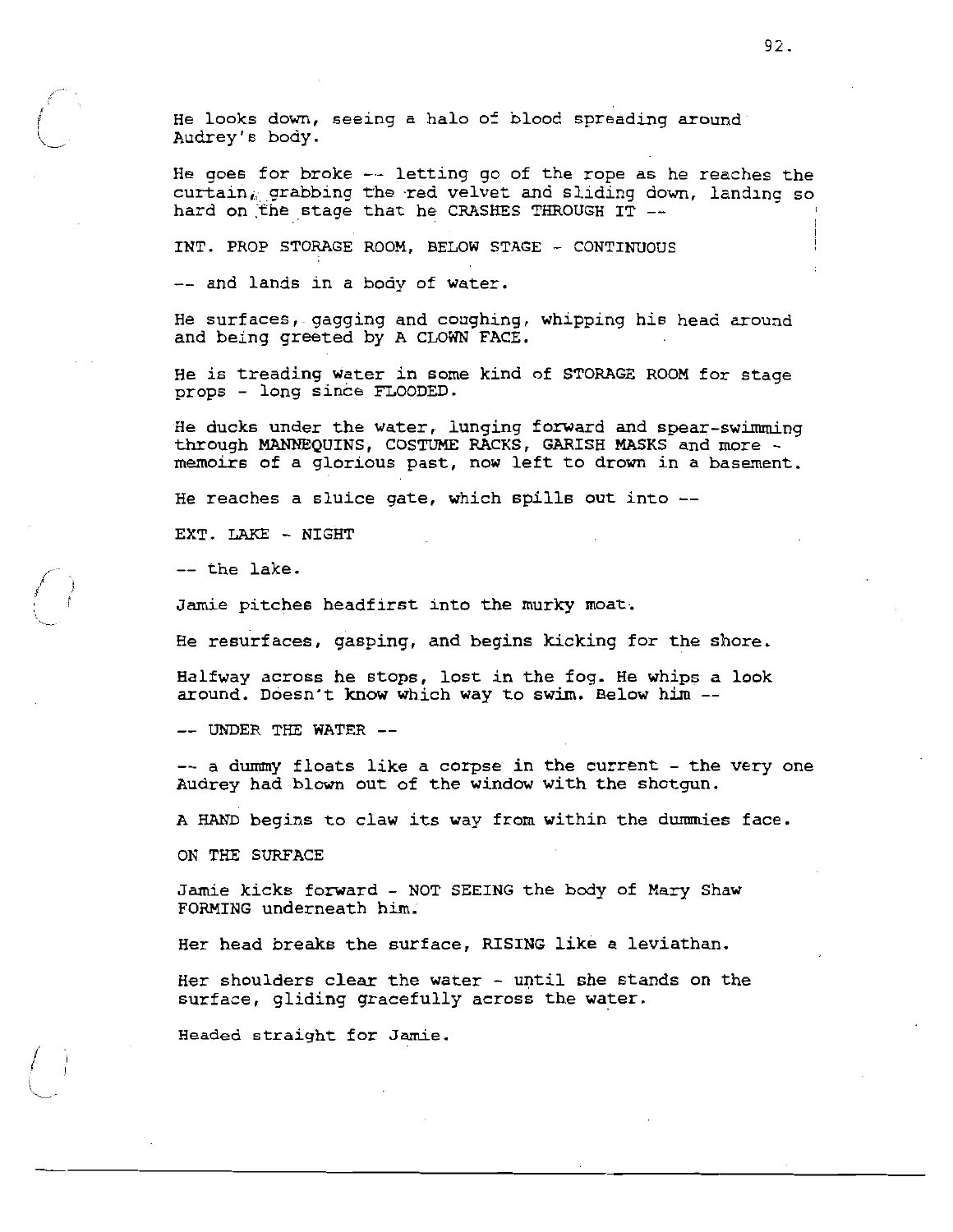He looks down, seeing a halo of blood spreading around Audrey's body.

He goes for broke -- letting go of the rope as he reaches the curtain, grabbing the red velvet and sliding down, landing so hard on the stage that he CRASHES THROUGH IT --

INT. PROP STORAGE ROOM, BELOW STAGE - CONTINUOUS

-- and lands in a body of water.

He surfaces, gagging and coughing, whipping his head around and being greeted by A CLOWN FACE.

He is treading water in some kind of STORAGE ROOM for stage props - long since FLOODED.

He ducks under the water, lunging forward and spear-swimming through MANNEQUINS, COSTUME RACKS, GARISH MASKS and more - memoirs of a glorious past, now left to drown in a basement.

He reaches a sluice gate, which spills out into --

EXT. LAKE - NIGHT

-- the lake.

Jamie pitches headfirst into the murky moat.

He resurfaces, gasping, and begins kicking for the shore.

Halfway across he stops, lost in the fog. He whips a look around. Doesn't know which way to swim. Below him --

-- UNDER THE WATER --

-- a dummy floats like a corpse in the current - the very one Audrey had blown out of the window with the shotgun.

A HAND begins to claw its way from within the dummies face.

ON THE SURFACE

Jamie kicks forward - NOT SEEING the body of Mary Shaw FORMING underneath him.

Her head breaks the surface, RISING like a leviathan.

Her shoulders clear the water - until she stands on the surface, gliding gracefully across the water.

Headed straight for Jamie.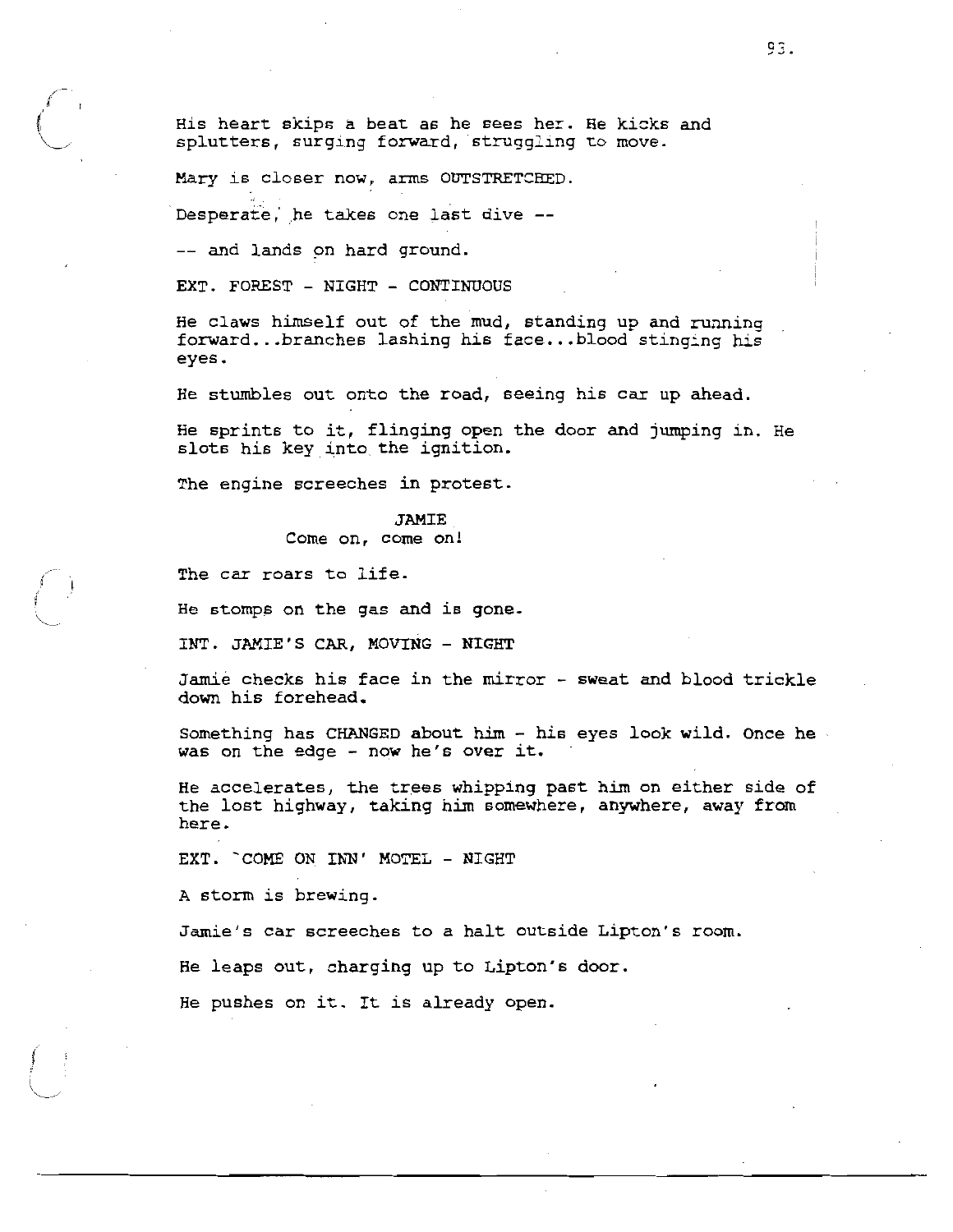His heart skips a beat as he sees her. He kicks and splutters, surging forward, struggling to move.

Mary is closer now, arms OUTSTRETCHED.

Desperate, he takes one last dive --

-- and lands on hard ground.

EXT. FOREST - NIGHT - CONTINUOUS

He claws himself out of the mud, standing up and running forward...branches lashing his face...blood stinging his eyes.

He stumbles out onto the road, seeing his car up ahead.

He sprints to it, flinging open the door and jumping in. He slots his key into the ignition.

The engine screeches in protest.

JAMIE
Come on, come on!

The car roars to life.

He stomps on the gas and is gone.

INT. JAMIE'S CAR, MOVING - NIGHT

Jamie checks his face in the mirror - sweat and blood trickle down his forehead.

Something has CHANGED about him - his eyes look wild. Once he was on the edge - now he's over it.

He accelerates, the trees whipping past him on either side of the lost highway, taking him somewhere, anywhere, away from here.

EXT. 'COME ON INN' MOTEL - NIGHT

A storm is brewing.

Jamie's car screeches to a halt outside Lipton's room.

He leaps out, charging up to Lipton's door.

He pushes on it. It is already open.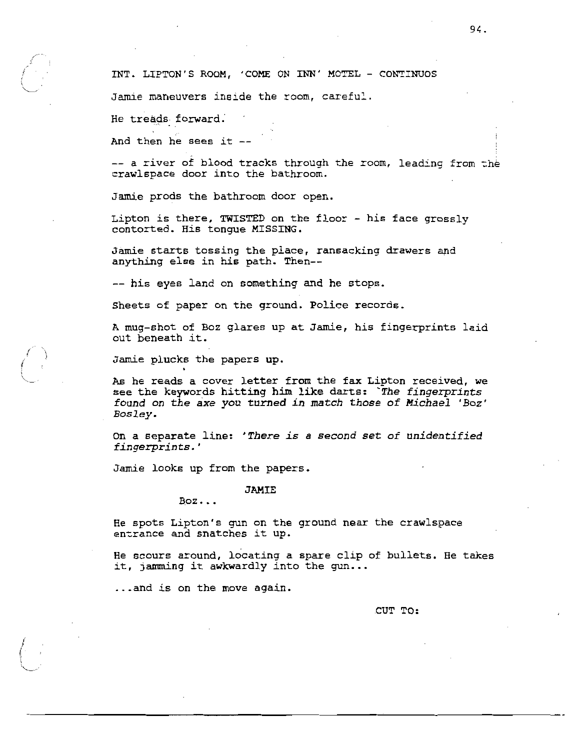INT. LIPTON'S ROOM, 'COME ON INN' MOTEL - CONTINUOS

Jamie maneuvers inside the room, careful.

He treads forward.

And then he sees it --

-- a river of blood tracks through the room, leading from the crawlspace door into the bathroom.

Jamie prods the bathroom door open.

Lipton is there, TWISTED on the floor - his face grossly contorted. His tongue MISSING.

Jamie starts tossing the place, ransacking drawers and anything else in his path. Then--

-- his eyes land on something and he stops.

Sheets of paper on the ground. Police records.

A mug-shot of Boz glares up at Jamie, his fingerprints laid out beneath it.

Jamie plucks the papers up.

As he reads a cover letter from the fax Lipton received, we see the keywords hitting him like darts: *'The fingerprints found on the axe you turned in match those of Michael 'Boz' Bosley.*

On a separate line: *'There is a second set of unidentified fingerprints.'*

Jamie looks up from the papers.

JAMIE

Boz...

He spots Lipton's gun on the ground near the crawlspace entrance and snatches it up.

He scours around, locating a spare clip of bullets. He takes it, jamming it awkwardly into the gun...

...and is on the move again.

CUT TO: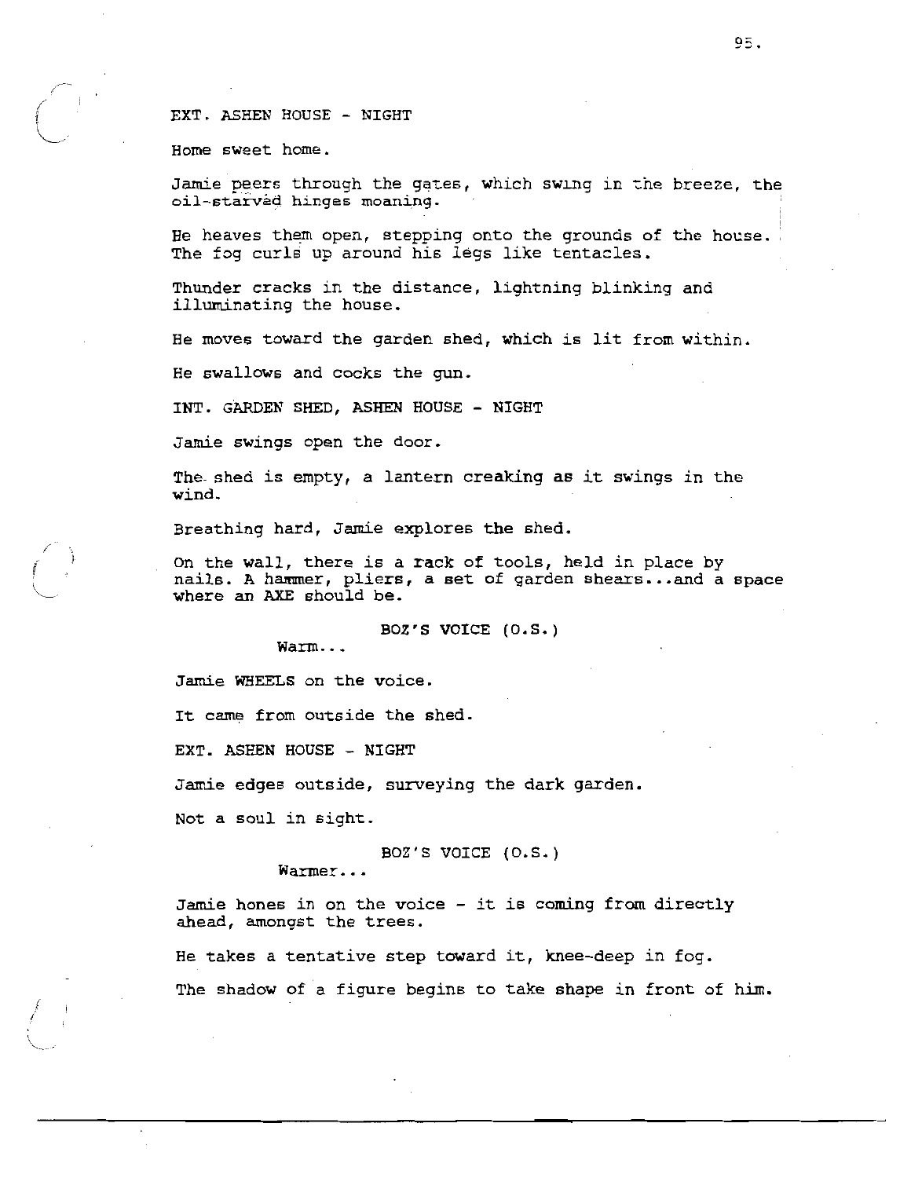EXT. ASHEN HOUSE - NIGHT

Home sweet home.

Jamie peers through the gates, which swing in the breeze, the oil-starved hinges moaning.

He heaves them open, stepping onto the grounds of the house. The fog curls up around his legs like tentacles.

Thunder cracks in the distance, lightning blinking and illuminating the house.

He moves toward the garden shed, which is lit from within.

He swallows and cocks the gun.

INT. GARDEN SHED, ASHEN HOUSE - NIGHT

Jamie swings open the door.

The shed is empty, a lantern creaking as it swings in the wind.

Breathing hard, Jamie explores the shed.

On the wall, there is a rack of tools, held in place by nails. A hammer, pliers, a set of garden shears...and a space where an AXE should be.

BOZ'S VOICE (O.S.)
Warm...

Jamie WHEELS on the voice.

It came from outside the shed.

EXT. ASHEN HOUSE - NIGHT

Jamie edges outside, surveying the dark garden.

Not a soul in sight.

BOZ'S VOICE (O.S.)
Warmer...

Jamie hones in on the voice - it is coming from directly ahead, amongst the trees.

He takes a tentative step toward it, knee-deep in fog.

The shadow of a figure begins to take shape in front of him.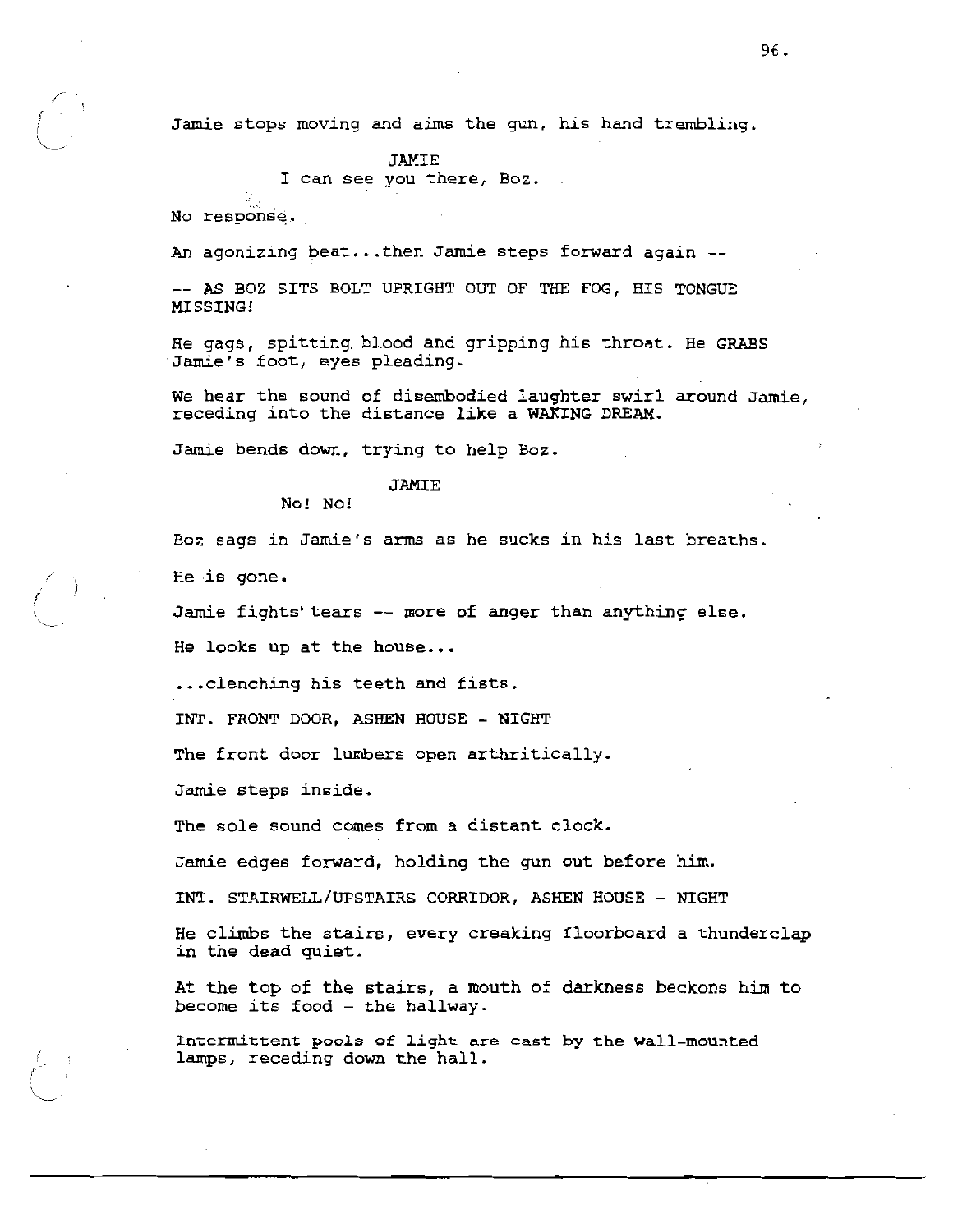Jamie stops moving and aims the gun, his hand trembling.

JAMIE
I can see you there, Boz.

No response.

An agonizing beat...then Jamie steps forward again --

-- AS BOZ SITS BOLT UPRIGHT OUT OF THE FOG, HIS TONGUE MISSING!

He gags, spitting blood and gripping his throat. He GRABS Jamie's foot, eyes pleading.

We hear the sound of disembodied laughter swirl around Jamie, receding into the distance like a WAKING DREAM.

Jamie bends down, trying to help Boz.

JAMIE
No! No!

Boz sags in Jamie's arms as he sucks in his last breaths.

He is gone.

Jamie fights' tears -- more of anger than anything else.

He looks up at the house...

...clenching his teeth and fists.

INT. FRONT DOOR, ASHEN HOUSE - NIGHT

The front door lumbers open arthritically.

Jamie steps inside.

The sole sound comes from a distant clock.

Jamie edges forward, holding the gun out before him.

INT. STAIRWELL/UPSTAIRS CORRIDOR, ASHEN HOUSE - NIGHT

He climbs the stairs, every creaking floorboard a thunderclap in the dead quiet.

At the top of the stairs, a mouth of darkness beckons him to become its food - the hallway.

Intermittent pools of light are cast by the wall-mounted lamps, receding down the hall.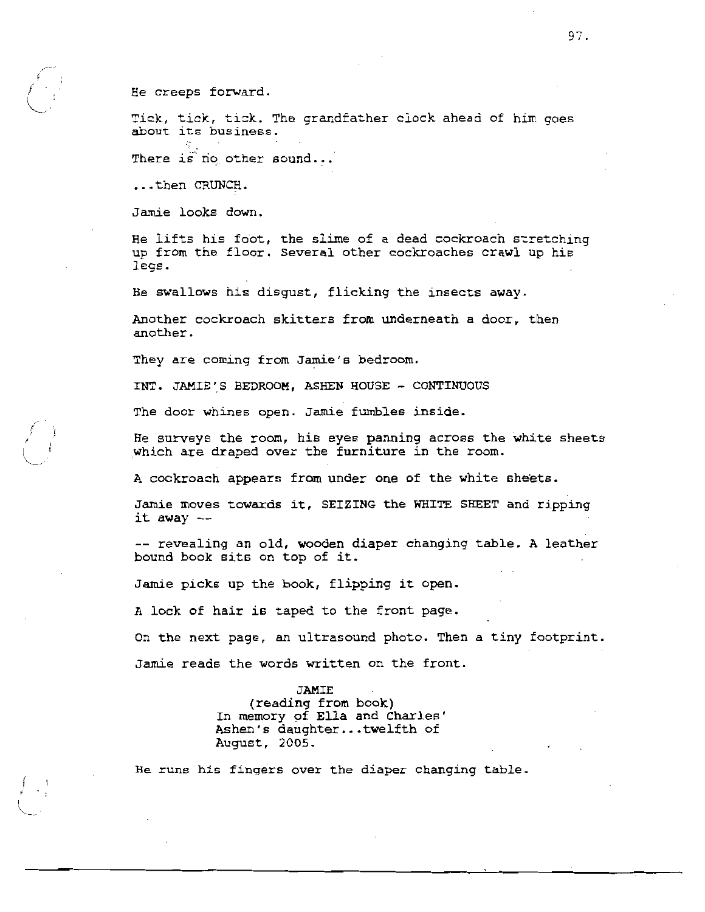He creeps forward.

Tick, tick, tick. The grandfather clock ahead of him goes about its business.

There is no other sound...

...then CRUNCH.

Jamie looks down.

He lifts his foot, the slime of a dead cockroach stretching up from the floor. Several other cockroaches crawl up his legs.

He swallows his disgust, flicking the insects away.

Another cockroach skitters from underneath a door, then another.

They are coming from Jamie's bedroom.

INT. JAMIE'S BEDROOM, ASHEN HOUSE - CONTINUOUS

The door whines open. Jamie fumbles inside.

He surveys the room, his eyes panning across the white sheets which are draped over the furniture in the room.

A cockroach appears from under one of the white sheets.

Jamie moves towards it, SEIZING the WHITE SHEET and ripping it away --

-- revealing an old, wooden diaper changing table. A leather bound book sits on top of it.

Jamie picks up the book, flipping it open.

A lock of hair is taped to the front page.

On the next page, an ultrasound photo. Then a tiny footprint.

Jamie reads the words written on the front.

JAMIE
(reading from book)
In memory of Ella and Charles' Ashen's daughter...twelfth of August, 2005.

He runs his fingers over the diaper changing table.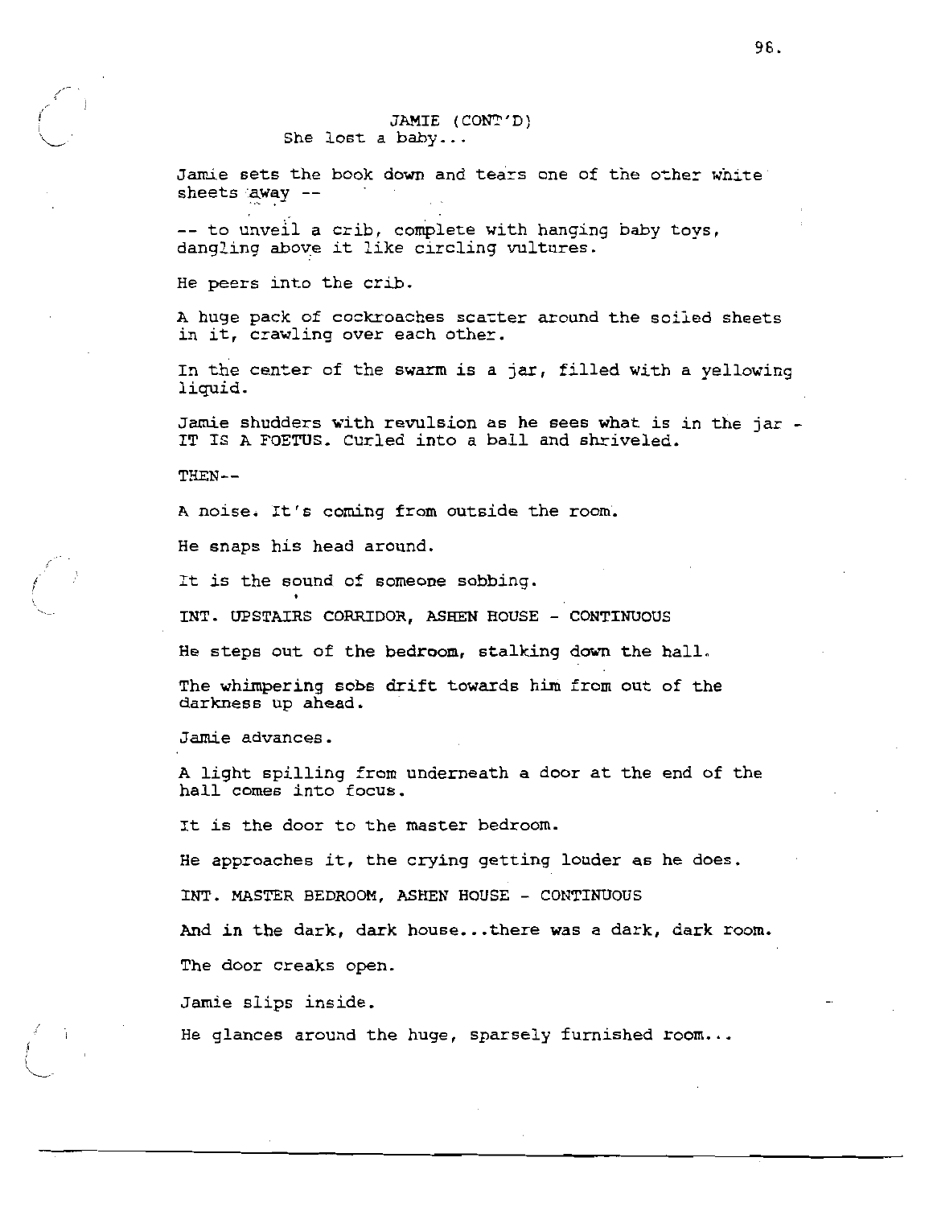JAMIE (CONT'D)
She lost a baby...

Jamie sets the book down and tears one of the other white sheets away --

-- to unveil a crib, complete with hanging baby toys, dangling above it like circling vultures.

He peers into the crib.

A huge pack of cockroaches scatter around the soiled sheets in it, crawling over each other.

In the center of the swarm is a jar, filled with a yellowing liquid.

Jamie shudders with revulsion as he sees what is in the jar - IT IS A FOETUS. Curled into a ball and shriveled.

THEN--

A noise. It's coming from outside the room.

He snaps his head around.

It is the sound of someone sobbing.

INT. UPSTAIRS CORRIDOR, ASHEN HOUSE - CONTINUOUS

He steps out of the bedroom, stalking down the hall.

The whimpering sobs drift towards him from out of the darkness up ahead.

Jamie advances.

A light spilling from underneath a door at the end of the hall comes into focus.

It is the door to the master bedroom.

He approaches it, the crying getting louder as he does.

INT. MASTER BEDROOM, ASHEN HOUSE - CONTINUOUS

And in the dark, dark house...there was a dark, dark room.

The door creaks open.

Jamie slips inside.

He glances around the huge, sparsely furnished room...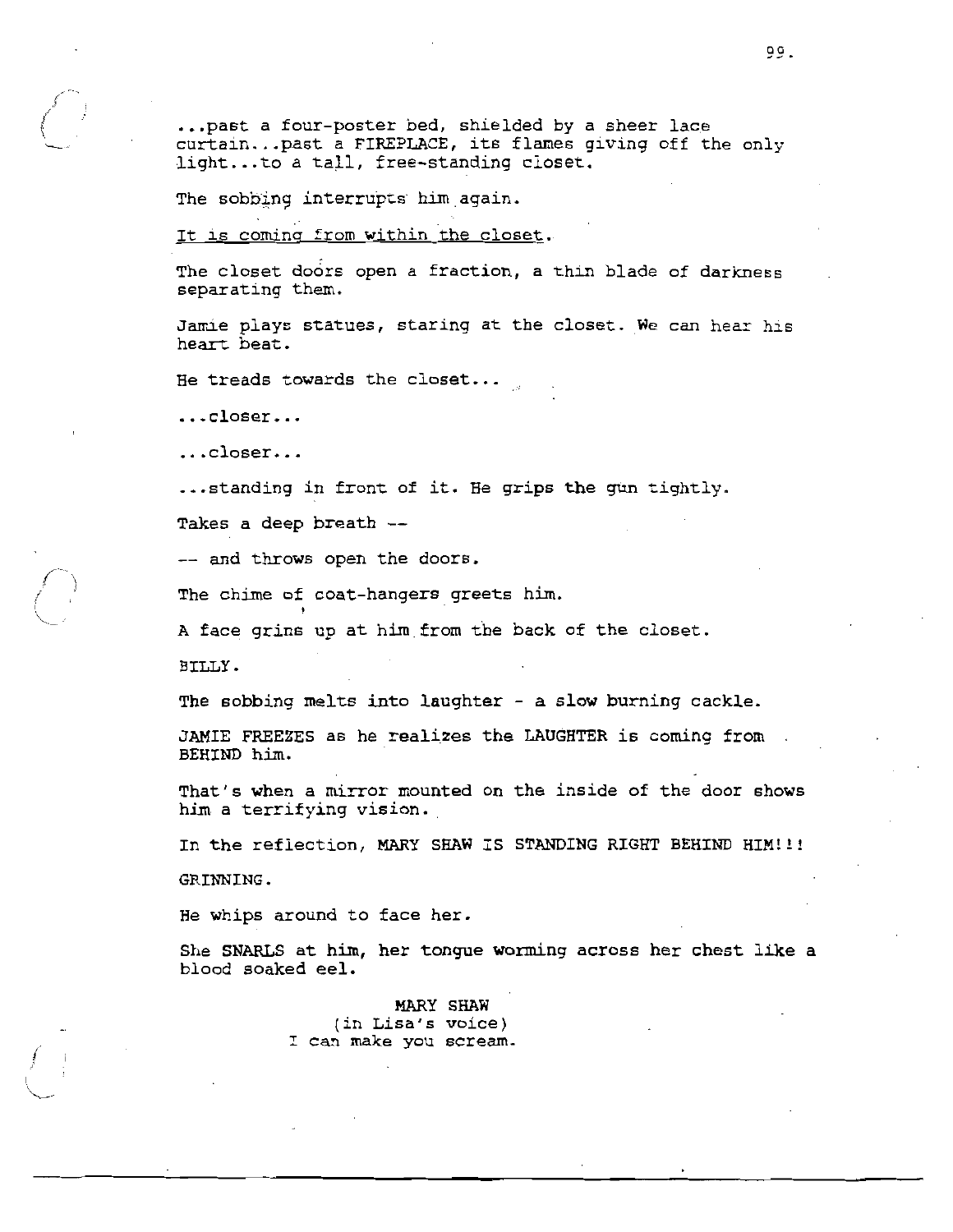...past a four-poster bed, shielded by a sheer lace curtain...past a FIREPLACE, its flames giving off the only light...to a tall, free-standing closet.

The sobbing interrupts him again.

<u>It is coming from within the closet.</u>

The closet doors open a fraction, a thin blade of darkness separating them.

Jamie plays statues, staring at the closet. We can hear his heart beat.

He treads towards the closet...

...closer...

...closer...

...standing in front of it. He grips the gun tightly.

Takes a deep breath --

-- and throws open the doors.

The chime of coat-hangers greets him.

A face grins up at him from the back of the closet.

BILLY.

The sobbing melts into laughter - a slow burning cackle.

JAMIE FREEZES as he realizes the LAUGHTER is coming from BEHIND him.

That's when a mirror mounted on the inside of the door shows him a terrifying vision.

In the reflection, MARY SHAW IS STANDING RIGHT BEHIND HIM!!!

GRINNING.

He whips around to face her.

She SNARLS at him, her tongue worming across her chest like a blood soaked eel.

MARY SHAW
(in Lisa's voice)
I can make you scream.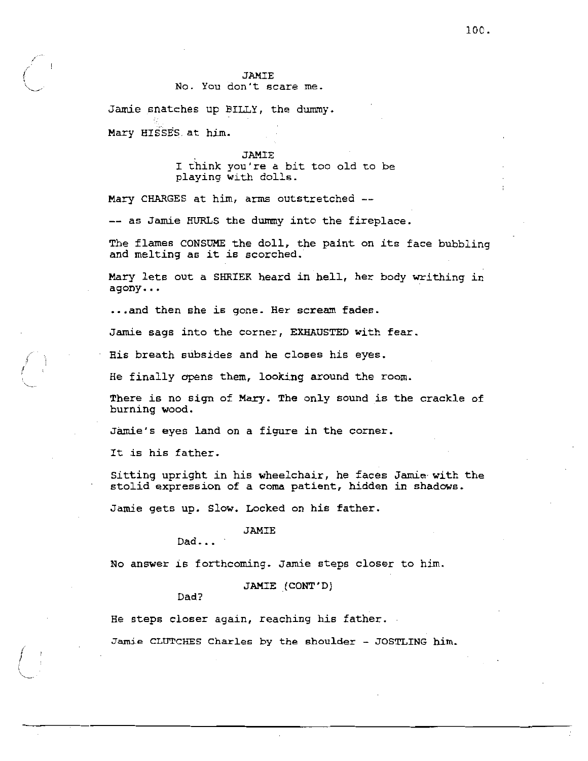JAMIE
No. You don't scare me.

Jamie snatches up BILLY, the dummy.

Mary HISSES at him.

JAMIE
I think you're a bit too old to be playing with dolls.

Mary CHARGES at him, arms outstretched --

-- as Jamie HURLS the dummy into the fireplace.

The flames CONSUME the doll, the paint on its face bubbling and melting as it is scorched.

Mary lets out a SHRIEK heard in hell, her body writhing in agony...

...and then she is gone. Her scream fades.

Jamie sags into the corner, EXHAUSTED with fear.

His breath subsides and he closes his eyes.

He finally opens them, looking around the room.

There is no sign of Mary. The only sound is the crackle of burning wood.

Jamie's eyes land on a figure in the corner.

It is his father.

Sitting upright in his wheelchair, he faces Jamie with the stolid expression of a coma patient, hidden in shadows.

Jamie gets up. Slow. Locked on his father.

JAMIE
Dad...

No answer is forthcoming. Jamie steps closer to him.

JAMIE (CONT'D)
Dad?

He steps closer again, reaching his father.

Jamie CLUTCHES Charles by the shoulder - JOSTLING him.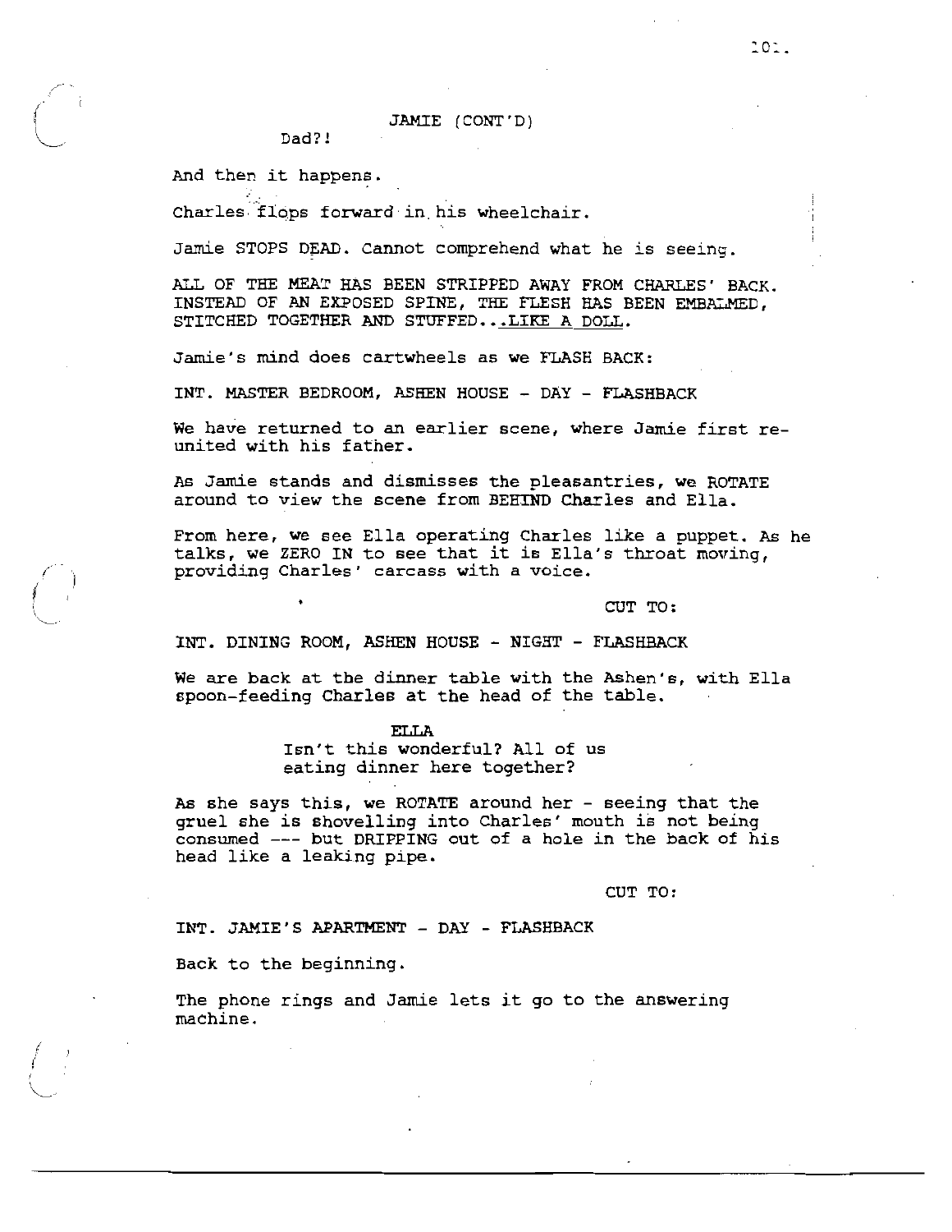JAMIE (CONT'D)

Dad?!

And then it happens.

Charles flops forward in his wheelchair.

Jamie STOPS DEAD. Cannot comprehend what he is seeing.

ALL OF THE MEAT HAS BEEN STRIPPED AWAY FROM CHARLES' BACK. INSTEAD OF AN EXPOSED SPINE, THE FLESH HAS BEEN EMBALMED, STITCHED TOGETHER AND STUFFED...<u>LIKE A DOLL</u>.

Jamie's mind does cartwheels as we FLASH BACK:

INT. MASTER BEDROOM, ASHEN HOUSE - DAY - FLASHBACK

We have returned to an earlier scene, where Jamie first re-united with his father.

As Jamie stands and dismisses the pleasantries, we ROTATE around to view the scene from BEHIND Charles and Ella.

From here, we see Ella operating Charles like a puppet. As he talks, we ZERO IN to see that it is Ella's throat moving, providing Charles' carcass with a voice.

CUT TO:

INT. DINING ROOM, ASHEN HOUSE - NIGHT - FLASHBACK

We are back at the dinner table with the Ashen's, with Ella spoon-feeding Charles at the head of the table.

ELLA

Isn't this wonderful? All of us eating dinner here together?

As she says this, we ROTATE around her - seeing that the gruel she is shovelling into Charles' mouth is not being consumed --- but DRIPPING out of a hole in the back of his head like a leaking pipe.

CUT TO:

INT. JAMIE'S APARTMENT - DAY - FLASHBACK

Back to the beginning.

The phone rings and Jamie lets it go to the answering machine.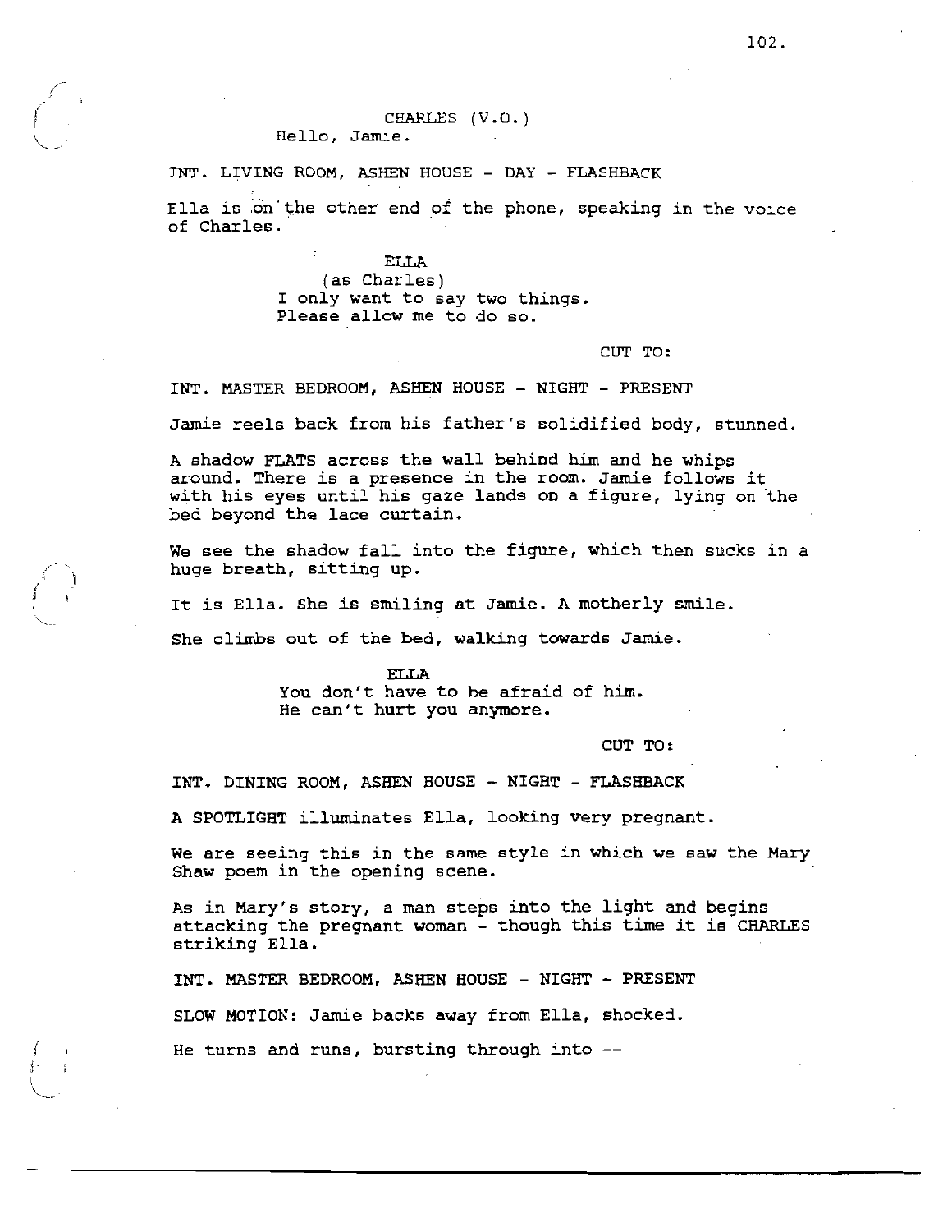CHARLES (V.O.)
Hello, Jamie.

INT. LIVING ROOM, ASHEN HOUSE - DAY - FLASHBACK

Ella is on the other end of the phone, speaking in the voice of Charles.

ELLA
(as Charles)
I only want to say two things.
Please allow me to do so.

CUT TO:

INT. MASTER BEDROOM, ASHEN HOUSE - NIGHT - PRESENT

Jamie reels back from his father's solidified body, stunned.

A shadow FLATS across the wall behind him and he whips around. There is a presence in the room. Jamie follows it with his eyes until his gaze lands on a figure, lying on the bed beyond the lace curtain.

We see the shadow fall into the figure, which then sucks in a huge breath, sitting up.

It is Ella. She is smiling at Jamie. A motherly smile.

She climbs out of the bed, walking towards Jamie.

ELLA
You don't have to be afraid of him.
He can't hurt you anymore.

CUT TO:

INT. DINING ROOM, ASHEN HOUSE - NIGHT - FLASHBACK

A SPOTLIGHT illuminates Ella, looking very pregnant.

We are seeing this in the same style in which we saw the Mary Shaw poem in the opening scene.

As in Mary's story, a man steps into the light and begins attacking the pregnant woman - though this time it is CHARLES striking Ella.

INT. MASTER BEDROOM, ASHEN HOUSE - NIGHT - PRESENT

SLOW MOTION: Jamie backs away from Ella, shocked.

He turns and runs, bursting through into --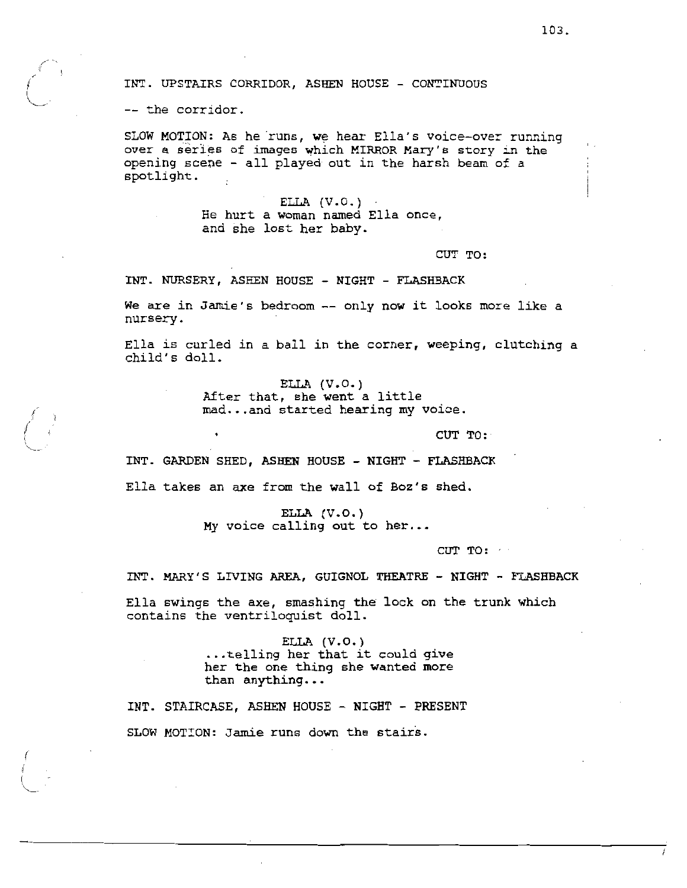INT. UPSTAIRS CORRIDOR, ASHEN HOUSE - CONTINUOUS

-- the corridor.

SLOW MOTION: As he runs, we hear Ella's voice-over running over a series of images which MIRROR Mary's story in the opening scene - all played out in the harsh beam of a spotlight.

ELLA (V.O.)
He hurt a woman named Ella once, and she lost her baby.

CUT TO:

INT. NURSERY, ASHEN HOUSE - NIGHT - FLASHBACK

We are in Jamie's bedroom -- only now it looks more like a nursery.

Ella is curled in a ball in the corner, weeping, clutching a child's doll.

ELLA (V.O.)
After that, she went a little mad...and started hearing my voice.

CUT TO:

INT. GARDEN SHED, ASHEN HOUSE - NIGHT - FLASHBACK

Ella takes an axe from the wall of Boz's shed.

ELLA (V.O.)
My voice calling out to her...

CUT TO:

INT. MARY'S LIVING AREA, GUIGNOL THEATRE - NIGHT - FLASHBACK

Ella swings the axe, smashing the lock on the trunk which contains the ventriloquist doll.

ELLA (V.O.)
...telling her that it could give her the one thing she wanted more than anything...

INT. STAIRCASE, ASHEN HOUSE - NIGHT - PRESENT

SLOW MOTION: Jamie runs down the stairs.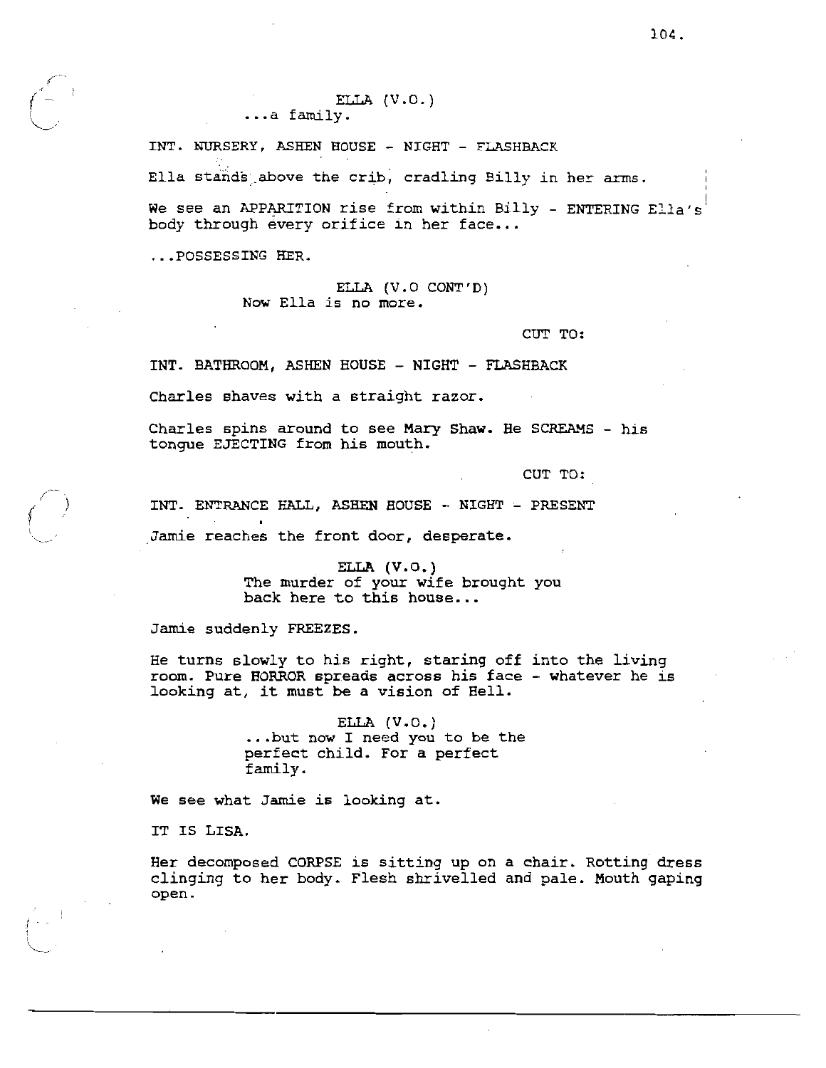ELLA (V.O.)
...a family.

INT. NURSERY, ASHEN HOUSE - NIGHT - FLASHBACK

Ella stands above the crib, cradling Billy in her arms.

We see an APPARITION rise from within Billy - ENTERING Ella's body through every orifice in her face...

...POSSESSING HER.

ELLA (V.O CONT'D)
Now Ella is no more.

CUT TO:

INT. BATHROOM, ASHEN HOUSE - NIGHT - FLASHBACK

Charles shaves with a straight razor.

Charles spins around to see Mary Shaw. He SCREAMS - his tongue EJECTING from his mouth.

CUT TO:

INT. ENTRANCE HALL, ASHEN HOUSE - NIGHT - PRESENT

Jamie reaches the front door, desperate.

ELLA (V.O.)
The murder of your wife brought you back here to this house...

Jamie suddenly FREEZES.

He turns slowly to his right, staring off into the living room. Pure HORROR spreads across his face - whatever he is looking at, it must be a vision of Hell.

ELLA (V.O.)
...but now I need you to be the perfect child. For a perfect family.

We see what Jamie is looking at.

IT IS LISA.

Her decomposed CORPSE is sitting up on a chair. Rotting dress clinging to her body. Flesh shrivelled and pale. Mouth gaping open.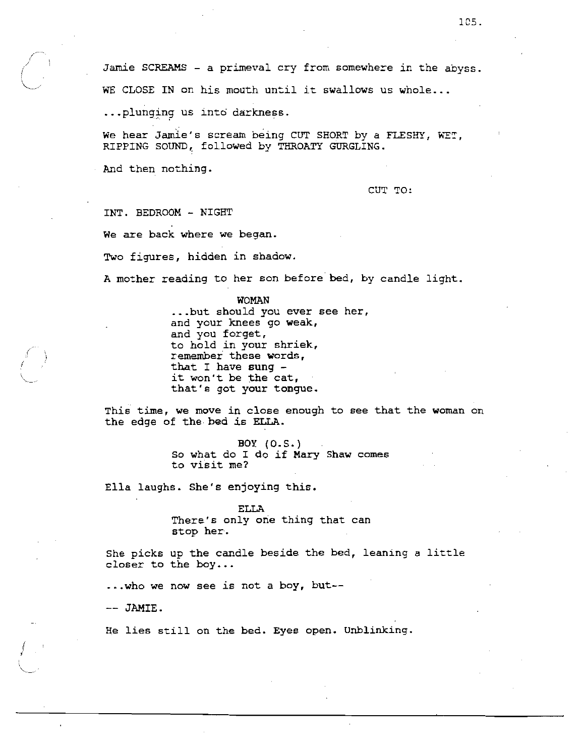Jamie SCREAMS - a primeval cry from somewhere in the abyss.

WE CLOSE IN on his mouth until it swallows us whole...

...plunging us into darkness.

We hear Jamie's scream being CUT SHORT by a FLESHY, WET, RIPPING SOUND, followed by THROATY GURGLING.

And then nothing.

CUT TO:

INT. BEDROOM - NIGHT

We are back where we began.

Two figures, hidden in shadow.

A mother reading to her son before bed, by candle light.

WOMAN
...but should you ever see her,
and your knees go weak,
and you forget,
to hold in your shriek,
remember these words,
that I have sung -
it won't be the cat,
that's got your tongue.

This time, we move in close enough to see that the woman on the edge of the bed is ELLA.

BOY (O.S.)
So what do I do if Mary Shaw comes to visit me?

Ella laughs. She's enjoying this.

ELLA
There's only one thing that can stop her.

She picks up the candle beside the bed, leaning a little closer to the boy...

...who we now see is not a boy, but--

-- JAMIE.

He lies still on the bed. Eyes open. Unblinking.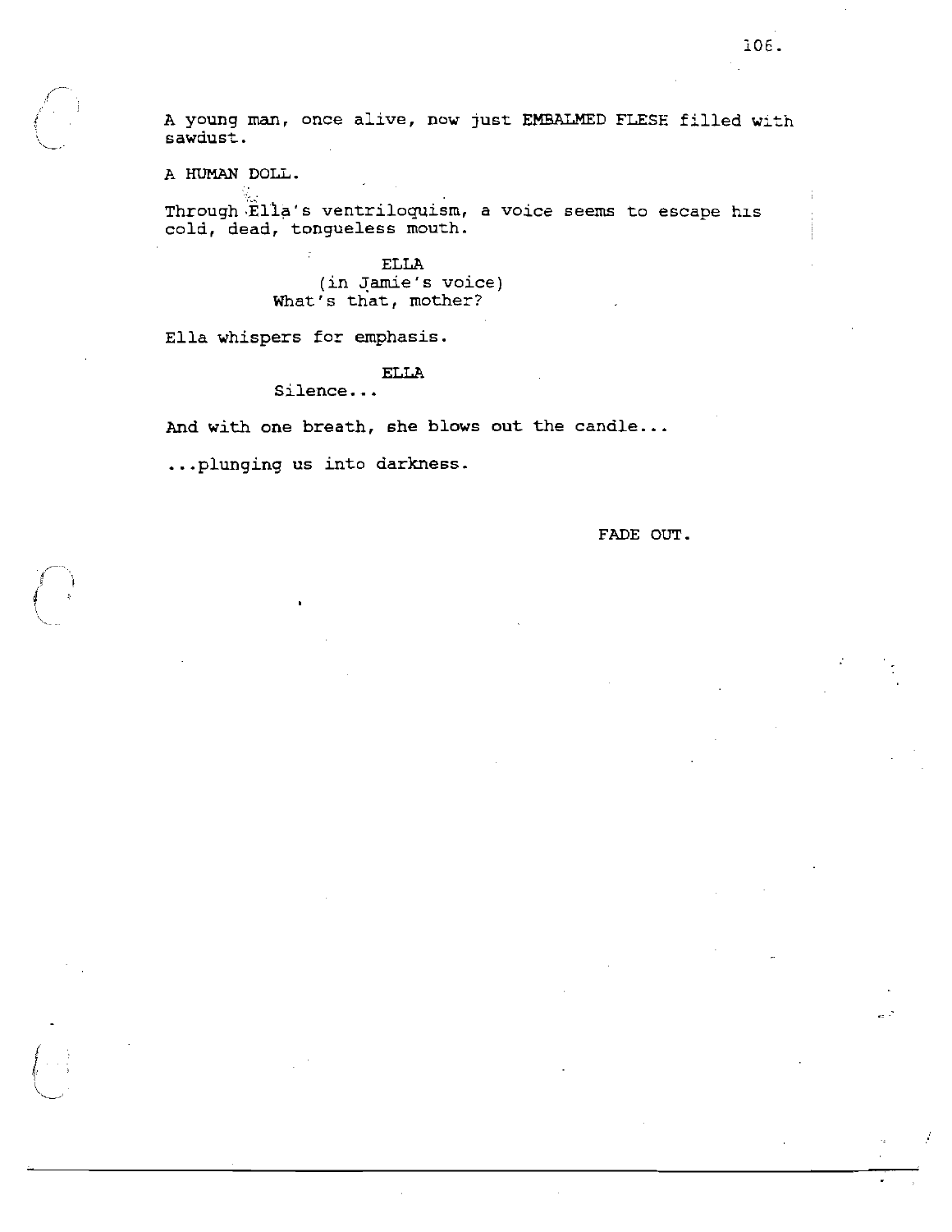A young man, once alive, now just EMBALMED FLESH filled with sawdust.

A HUMAN DOLL.

Through Ella's ventriloquism, a voice seems to escape his cold, dead, tongueless mouth.

ELLA
(in Jamie's voice)
What's that, mother?

Ella whispers for emphasis.

ELLA
Silence...

And with one breath, she blows out the candle...

...plunging us into darkness.

FADE OUT.